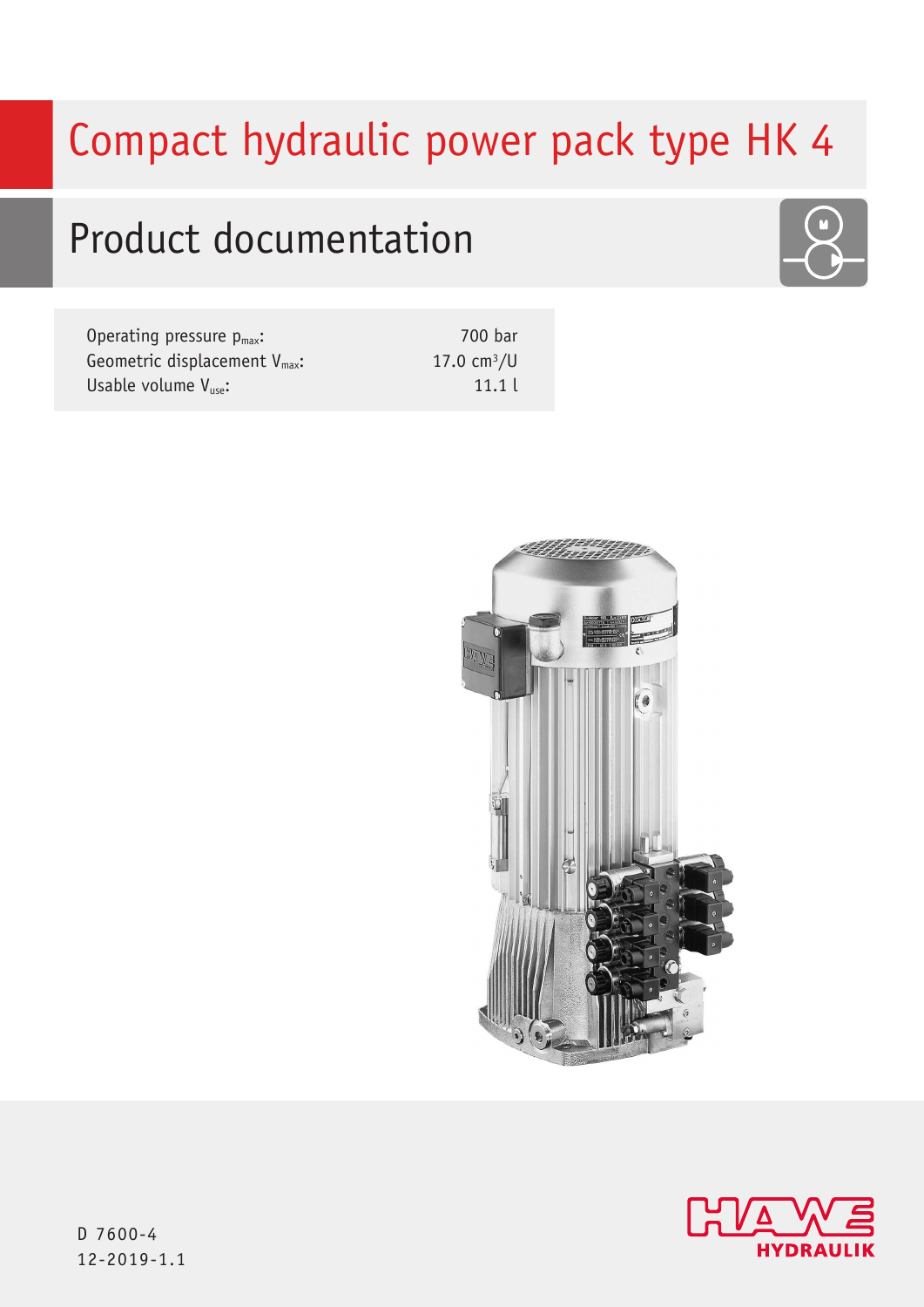# Compact hydraulic power pack type HK 4

## Product documentation

| | |
|---|---|
| Operating pressure $p_{max}$: | 700 bar |
| Geometric displacement $V_{max}$: | 17.0 $cm^3$/U |
| Usable volume $V_{use}$: | 11.1 l |

D 7600-4
12-2019-1.1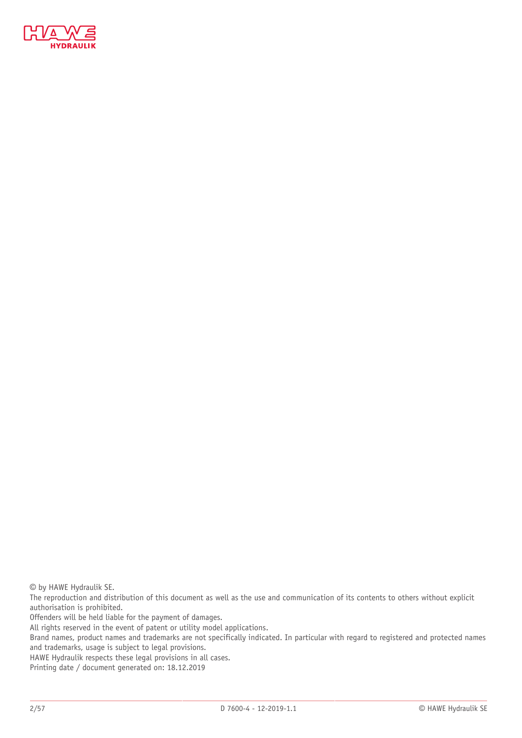© by HAWE Hydraulik SE.
The reproduction and distribution of this document as well as the use and communication of its contents to others without explicit authorisation is prohibited.
Offenders will be held liable for the payment of damages.
All rights reserved in the event of patent or utility model applications.
Brand names, product names and trademarks are not specifically indicated. In particular with regard to registered and protected names and trademarks, usage is subject to legal provisions.
HAWE Hydraulik respects these legal provisions in all cases.
Printing date / document generated on: 18.12.2019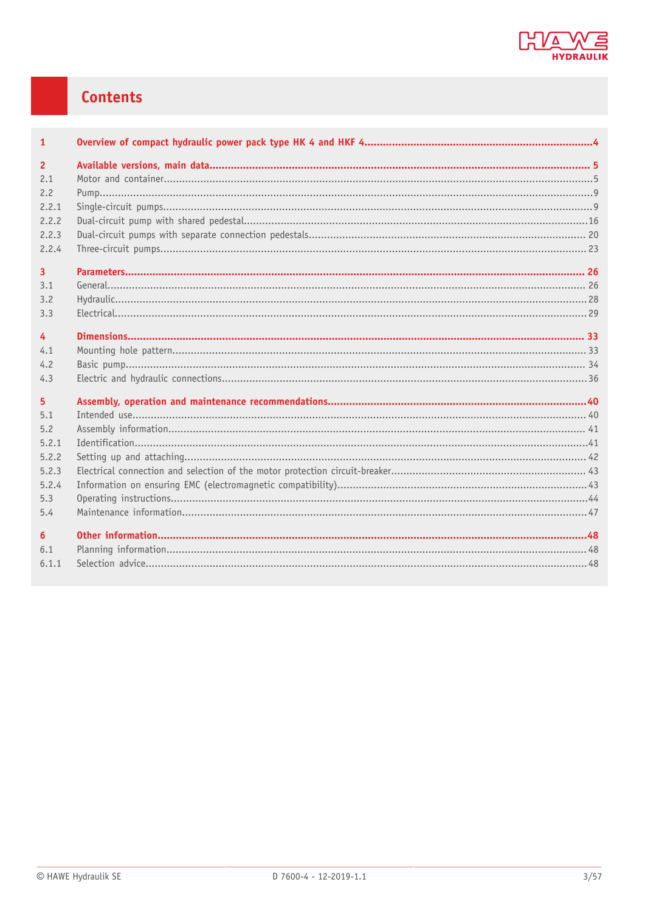# Contents

| | | |
|---|---|---|
| **1** | **Overview of compact hydraulic power pack type HK 4 and HKF 4** | **4** |
| **2** | **Available versions, main data** | **5** |
| 2.1 | Motor and container | 5 |
| 2.2 | Pump | 9 |
| 2.2.1 | Single-circuit pumps | 9 |
| 2.2.2 | Dual-circuit pump with shared pedestal | 16 |
| 2.2.3 | Dual-circuit pumps with separate connection pedestals | 20 |
| 2.2.4 | Three-circuit pumps | 23 |
| **3** | **Parameters** | **26** |
| 3.1 | General | 26 |
| 3.2 | Hydraulic | 28 |
| 3.3 | Electrical | 29 |
| **4** | **Dimensions** | **33** |
| 4.1 | Mounting hole pattern | 33 |
| 4.2 | Basic pump | 34 |
| 4.3 | Electric and hydraulic connections | 36 |
| **5** | **Assembly, operation and maintenance recommendations** | **40** |
| 5.1 | Intended use | 40 |
| 5.2 | Assembly information | 41 |
| 5.2.1 | Identification | 41 |
| 5.2.2 | Setting up and attaching | 42 |
| 5.2.3 | Electrical connection and selection of the motor protection circuit-breaker | 43 |
| 5.2.4 | Information on ensuring EMC (electromagnetic compatibility) | 43 |
| 5.3 | Operating instructions | 44 |
| 5.4 | Maintenance information | 47 |
| **6** | **Other information** | **48** |
| 6.1 | Planning information | 48 |
| 6.1.1 | Selection advice | 48 |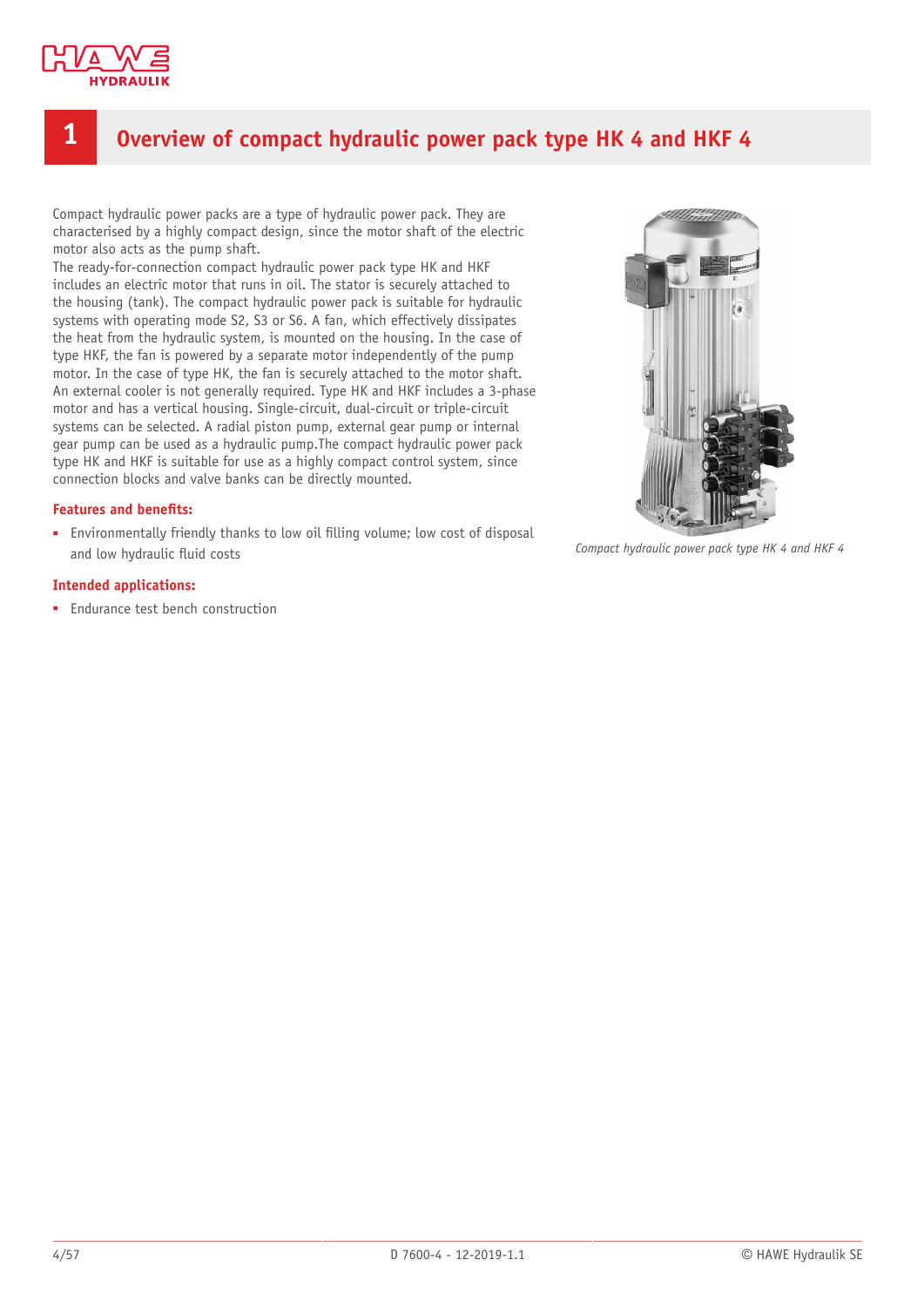# 1 Overview of compact hydraulic power pack type HK 4 and HKF 4

Compact hydraulic power packs are a type of hydraulic power pack. They are characterised by a highly compact design, since the motor shaft of the electric motor also acts as the pump shaft.
The ready-for-connection compact hydraulic power pack type HK and HKF includes an electric motor that runs in oil. The stator is securely attached to the housing (tank). The compact hydraulic power pack is suitable for hydraulic systems with operating mode S2, S3 or S6. A fan, which effectively dissipates the heat from the hydraulic system, is mounted on the housing. In the case of type HKF, the fan is powered by a separate motor independently of the pump motor. In the case of type HK, the fan is securely attached to the motor shaft. An external cooler is not generally required. Type HK and HKF includes a 3-phase motor and has a vertical housing. Single-circuit, dual-circuit or triple-circuit systems can be selected. A radial piston pump, external gear pump or internal gear pump can be used as a hydraulic pump.The compact hydraulic power pack type HK and HKF is suitable for use as a highly compact control system, since connection blocks and valve banks can be directly mounted.

*Compact hydraulic power pack type HK 4 and HKF 4*

**Features and benefits:**

- Environmentally friendly thanks to low oil filling volume; low cost of disposal and low hydraulic fluid costs

**Intended applications:**

- Endurance test bench construction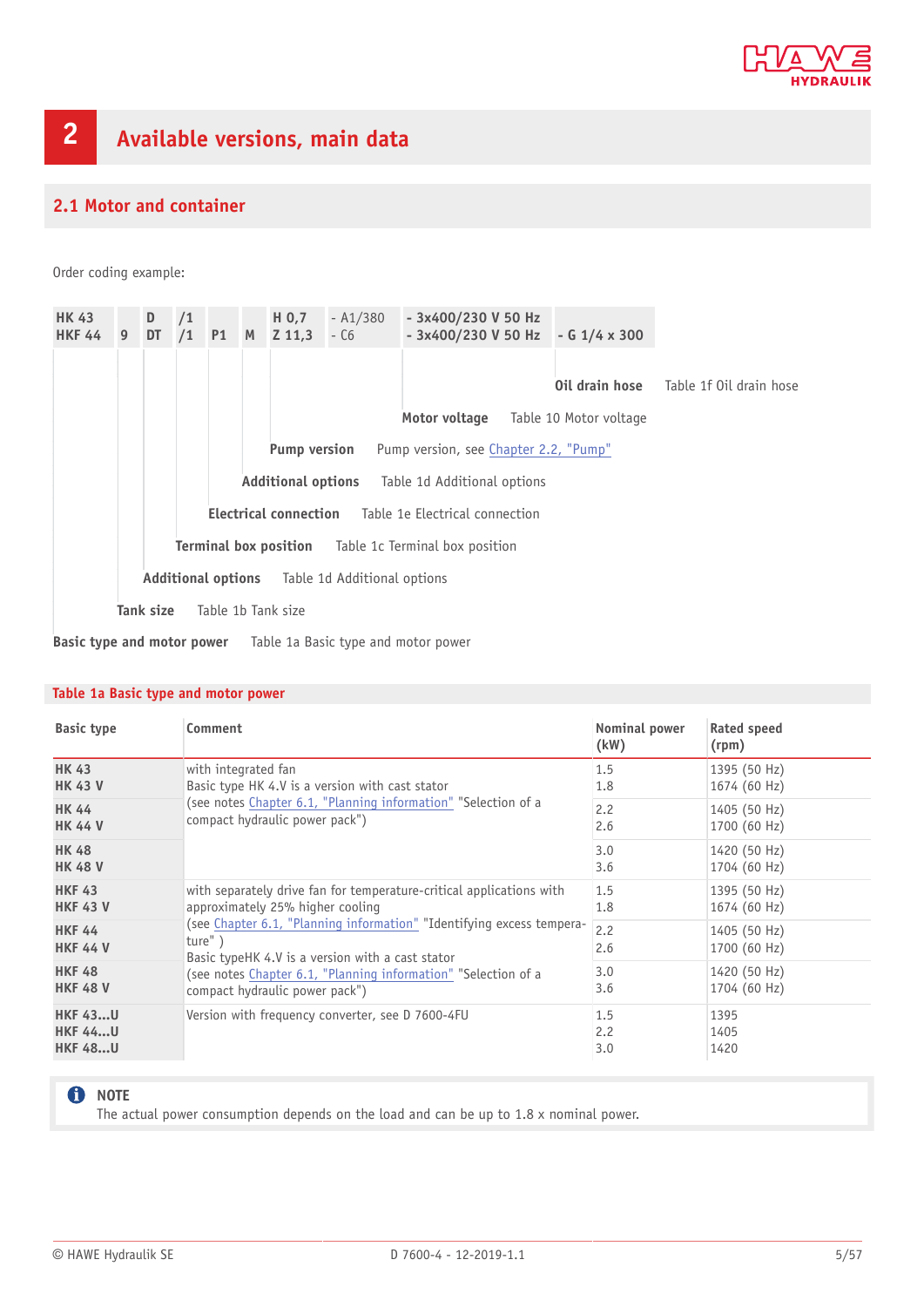# 2 Available versions, main data

## 2.1 Motor and container

Order coding example:

| HK 43<br>HKF 44 | 9 | D<br>DT | /1<br>/1 | P1 | M | H 0,7<br>Z 11,3 | - A1/380<br>- C6 | - 3x400/230 V 50 Hz<br>- 3x400/230 V 50 Hz | - G 1/4 x 300 |
|---|---|---|---|---|---|---|---|---|---|

- **Oil drain hose** – Table 1f Oil drain hose
- **Motor voltage** – Table 10 Motor voltage
- **Pump version** – Pump version, see Chapter 2.2, "Pump"
- **Additional options** – Table 1d Additional options
- **Electrical connection** – Table 1e Electrical connection
- **Terminal box position** – Table 1c Terminal box position
- **Additional options** – Table 1d Additional options
- **Tank size** – Table 1b Tank size
- **Basic type and motor power** – Table 1a Basic type and motor power

### Table 1a Basic type and motor power

| Basic type | Comment | Nominal power (kW) | Rated speed (rpm) |
|---|---|---|---|
| **HK 43**<br>**HK 43 V** | with integrated fan<br>Basic type HK 4.V is a version with cast stator<br>(see notes Chapter 6.1, "Planning information" "Selection of a compact hydraulic power pack") | 1.5<br>1.8 | 1395 (50 Hz)<br>1674 (60 Hz) |
| **HK 44**<br>**HK 44 V** | | 2.2<br>2.6 | 1405 (50 Hz)<br>1700 (60 Hz) |
| **HK 48**<br>**HK 48 V** | | 3.0<br>3.6 | 1420 (50 Hz)<br>1704 (60 Hz) |
| **HKF 43**<br>**HKF 43 V** | with separately drive fan for temperature-critical applications with approximately 25% higher cooling<br>(see Chapter 6.1, "Planning information" "Identifying excess temperature" )<br>Basic typeHK 4.V is a version with a cast stator<br>(see notes Chapter 6.1, "Planning information" "Selection of a compact hydraulic power pack") | 1.5<br>1.8 | 1395 (50 Hz)<br>1674 (60 Hz) |
| **HKF 44**<br>**HKF 44 V** | | 2.2<br>2.6 | 1405 (50 Hz)<br>1700 (60 Hz) |
| **HKF 48**<br>**HKF 48 V** | | 3.0<br>3.6 | 1420 (50 Hz)<br>1704 (60 Hz) |
| **HKF 43...U**<br>**HKF 44...U**<br>**HKF 48...U** | Version with frequency converter, see D 7600-4FU | 1.5<br>2.2<br>3.0 | 1395<br>1405<br>1420 |

> **NOTE**
> The actual power consumption depends on the load and can be up to 1.8 x nominal power.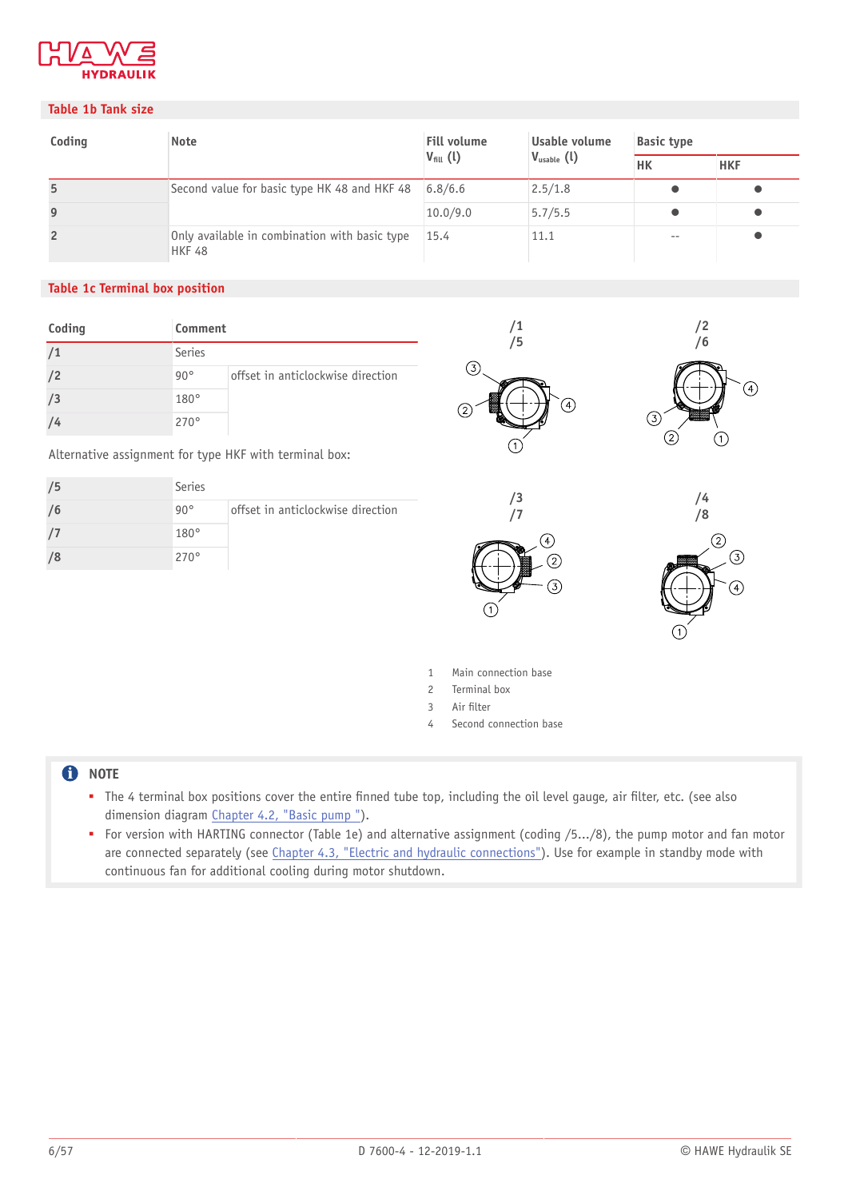## Table 1b Tank size

| Coding | Note | Fill volume $V_{fill}$ (l) | Usable volume $V_{usable}$ (l) | Basic type | |
|---|---|---|---|---|---|
| | | | | HK | HKF |
| 5 | Second value for basic type HK 48 and HKF 48 | 6.8/6.6 | 2.5/1.8 | ● | ● |
| 9 | | 10.0/9.0 | 5.7/5.5 | ● | ● |
| 2 | Only available in combination with basic type HKF 48 | 15.4 | 11.1 | -- | ● |

## Table 1c Terminal box position

| Coding | Comment | |
|---|---|---|
| /1 | Series | |
| /2 | 90° | offset in anticlockwise direction |
| /3 | 180° | |
| /4 | 270° | |

Alternative assignment for type HKF with terminal box:

| Coding | Comment | |
|---|---|---|
| /5 | Series | |
| /6 | 90° | offset in anticlockwise direction |
| /7 | 180° | |
| /8 | 270° | |

/1 /5    /2 /6    /3 /7    /4 /8

1 Main connection base
2 Terminal box
3 Air filter
4 Second connection base

**NOTE**

- The 4 terminal box positions cover the entire finned tube top, including the oil level gauge, air filter, etc. (see also dimension diagram Chapter 4.2, "Basic pump ").
- For version with HARTING connector (Table 1e) and alternative assignment (coding /5.../8), the pump motor and fan motor are connected separately (see Chapter 4.3, "Electric and hydraulic connections"). Use for example in standby mode with continuous fan for additional cooling during motor shutdown.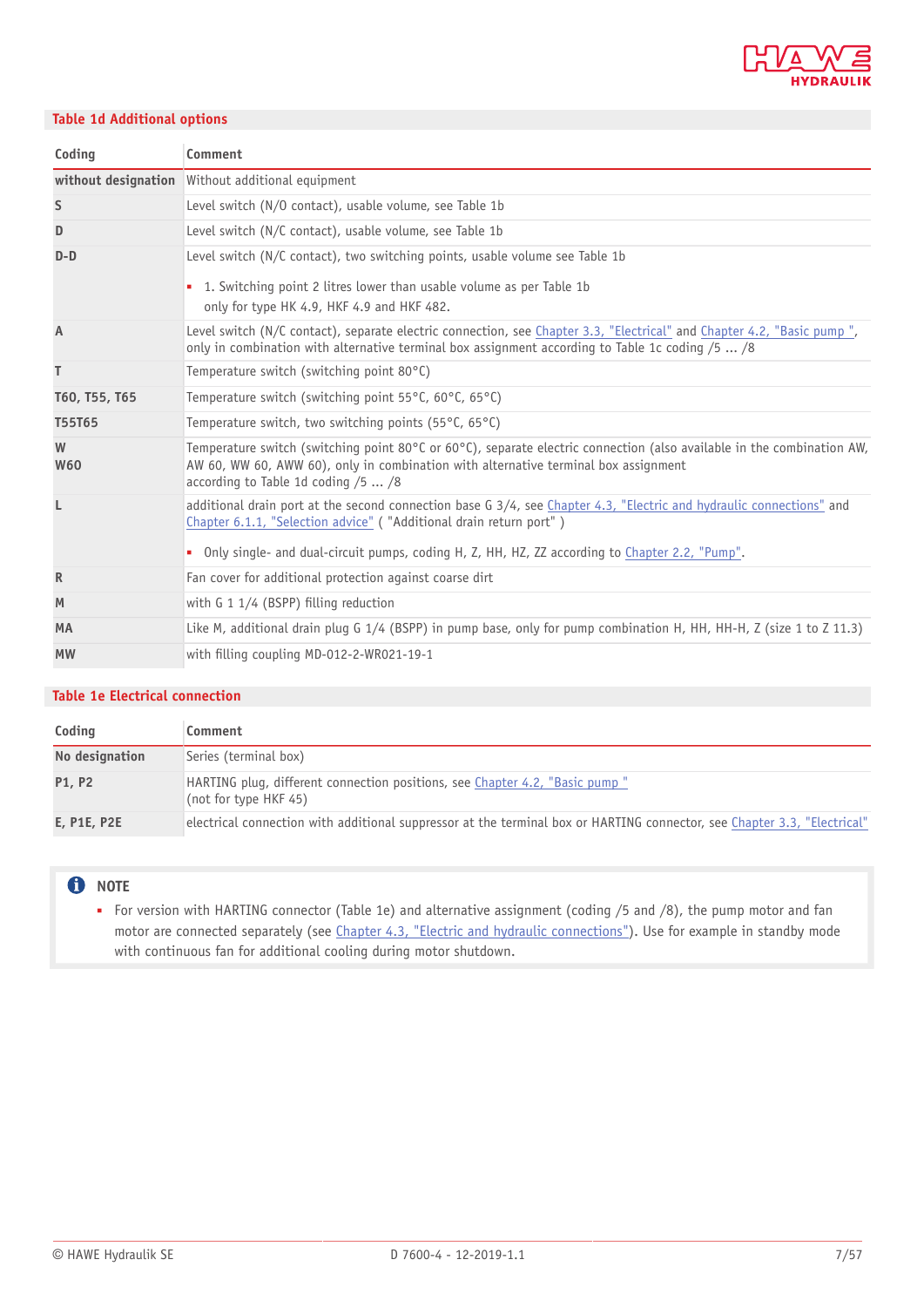## Table 1d Additional options

| Coding | Comment |
|---|---|
| without designation | Without additional equipment |
| S | Level switch (N/O contact), usable volume, see Table 1b |
| D | Level switch (N/C contact), usable volume, see Table 1b |
| D-D | Level switch (N/C contact), two switching points, usable volume see Table 1b<br><br>▪ 1. Switching point 2 litres lower than usable volume as per Table 1b only for type HK 4.9, HKF 4.9 and HKF 482. |
| A | Level switch (N/C contact), separate electric connection, see Chapter 3.3, "Electrical" and Chapter 4.2, "Basic pump ", only in combination with alternative terminal box assignment according to Table 1c coding /5 ... /8 |
| T | Temperature switch (switching point 80°C) |
| T60, T55, T65 | Temperature switch (switching point 55°C, 60°C, 65°C) |
| T55T65 | Temperature switch, two switching points (55°C, 65°C) |
| W<br>W60 | Temperature switch (switching point 80°C or 60°C), separate electric connection (also available in the combination AW, AW 60, WW 60, AWW 60), only in combination with alternative terminal box assignment according to Table 1d coding /5 ... /8 |
| L | additional drain port at the second connection base G 3/4, see Chapter 4.3, "Electric and hydraulic connections" and Chapter 6.1.1, "Selection advice" ( "Additional drain return port" )<br><br>▪ Only single- and dual-circuit pumps, coding H, Z, HH, HZ, ZZ according to Chapter 2.2, "Pump". |
| R | Fan cover for additional protection against coarse dirt |
| M | with G 1 1/4 (BSPP) filling reduction |
| MA | Like M, additional drain plug G 1/4 (BSPP) in pump base, only for pump combination H, HH, HH-H, Z (size 1 to Z 11.3) |
| MW | with filling coupling MD-012-2-WR021-19-1 |

## Table 1e Electrical connection

| Coding | Comment |
|---|---|
| No designation | Series (terminal box) |
| P1, P2 | HARTING plug, different connection positions, see Chapter 4.2, "Basic pump "<br>(not for type HKF 45) |
| E, P1E, P2E | electrical connection with additional suppressor at the terminal box or HARTING connector, see Chapter 3.3, "Electrical" |

**NOTE**

- For version with HARTING connector (Table 1e) and alternative assignment (coding /5 and /8), the pump motor and fan motor are connected separately (see Chapter 4.3, "Electric and hydraulic connections"). Use for example in standby mode with continuous fan for additional cooling during motor shutdown.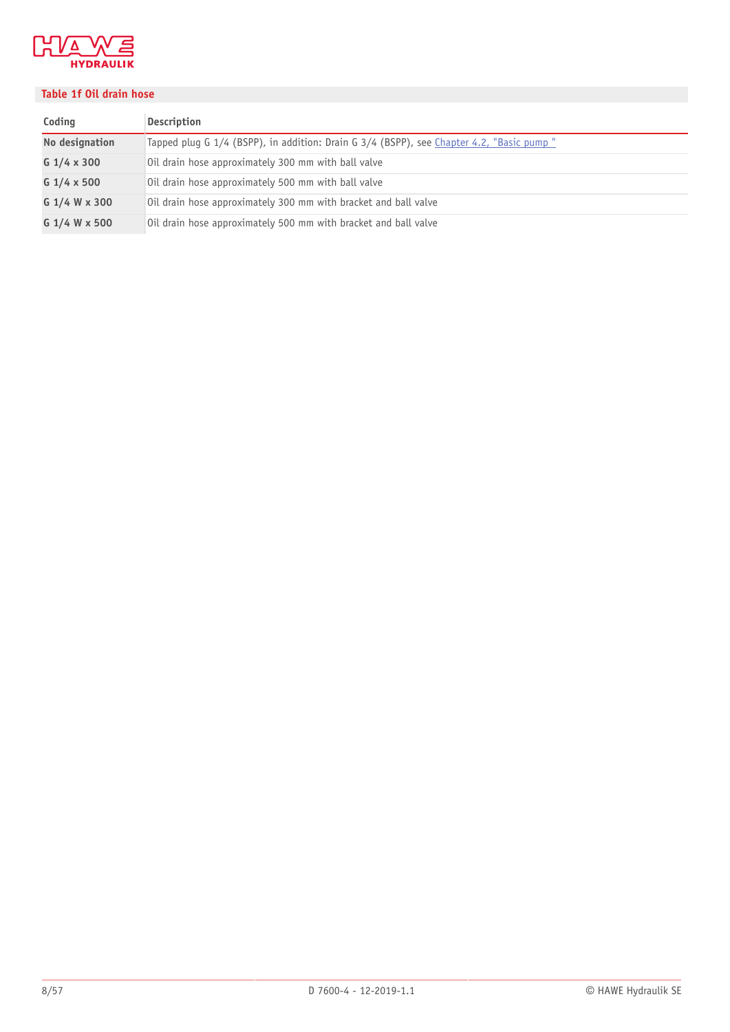## Table 1f Oil drain hose

| Coding | Description |
|---|---|
| **No designation** | Tapped plug G 1/4 (BSPP), in addition: Drain G 3/4 (BSPP), see Chapter 4.2, "Basic pump " |
| **G 1/4 x 300** | Oil drain hose approximately 300 mm with ball valve |
| **G 1/4 x 500** | Oil drain hose approximately 500 mm with ball valve |
| **G 1/4 W x 300** | Oil drain hose approximately 300 mm with bracket and ball valve |
| **G 1/4 W x 500** | Oil drain hose approximately 500 mm with bracket and ball valve |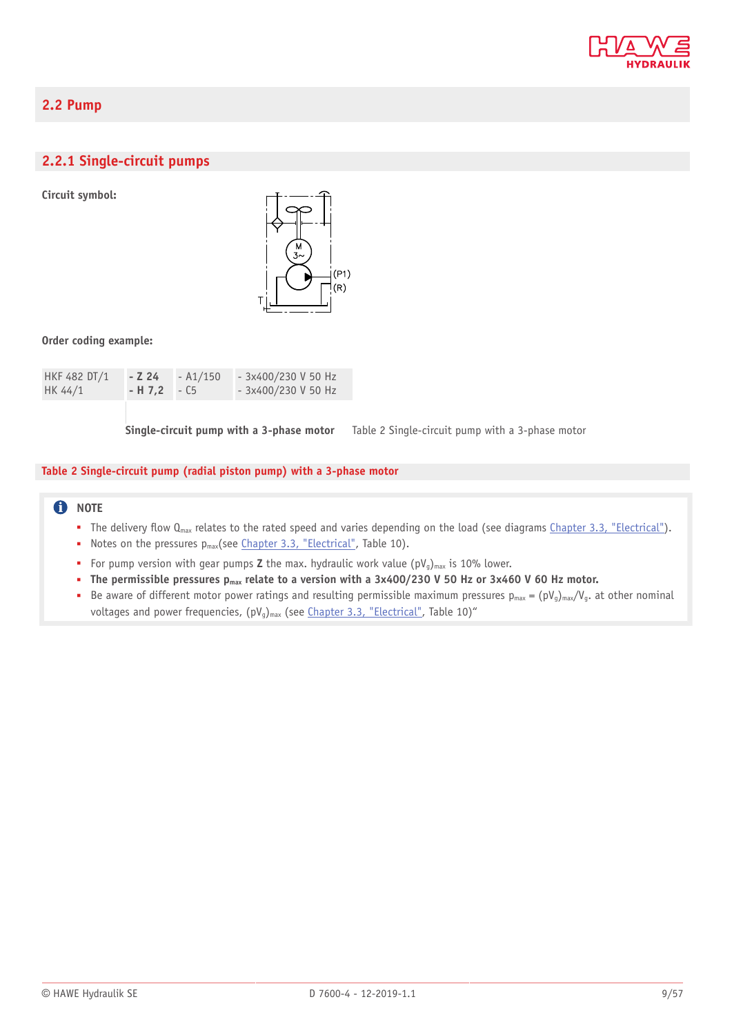## 2.2 Pump

### 2.2.1 Single-circuit pumps

**Circuit symbol:**

(P1)
(R)
T

**Order coding example:**

| | | | |
|---|---|---|---|
| HKF 482 DT/1 | **- Z 24** | - A1/150 | - 3x400/230 V 50 Hz |
| HK 44/1 | **- H 7,2** | - C5 | - 3x400/230 V 50 Hz |

**Single-circuit pump with a 3-phase motor** Table 2 Single-circuit pump with a 3-phase motor

**Table 2 Single-circuit pump (radial piston pump) with a 3-phase motor**

**NOTE**

- The delivery flow $Q_{max}$ relates to the rated speed and varies depending on the load (see diagrams Chapter 3.3, "Electrical").
- Notes on the pressures $p_{max}$(see Chapter 3.3, "Electrical", Table 10).
- For pump version with gear pumps **Z** the max. hydraulic work value $(pV_g)_{max}$ is 10% lower.
- **The permissible pressures $p_{max}$ relate to a version with a 3x400/230 V 50 Hz or 3x460 V 60 Hz motor.**
- Be aware of different motor power ratings and resulting permissible maximum pressures $p_{max} = (pV_g)_{max}/V_g$. at other nominal voltages and power frequencies, $(pV_g)_{max}$ (see Chapter 3.3, "Electrical", Table 10)"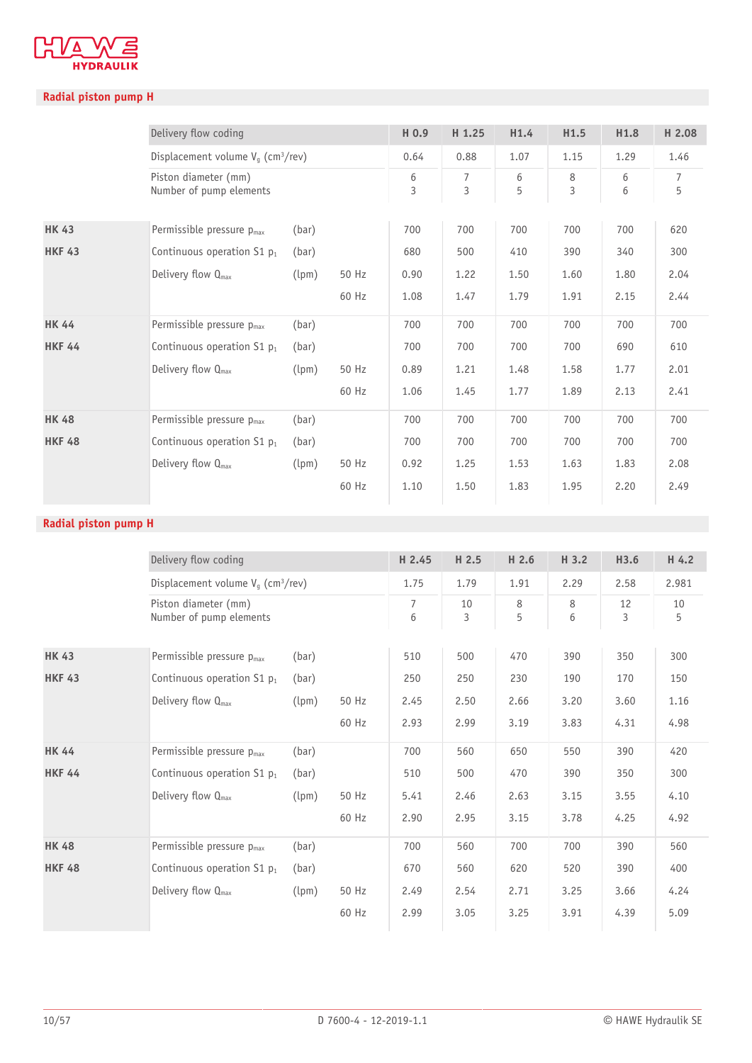## Radial piston pump H

| | Delivery flow coding | | | H 0.9 | H 1.25 | H1.4 | H1.5 | H1.8 | H 2.08 |
|---|---|---|---|---|---|---|---|---|---|
| | Displacement volume $V_g$ (cm³/rev) | | | 0.64 | 0.88 | 1.07 | 1.15 | 1.29 | 1.46 |
| | Piston diameter (mm)<br>Number of pump elements | | | 6<br>3 | 7<br>3 | 6<br>5 | 8<br>3 | 6<br>6 | 7<br>5 |
| **HK 43** | Permissible pressure $p_{max}$ | (bar) | | 700 | 700 | 700 | 700 | 700 | 620 |
| **HKF 43** | Continuous operation S1 $p_1$ | (bar) | | 680 | 500 | 410 | 390 | 340 | 300 |
| | Delivery flow $Q_{max}$ | (lpm) | 50 Hz | 0.90 | 1.22 | 1.50 | 1.60 | 1.80 | 2.04 |
| | | | 60 Hz | 1.08 | 1.47 | 1.79 | 1.91 | 2.15 | 2.44 |
| **HK 44** | Permissible pressure $p_{max}$ | (bar) | | 700 | 700 | 700 | 700 | 700 | 700 |
| **HKF 44** | Continuous operation S1 $p_1$ | (bar) | | 700 | 700 | 700 | 700 | 690 | 610 |
| | Delivery flow $Q_{max}$ | (lpm) | 50 Hz | 0.89 | 1.21 | 1.48 | 1.58 | 1.77 | 2.01 |
| | | | 60 Hz | 1.06 | 1.45 | 1.77 | 1.89 | 2.13 | 2.41 |
| **HK 48** | Permissible pressure $p_{max}$ | (bar) | | 700 | 700 | 700 | 700 | 700 | 700 |
| **HKF 48** | Continuous operation S1 $p_1$ | (bar) | | 700 | 700 | 700 | 700 | 700 | 700 |
| | Delivery flow $Q_{max}$ | (lpm) | 50 Hz | 0.92 | 1.25 | 1.53 | 1.63 | 1.83 | 2.08 |
| | | | 60 Hz | 1.10 | 1.50 | 1.83 | 1.95 | 2.20 | 2.49 |

## Radial piston pump H

| | Delivery flow coding | | | H 2.45 | H 2.5 | H 2.6 | H 3.2 | H3.6 | H 4.2 |
|---|---|---|---|---|---|---|---|---|---|
| | Displacement volume $V_g$ (cm³/rev) | | | 1.75 | 1.79 | 1.91 | 2.29 | 2.58 | 2.981 |
| | Piston diameter (mm)<br>Number of pump elements | | | 7<br>6 | 10<br>3 | 8<br>5 | 8<br>6 | 12<br>3 | 10<br>5 |
| **HK 43** | Permissible pressure $p_{max}$ | (bar) | | 510 | 500 | 470 | 390 | 350 | 300 |
| **HKF 43** | Continuous operation S1 $p_1$ | (bar) | | 250 | 250 | 230 | 190 | 170 | 150 |
| | Delivery flow $Q_{max}$ | (lpm) | 50 Hz | 2.45 | 2.50 | 2.66 | 3.20 | 3.60 | 1.16 |
| | | | 60 Hz | 2.93 | 2.99 | 3.19 | 3.83 | 4.31 | 4.98 |
| **HK 44** | Permissible pressure $p_{max}$ | (bar) | | 700 | 560 | 650 | 550 | 390 | 420 |
| **HKF 44** | Continuous operation S1 $p_1$ | (bar) | | 510 | 500 | 470 | 390 | 350 | 300 |
| | Delivery flow $Q_{max}$ | (lpm) | 50 Hz | 5.41 | 2.46 | 2.63 | 3.15 | 3.55 | 4.10 |
| | | | 60 Hz | 2.90 | 2.95 | 3.15 | 3.78 | 4.25 | 4.92 |
| **HK 48** | Permissible pressure $p_{max}$ | (bar) | | 700 | 560 | 700 | 700 | 390 | 560 |
| **HKF 48** | Continuous operation S1 $p_1$ | (bar) | | 670 | 560 | 620 | 520 | 390 | 400 |
| | Delivery flow $Q_{max}$ | (lpm) | 50 Hz | 2.49 | 2.54 | 2.71 | 3.25 | 3.66 | 4.24 |
| | | | 60 Hz | 2.99 | 3.05 | 3.25 | 3.91 | 4.39 | 5.09 |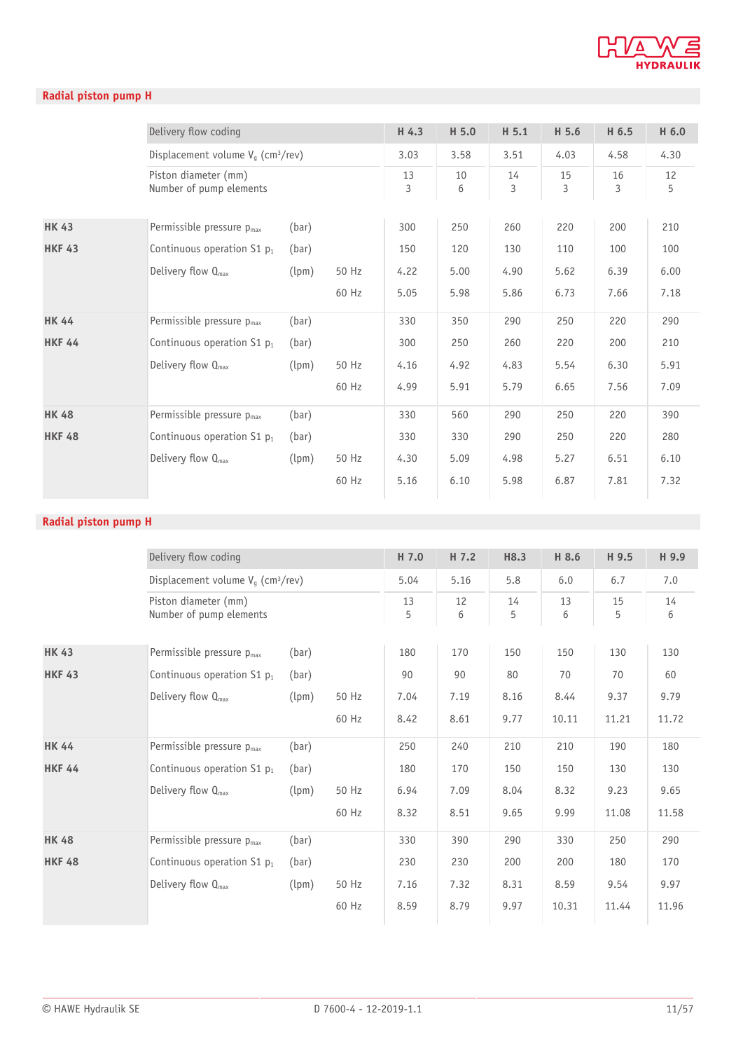## Radial piston pump H

| | Delivery flow coding | | | H 4.3 | H 5.0 | H 5.1 | H 5.6 | H 6.5 | H 6.0 |
|---|---|---|---|---|---|---|---|---|---|
| | Displacement volume $V_g$ (cm³/rev) | | | 3.03 | 3.58 | 3.51 | 4.03 | 4.58 | 4.30 |
| | Piston diameter (mm)<br>Number of pump elements | | | 13<br>3 | 10<br>6 | 14<br>3 | 15<br>3 | 16<br>3 | 12<br>5 |
| **HK 43** | Permissible pressure $p_{max}$ | (bar) | | 300 | 250 | 260 | 220 | 200 | 210 |
| **HKF 43** | Continuous operation S1 $p_1$ | (bar) | | 150 | 120 | 130 | 110 | 100 | 100 |
| | Delivery flow $Q_{max}$ | (lpm) | 50 Hz | 4.22 | 5.00 | 4.90 | 5.62 | 6.39 | 6.00 |
| | | | 60 Hz | 5.05 | 5.98 | 5.86 | 6.73 | 7.66 | 7.18 |
| **HK 44** | Permissible pressure $p_{max}$ | (bar) | | 330 | 350 | 290 | 250 | 220 | 290 |
| **HKF 44** | Continuous operation S1 $p_1$ | (bar) | | 300 | 250 | 260 | 220 | 200 | 210 |
| | Delivery flow $Q_{max}$ | (lpm) | 50 Hz | 4.16 | 4.92 | 4.83 | 5.54 | 6.30 | 5.91 |
| | | | 60 Hz | 4.99 | 5.91 | 5.79 | 6.65 | 7.56 | 7.09 |
| **HK 48** | Permissible pressure $p_{max}$ | (bar) | | 330 | 560 | 290 | 250 | 220 | 390 |
| **HKF 48** | Continuous operation S1 $p_1$ | (bar) | | 330 | 330 | 290 | 250 | 220 | 280 |
| | Delivery flow $Q_{max}$ | (lpm) | 50 Hz | 4.30 | 5.09 | 4.98 | 5.27 | 6.51 | 6.10 |
| | | | 60 Hz | 5.16 | 6.10 | 5.98 | 6.87 | 7.81 | 7.32 |

## Radial piston pump H

| | Delivery flow coding | | | H 7.0 | H 7.2 | H8.3 | H 8.6 | H 9.5 | H 9.9 |
|---|---|---|---|---|---|---|---|---|---|
| | Displacement volume $V_g$ (cm³/rev) | | | 5.04 | 5.16 | 5.8 | 6.0 | 6.7 | 7.0 |
| | Piston diameter (mm)<br>Number of pump elements | | | 13<br>5 | 12<br>6 | 14<br>5 | 13<br>6 | 15<br>5 | 14<br>6 |
| **HK 43** | Permissible pressure $p_{max}$ | (bar) | | 180 | 170 | 150 | 150 | 130 | 130 |
| **HKF 43** | Continuous operation S1 $p_1$ | (bar) | | 90 | 90 | 80 | 70 | 70 | 60 |
| | Delivery flow $Q_{max}$ | (lpm) | 50 Hz | 7.04 | 7.19 | 8.16 | 8.44 | 9.37 | 9.79 |
| | | | 60 Hz | 8.42 | 8.61 | 9.77 | 10.11 | 11.21 | 11.72 |
| **HK 44** | Permissible pressure $p_{max}$ | (bar) | | 250 | 240 | 210 | 210 | 190 | 180 |
| **HKF 44** | Continuous operation S1 $p_1$ | (bar) | | 180 | 170 | 150 | 150 | 130 | 130 |
| | Delivery flow $Q_{max}$ | (lpm) | 50 Hz | 6.94 | 7.09 | 8.04 | 8.32 | 9.23 | 9.65 |
| | | | 60 Hz | 8.32 | 8.51 | 9.65 | 9.99 | 11.08 | 11.58 |
| **HK 48** | Permissible pressure $p_{max}$ | (bar) | | 330 | 390 | 290 | 330 | 250 | 290 |
| **HKF 48** | Continuous operation S1 $p_1$ | (bar) | | 230 | 230 | 200 | 200 | 180 | 170 |
| | Delivery flow $Q_{max}$ | (lpm) | 50 Hz | 7.16 | 7.32 | 8.31 | 8.59 | 9.54 | 9.97 |
| | | | 60 Hz | 8.59 | 8.79 | 9.97 | 10.31 | 11.44 | 11.96 |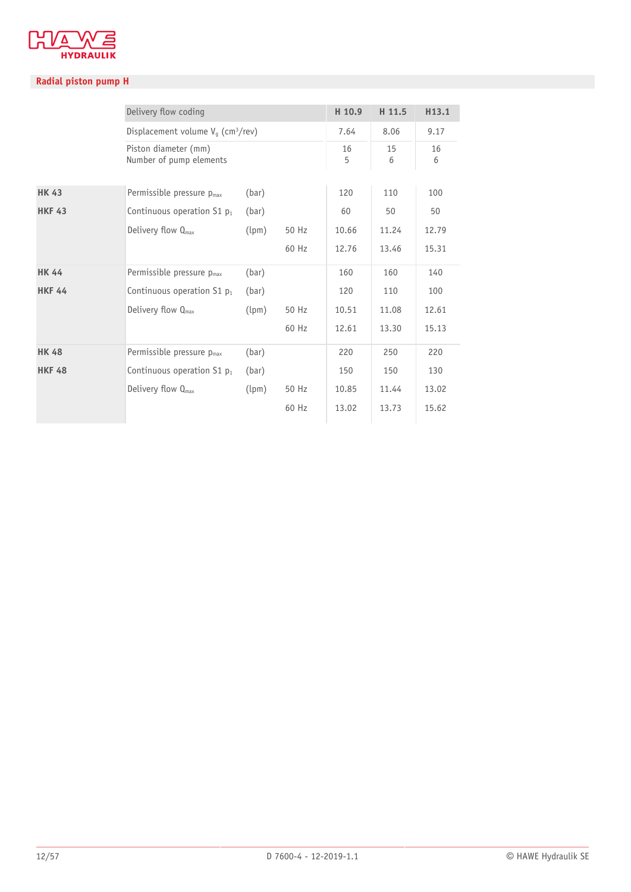## Radial piston pump H

| | Delivery flow coding | | | H 10.9 | H 11.5 | H13.1 |
|---|---|---|---|---|---|---|
| | Displacement volume $V_g$ (cm³/rev) | | | 7.64 | 8.06 | 9.17 |
| | Piston diameter (mm)<br>Number of pump elements | | | 16<br>5 | 15<br>6 | 16<br>6 |
| **HK 43** | Permissible pressure $p_{max}$ | (bar) | | 120 | 110 | 100 |
| **HKF 43** | Continuous operation S1 $p_1$ | (bar) | | 60 | 50 | 50 |
| | Delivery flow $Q_{max}$ | (lpm) | 50 Hz | 10.66 | 11.24 | 12.79 |
| | | | 60 Hz | 12.76 | 13.46 | 15.31 |
| **HK 44** | Permissible pressure $p_{max}$ | (bar) | | 160 | 160 | 140 |
| **HKF 44** | Continuous operation S1 $p_1$ | (bar) | | 120 | 110 | 100 |
| | Delivery flow $Q_{max}$ | (lpm) | 50 Hz | 10.51 | 11.08 | 12.61 |
| | | | 60 Hz | 12.61 | 13.30 | 15.13 |
| **HK 48** | Permissible pressure $p_{max}$ | (bar) | | 220 | 250 | 220 |
| **HKF 48** | Continuous operation S1 $p_1$ | (bar) | | 150 | 150 | 130 |
| | Delivery flow $Q_{max}$ | (lpm) | 50 Hz | 10.85 | 11.44 | 13.02 |
| | | | 60 Hz | 13.02 | 13.73 | 15.62 |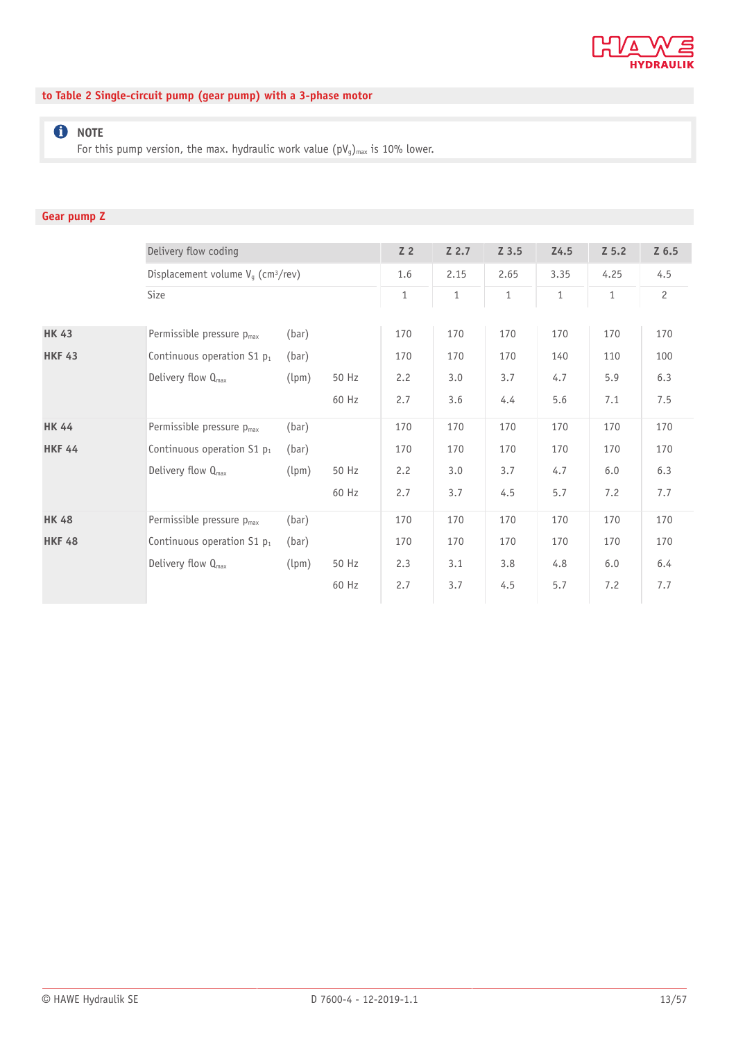## to Table 2 Single-circuit pump (gear pump) with a 3-phase motor

> **NOTE**
> For this pump version, the max. hydraulic work value $(pV_g)_{max}$ is 10% lower.

## Gear pump Z

| | Delivery flow coding | | | Z 2 | Z 2.7 | Z 3.5 | Z4.5 | Z 5.2 | Z 6.5 |
|---|---|---|---|---|---|---|---|---|---|
| | Displacement volume $V_g$ ($cm^3$/rev) | | | 1.6 | 2.15 | 2.65 | 3.35 | 4.25 | 4.5 |
| | Size | | | 1 | 1 | 1 | 1 | 1 | 2 |
| **HK 43** | Permissible pressure $p_{max}$ | (bar) | | 170 | 170 | 170 | 170 | 170 | 170 |
| **HKF 43** | Continuous operation S1 $p_1$ | (bar) | | 170 | 170 | 170 | 140 | 110 | 100 |
| | Delivery flow $Q_{max}$ | (lpm) | 50 Hz | 2.2 | 3.0 | 3.7 | 4.7 | 5.9 | 6.3 |
| | | | 60 Hz | 2.7 | 3.6 | 4.4 | 5.6 | 7.1 | 7.5 |
| **HK 44** | Permissible pressure $p_{max}$ | (bar) | | 170 | 170 | 170 | 170 | 170 | 170 |
| **HKF 44** | Continuous operation S1 $p_1$ | (bar) | | 170 | 170 | 170 | 170 | 170 | 170 |
| | Delivery flow $Q_{max}$ | (lpm) | 50 Hz | 2.2 | 3.0 | 3.7 | 4.7 | 6.0 | 6.3 |
| | | | 60 Hz | 2.7 | 3.7 | 4.5 | 5.7 | 7.2 | 7.7 |
| **HK 48** | Permissible pressure $p_{max}$ | (bar) | | 170 | 170 | 170 | 170 | 170 | 170 |
| **HKF 48** | Continuous operation S1 $p_1$ | (bar) | | 170 | 170 | 170 | 170 | 170 | 170 |
| | Delivery flow $Q_{max}$ | (lpm) | 50 Hz | 2.3 | 3.1 | 3.8 | 4.8 | 6.0 | 6.4 |
| | | | 60 Hz | 2.7 | 3.7 | 4.5 | 5.7 | 7.2 | 7.7 |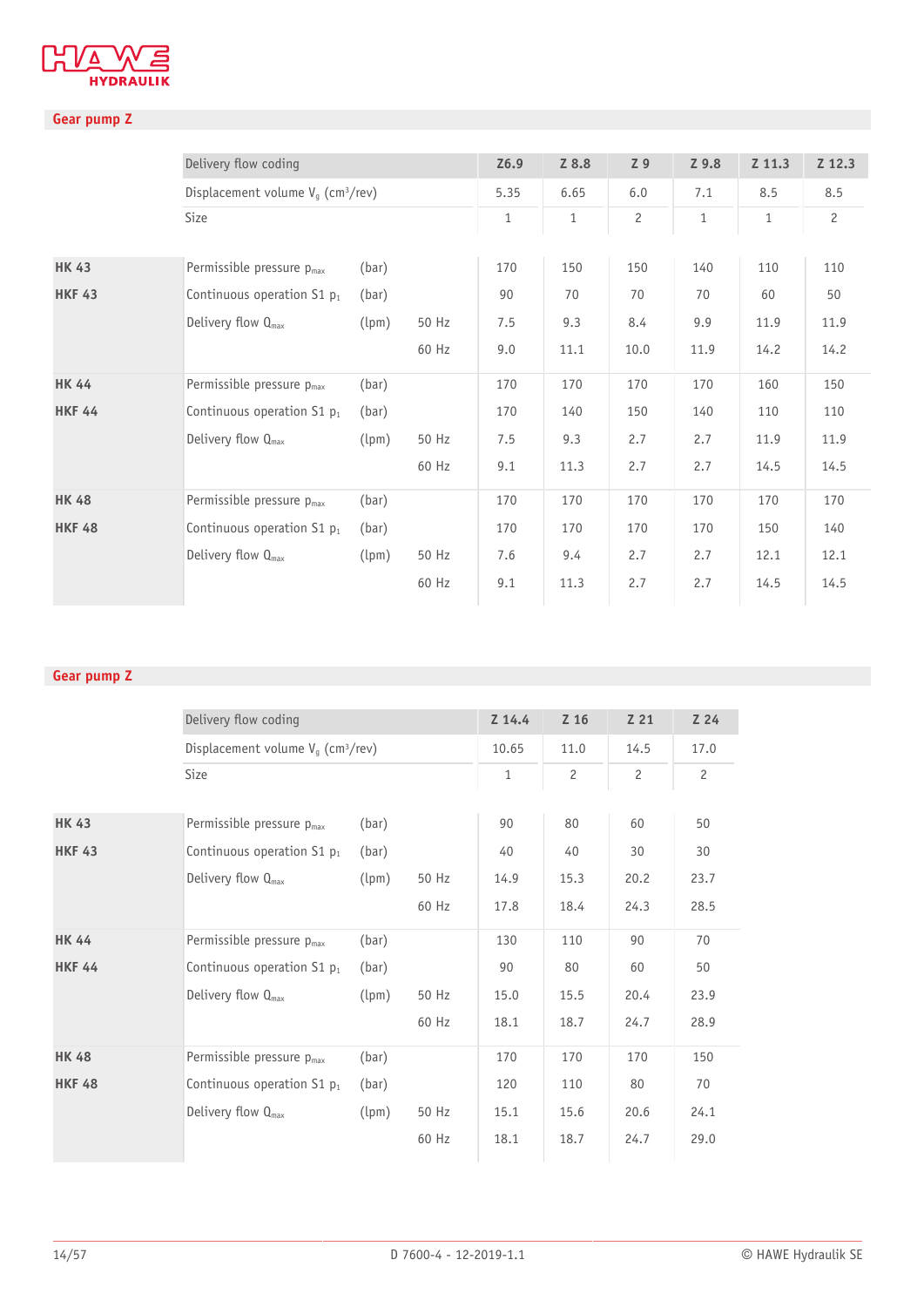## Gear pump Z

| | Delivery flow coding | | | Z6.9 | Z 8.8 | Z 9 | Z 9.8 | Z 11.3 | Z 12.3 |
|---|---|---|---|---|---|---|---|---|---|
| | Displacement volume $V_g$ ($cm^3$/rev) | | | 5.35 | 6.65 | 6.0 | 7.1 | 8.5 | 8.5 |
| | Size | | | 1 | 1 | 2 | 1 | 1 | 2 |
| **HK 43** | Permissible pressure $p_{max}$ | (bar) | | 170 | 150 | 150 | 140 | 110 | 110 |
| **HKF 43** | Continuous operation S1 $p_1$ | (bar) | | 90 | 70 | 70 | 70 | 60 | 50 |
| | Delivery flow $Q_{max}$ | (lpm) | 50 Hz | 7.5 | 9.3 | 8.4 | 9.9 | 11.9 | 11.9 |
| | | | 60 Hz | 9.0 | 11.1 | 10.0 | 11.9 | 14.2 | 14.2 |
| **HK 44** | Permissible pressure $p_{max}$ | (bar) | | 170 | 170 | 170 | 170 | 160 | 150 |
| **HKF 44** | Continuous operation S1 $p_1$ | (bar) | | 170 | 140 | 150 | 140 | 110 | 110 |
| | Delivery flow $Q_{max}$ | (lpm) | 50 Hz | 7.5 | 9.3 | 2.7 | 2.7 | 11.9 | 11.9 |
| | | | 60 Hz | 9.1 | 11.3 | 2.7 | 2.7 | 14.5 | 14.5 |
| **HK 48** | Permissible pressure $p_{max}$ | (bar) | | 170 | 170 | 170 | 170 | 170 | 170 |
| **HKF 48** | Continuous operation S1 $p_1$ | (bar) | | 170 | 170 | 170 | 170 | 150 | 140 |
| | Delivery flow $Q_{max}$ | (lpm) | 50 Hz | 7.6 | 9.4 | 2.7 | 2.7 | 12.1 | 12.1 |
| | | | 60 Hz | 9.1 | 11.3 | 2.7 | 2.7 | 14.5 | 14.5 |

## Gear pump Z

| | Delivery flow coding | | | Z 14.4 | Z 16 | Z 21 | Z 24 |
|---|---|---|---|---|---|---|---|
| | Displacement volume $V_g$ ($cm^3$/rev) | | | 10.65 | 11.0 | 14.5 | 17.0 |
| | Size | | | 1 | 2 | 2 | 2 |
| **HK 43** | Permissible pressure $p_{max}$ | (bar) | | 90 | 80 | 60 | 50 |
| **HKF 43** | Continuous operation S1 $p_1$ | (bar) | | 40 | 40 | 30 | 30 |
| | Delivery flow $Q_{max}$ | (lpm) | 50 Hz | 14.9 | 15.3 | 20.2 | 23.7 |
| | | | 60 Hz | 17.8 | 18.4 | 24.3 | 28.5 |
| **HK 44** | Permissible pressure $p_{max}$ | (bar) | | 130 | 110 | 90 | 70 |
| **HKF 44** | Continuous operation S1 $p_1$ | (bar) | | 90 | 80 | 60 | 50 |
| | Delivery flow $Q_{max}$ | (lpm) | 50 Hz | 15.0 | 15.5 | 20.4 | 23.9 |
| | | | 60 Hz | 18.1 | 18.7 | 24.7 | 28.9 |
| **HK 48** | Permissible pressure $p_{max}$ | (bar) | | 170 | 170 | 170 | 150 |
| **HKF 48** | Continuous operation S1 $p_1$ | (bar) | | 120 | 110 | 80 | 70 |
| | Delivery flow $Q_{max}$ | (lpm) | 50 Hz | 15.1 | 15.6 | 20.6 | 24.1 |
| | | | 60 Hz | 18.1 | 18.7 | 24.7 | 29.0 |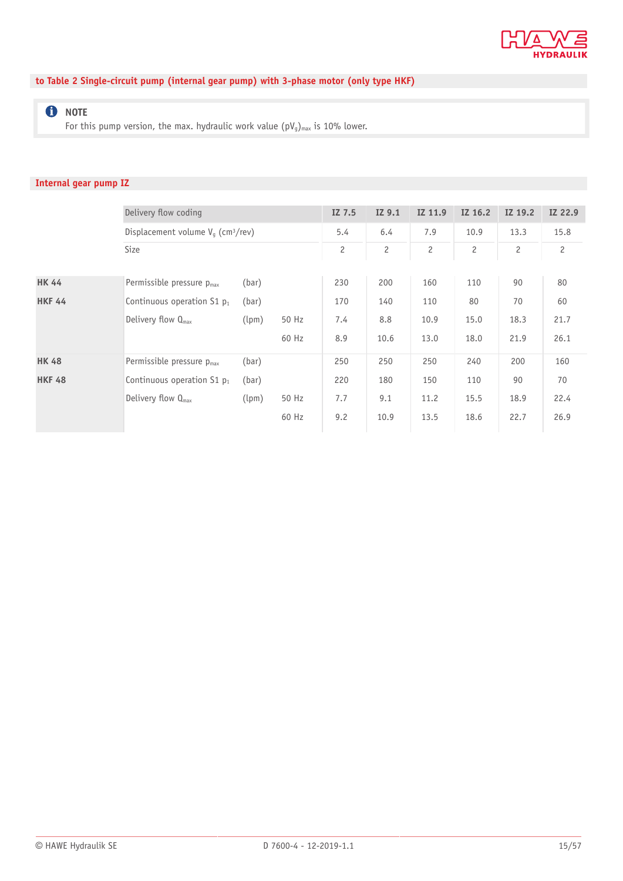## to Table 2 Single-circuit pump (internal gear pump) with 3-phase motor (only type HKF)

> **NOTE**
> For this pump version, the max. hydraulic work value $(pV_g)_{max}$ is 10% lower.

## Internal gear pump IZ

| | Delivery flow coding | | | IZ 7.5 | IZ 9.1 | IZ 11.9 | IZ 16.2 | IZ 19.2 | IZ 22.9 |
|---|---|---|---|---|---|---|---|---|---|
| | Displacement volume $V_g$ ($cm^3$/rev) | | | 5.4 | 6.4 | 7.9 | 10.9 | 13.3 | 15.8 |
| | Size | | | 2 | 2 | 2 | 2 | 2 | 2 |
| **HK 44** | Permissible pressure $p_{max}$ | (bar) | | 230 | 200 | 160 | 110 | 90 | 80 |
| **HKF 44** | Continuous operation S1 $p_1$ | (bar) | | 170 | 140 | 110 | 80 | 70 | 60 |
| | Delivery flow $Q_{max}$ | (lpm) | 50 Hz | 7.4 | 8.8 | 10.9 | 15.0 | 18.3 | 21.7 |
| | | | 60 Hz | 8.9 | 10.6 | 13.0 | 18.0 | 21.9 | 26.1 |
| **HK 48** | Permissible pressure $p_{max}$ | (bar) | | 250 | 250 | 250 | 240 | 200 | 160 |
| **HKF 48** | Continuous operation S1 $p_1$ | (bar) | | 220 | 180 | 150 | 110 | 90 | 70 |
| | Delivery flow $Q_{max}$ | (lpm) | 50 Hz | 7.7 | 9.1 | 11.2 | 15.5 | 18.9 | 22.4 |
| | | | 60 Hz | 9.2 | 10.9 | 13.5 | 18.6 | 22.7 | 26.9 |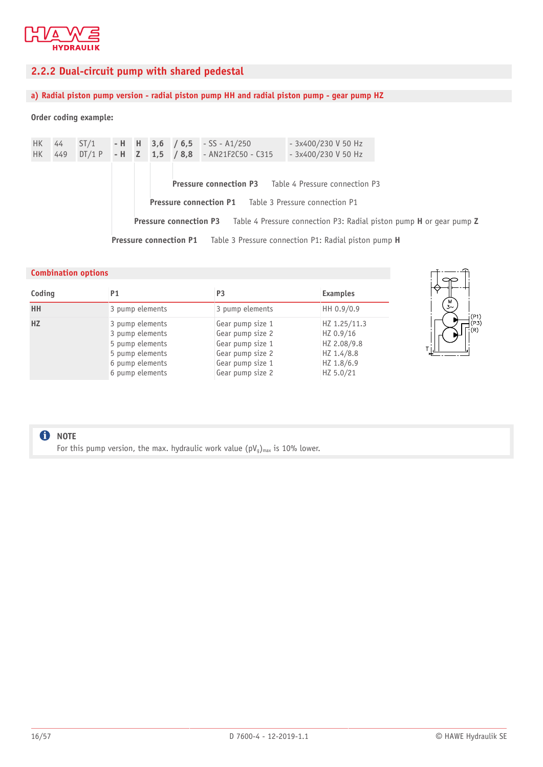## 2.2.2 Dual-circuit pump with shared pedestal

### a) Radial piston pump version - radial piston pump HH and radial piston pump - gear pump HZ

**Order coding example:**

| HK | 44 | ST/1 | - H | H | 3,6 | / 6,5 | - SS - A1/250 | - 3x400/230 V 50 Hz |
|---|---|---|---|---|---|---|---|---|
| HK | 449 | DT/1 P | - H | Z | 1,5 | / 8,8 | - AN21F2C50 - C315 | - 3x400/230 V 50 Hz |

**Pressure connection P3** Table 4 Pressure connection P3

**Pressure connection P1** Table 3 Pressure connection P1

**Pressure connection P3** Table 4 Pressure connection P3: Radial piston pump **H** or gear pump **Z**

**Pressure connection P1** Table 3 Pressure connection P1: Radial piston pump **H**

**Combination options**

| Coding | P1 | P3 | Examples |
|---|---|---|---|
| **HH** | 3 pump elements | 3 pump elements | HH 0.9/0.9 |
| **HZ** | 3 pump elements | Gear pump size 1 | HZ 1.25/11.3 |
| | 3 pump elements | Gear pump size 2 | HZ 0.9/16 |
| | 5 pump elements | Gear pump size 1 | HZ 2.08/9.8 |
| | 5 pump elements | Gear pump size 2 | HZ 1.4/8.8 |
| | 6 pump elements | Gear pump size 1 | HZ 1.8/6.9 |
| | 6 pump elements | Gear pump size 2 | HZ 5.0/21 |

M 3~ (P1) (P3) (R) T

> **NOTE**
> For this pump version, the max. hydraulic work value $(pV_g)_{max}$ is 10% lower.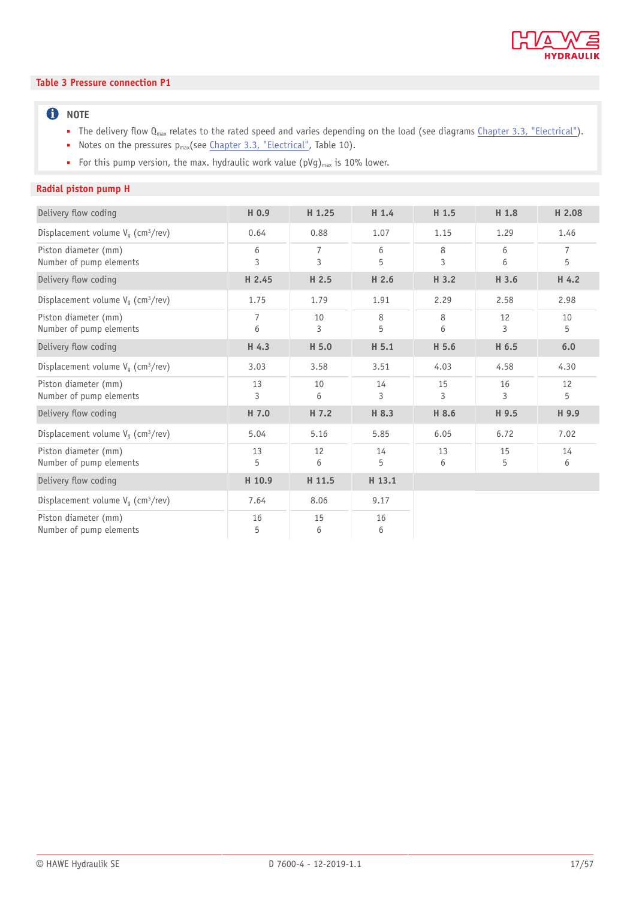## Table 3 Pressure connection P1

> **NOTE**
>
> - The delivery flow $Q_{max}$ relates to the rated speed and varies depending on the load (see diagrams Chapter 3.3, "Electrical").
> - Notes on the pressures $p_{max}$(see Chapter 3.3, "Electrical", Table 10).
> - For this pump version, the max. hydraulic work value $(pVg)_{max}$ is 10% lower.

### Radial piston pump H

| Delivery flow coding | H 0.9 | H 1.25 | H 1.4 | H 1.5 | H 1.8 | H 2.08 |
|---|---|---|---|---|---|---|
| Displacement volume $V_g$ ($cm^3$/rev) | 0.64 | 0.88 | 1.07 | 1.15 | 1.29 | 1.46 |
| Piston diameter (mm) | 6 | 7 | 6 | 8 | 6 | 7 |
| Number of pump elements | 3 | 3 | 5 | 3 | 6 | 5 |
| **Delivery flow coding** | **H 2.45** | **H 2.5** | **H 2.6** | **H 3.2** | **H 3.6** | **H 4.2** |
| Displacement volume $V_g$ ($cm^3$/rev) | 1.75 | 1.79 | 1.91 | 2.29 | 2.58 | 2.98 |
| Piston diameter (mm) | 7 | 10 | 8 | 8 | 12 | 10 |
| Number of pump elements | 6 | 3 | 5 | 6 | 3 | 5 |
| **Delivery flow coding** | **H 4.3** | **H 5.0** | **H 5.1** | **H 5.6** | **H 6.5** | **6.0** |
| Displacement volume $V_g$ ($cm^3$/rev) | 3.03 | 3.58 | 3.51 | 4.03 | 4.58 | 4.30 |
| Piston diameter (mm) | 13 | 10 | 14 | 15 | 16 | 12 |
| Number of pump elements | 3 | 6 | 3 | 3 | 3 | 5 |
| **Delivery flow coding** | **H 7.0** | **H 7.2** | **H 8.3** | **H 8.6** | **H 9.5** | **H 9.9** |
| Displacement volume $V_g$ ($cm^3$/rev) | 5.04 | 5.16 | 5.85 | 6.05 | 6.72 | 7.02 |
| Piston diameter (mm) | 13 | 12 | 14 | 13 | 15 | 14 |
| Number of pump elements | 5 | 6 | 5 | 6 | 5 | 6 |
| **Delivery flow coding** | **H 10.9** | **H 11.5** | **H 13.1** | | | |
| Displacement volume $V_g$ ($cm^3$/rev) | 7.64 | 8.06 | 9.17 | | | |
| Piston diameter (mm) | 16 | 15 | 16 | | | |
| Number of pump elements | 5 | 6 | 6 | | | |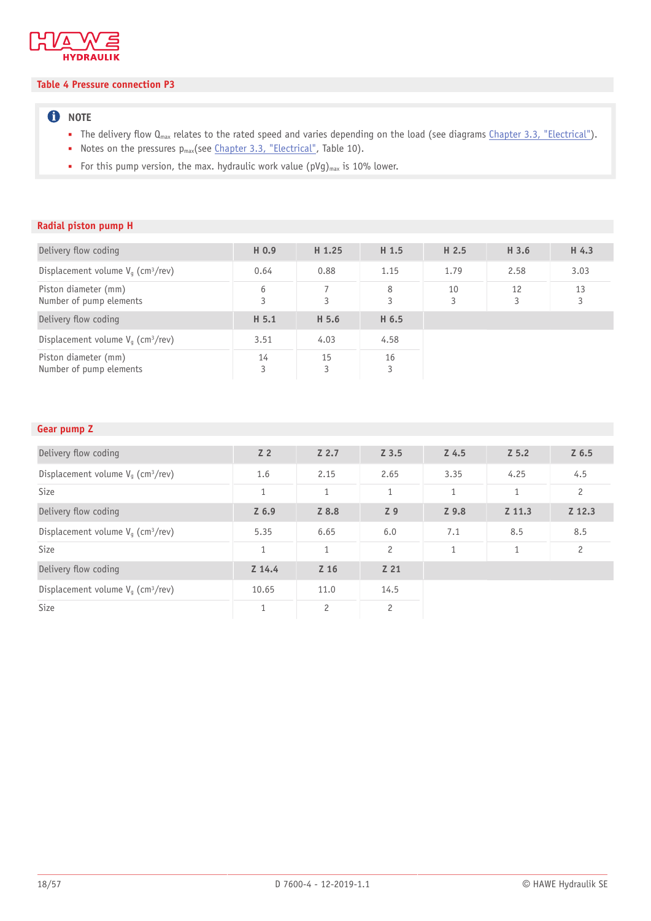## Table 4 Pressure connection P3

**NOTE**

- The delivery flow $Q_{max}$ relates to the rated speed and varies depending on the load (see diagrams Chapter 3.3, "Electrical").
- Notes on the pressures $p_{max}$(see Chapter 3.3, "Electrical", Table 10).
- For this pump version, the max. hydraulic work value $(pVg)_{max}$ is 10% lower.

### Radial piston pump H

| Delivery flow coding | H 0.9 | H 1.25 | H 1.5 | H 2.5 | H 3.6 | H 4.3 |
|---|---|---|---|---|---|---|
| Displacement volume $V_g$ (cm³/rev) | 0.64 | 0.88 | 1.15 | 1.79 | 2.58 | 3.03 |
| Piston diameter (mm)<br>Number of pump elements | 6<br>3 | 7<br>3 | 8<br>3 | 10<br>3 | 12<br>3 | 13<br>3 |
| **Delivery flow coding** | **H 5.1** | **H 5.6** | **H 6.5** | | | |
| Displacement volume $V_g$ (cm³/rev) | 3.51 | 4.03 | 4.58 | | | |
| Piston diameter (mm)<br>Number of pump elements | 14<br>3 | 15<br>3 | 16<br>3 | | | |

### Gear pump Z

| Delivery flow coding | Z 2 | Z 2.7 | Z 3.5 | Z 4.5 | Z 5.2 | Z 6.5 |
|---|---|---|---|---|---|---|
| Displacement volume $V_g$ (cm³/rev) | 1.6 | 2.15 | 2.65 | 3.35 | 4.25 | 4.5 |
| Size | 1 | 1 | 1 | 1 | 1 | 2 |
| **Delivery flow coding** | **Z 6.9** | **Z 8.8** | **Z 9** | **Z 9.8** | **Z 11.3** | **Z 12.3** |
| Displacement volume $V_g$ (cm³/rev) | 5.35 | 6.65 | 6.0 | 7.1 | 8.5 | 8.5 |
| Size | 1 | 1 | 2 | 1 | 1 | 2 |
| **Delivery flow coding** | **Z 14.4** | **Z 16** | **Z 21** | | | |
| Displacement volume $V_g$ (cm³/rev) | 10.65 | 11.0 | 14.5 | | | |
| Size | 1 | 2 | 2 | | | |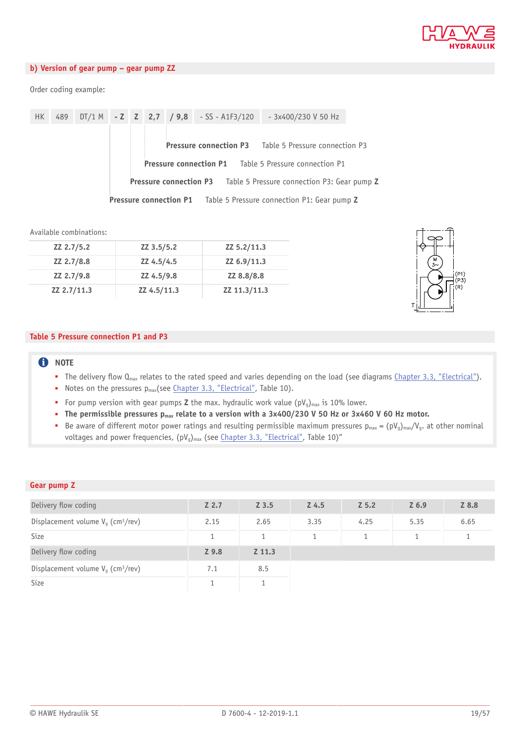## b) Version of gear pump – gear pump ZZ

Order coding example:

| HK | 489 | DT/1 M | - Z | Z | 2,7 | / 9,8 | - SS - A1F3/120 | - 3x400/230 V 50 Hz |
|---|---|---|---|---|---|---|---|---|

- **Pressure connection P3** — Table 5 Pressure connection P3
- **Pressure connection P1** — Table 5 Pressure connection P1
- **Pressure connection P3** — Table 5 Pressure connection P3: Gear pump **Z**
- **Pressure connection P1** — Table 5 Pressure connection P1: Gear pump **Z**

Available combinations:

| | | |
|---|---|---|
| **ZZ 2.7/5.2** | **ZZ 3.5/5.2** | **ZZ 5.2/11.3** |
| **ZZ 2.7/8.8** | **ZZ 4.5/4.5** | **ZZ 6.9/11.3** |
| **ZZ 2.7/9.8** | **ZZ 4.5/9.8** | **ZZ 8.8/8.8** |
| **ZZ 2.7/11.3** | **ZZ 4.5/11.3** | **ZZ 11.3/11.3** |

M 3~ (P1) (P3) (R) T

## Table 5 Pressure connection P1 and P3

> **NOTE**
> - The delivery flow $Q_{max}$ relates to the rated speed and varies depending on the load (see diagrams Chapter 3.3, "Electrical").
> - Notes on the pressures $p_{max}$(see Chapter 3.3, "Electrical", Table 10).
> - For pump version with gear pumps **Z** the max. hydraulic work value $(pV_g)_{max}$ is 10% lower.
> - **The permissible pressures $p_{max}$ relate to a version with a 3x400/230 V 50 Hz or 3x460 V 60 Hz motor.**
> - Be aware of different motor power ratings and resulting permissible maximum pressures $p_{max} = (pV_g)_{max}/V_g$. at other nominal voltages and power frequencies, $(pV_g)_{max}$ (see Chapter 3.3, "Electrical", Table 10)"

## Gear pump Z

| Delivery flow coding | **Z 2.7** | **Z 3.5** | **Z 4.5** | **Z 5.2** | **Z 6.9** | **Z 8.8** |
|---|---|---|---|---|---|---|
| Displacement volume $V_g$ (cm³/rev) | 2.15 | 2.65 | 3.35 | 4.25 | 5.35 | 6.65 |
| Size | 1 | 1 | 1 | 1 | 1 | 1 |
| Delivery flow coding | **Z 9.8** | **Z 11.3** | | | | |
| Displacement volume $V_g$ (cm³/rev) | 7.1 | 8.5 | | | | |
| Size | 1 | 1 | | | | |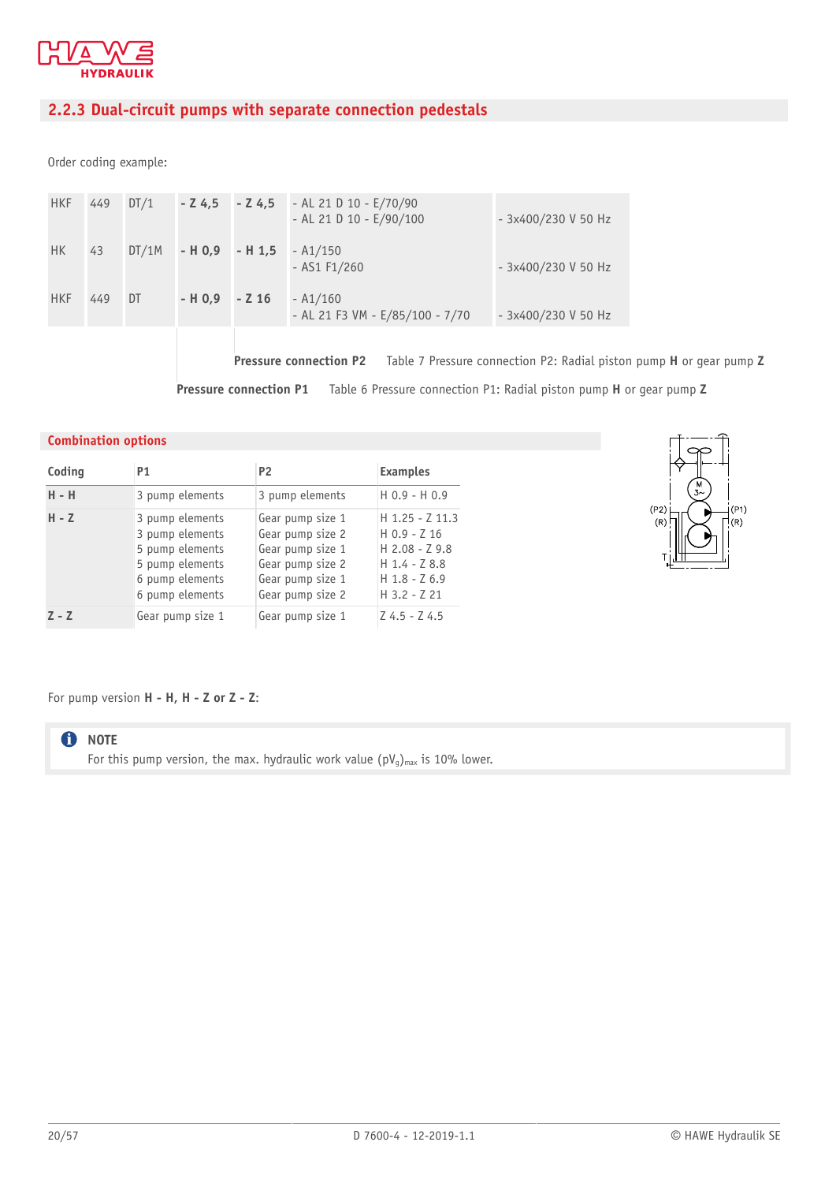## 2.2.3 Dual-circuit pumps with separate connection pedestals

Order coding example:

| | | | | | | |
|---|---|---|---|---|---|---|
| HKF | 449 | DT/1 | - Z 4,5 | - Z 4,5 | - AL 21 D 10 - E/70/90<br>- AL 21 D 10 - E/90/100 | - 3x400/230 V 50 Hz |
| HK | 43 | DT/1M | - H 0,9 | - H 1,5 | - A1/150<br>- AS1 F1/260 | - 3x400/230 V 50 Hz |
| HKF | 449 | DT | - H 0,9 | - Z 16 | - A1/160<br>- AL 21 F3 VM - E/85/100 - 7/70 | - 3x400/230 V 50 Hz |

**Pressure connection P2** Table 7 Pressure connection P2: Radial piston pump **H** or gear pump **Z**

**Pressure connection P1** Table 6 Pressure connection P1: Radial piston pump **H** or gear pump **Z**

### Combination options

| Coding | P1 | P2 | Examples |
|---|---|---|---|
| **H - H** | 3 pump elements | 3 pump elements | H 0.9 - H 0.9 |
| **H - Z** | 3 pump elements<br>3 pump elements<br>5 pump elements<br>5 pump elements<br>6 pump elements<br>6 pump elements | Gear pump size 1<br>Gear pump size 2<br>Gear pump size 1<br>Gear pump size 2<br>Gear pump size 1<br>Gear pump size 2 | H 1.25 - Z 11.3<br>H 0.9 - Z 16<br>H 2.08 - Z 9.8<br>H 1.4 - Z 8.8<br>H 1.8 - Z 6.9<br>H 3.2 - Z 21 |
| **Z - Z** | Gear pump size 1 | Gear pump size 1 | Z 4.5 - Z 4.5 |

(P2) (R) (P1) (R) T

For pump version **H - H, H - Z or Z - Z**:

**NOTE**
For this pump version, the max. hydraulic work value $(pV_g)_{max}$ is 10% lower.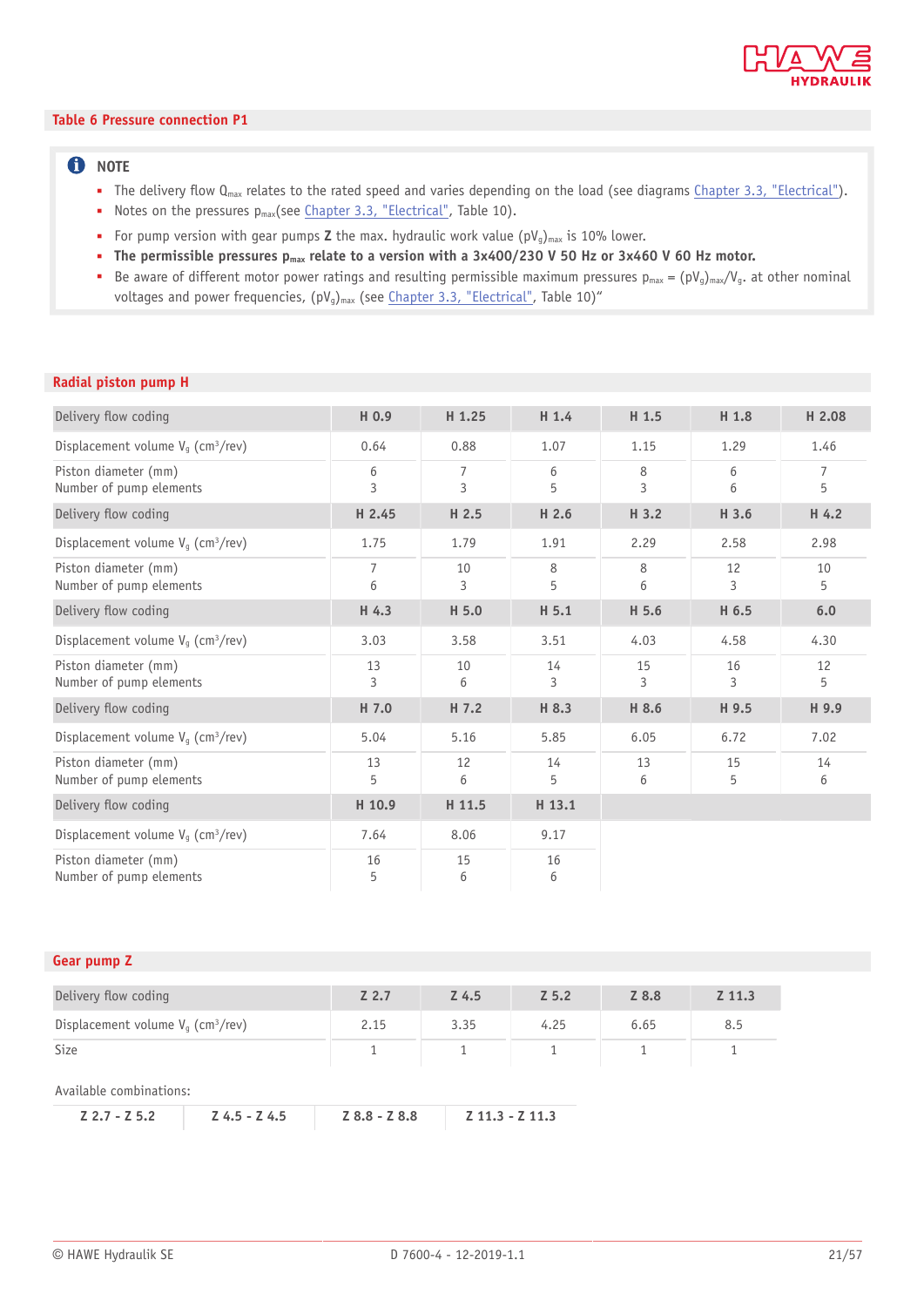## Table 6 Pressure connection P1

**NOTE**

- The delivery flow $Q_{max}$ relates to the rated speed and varies depending on the load (see diagrams Chapter 3.3, "Electrical").
- Notes on the pressures $p_{max}$(see Chapter 3.3, "Electrical", Table 10).
- For pump version with gear pumps **Z** the max. hydraulic work value $(pV_g)_{max}$ is 10% lower.
- **The permissible pressures $p_{max}$ relate to a version with a 3x400/230 V 50 Hz or 3x460 V 60 Hz motor.**
- Be aware of different motor power ratings and resulting permissible maximum pressures $p_{max} = (pV_g)_{max}/V_g$. at other nominal voltages and power frequencies, $(pV_g)_{max}$ (see Chapter 3.3, "Electrical", Table 10)"

### Radial piston pump H

| Delivery flow coding | H 0.9 | H 1.25 | H 1.4 | H 1.5 | H 1.8 | H 2.08 |
|---|---|---|---|---|---|---|
| Displacement volume $V_g$ ($cm^3$/rev) | 0.64 | 0.88 | 1.07 | 1.15 | 1.29 | 1.46 |
| Piston diameter (mm)<br>Number of pump elements | 6<br>3 | 7<br>3 | 6<br>5 | 8<br>3 | 6<br>6 | 7<br>5 |
| **Delivery flow coding** | **H 2.45** | **H 2.5** | **H 2.6** | **H 3.2** | **H 3.6** | **H 4.2** |
| Displacement volume $V_g$ ($cm^3$/rev) | 1.75 | 1.79 | 1.91 | 2.29 | 2.58 | 2.98 |
| Piston diameter (mm)<br>Number of pump elements | 7<br>6 | 10<br>3 | 8<br>5 | 8<br>6 | 12<br>3 | 10<br>5 |
| **Delivery flow coding** | **H 4.3** | **H 5.0** | **H 5.1** | **H 5.6** | **H 6.5** | **6.0** |
| Displacement volume $V_g$ ($cm^3$/rev) | 3.03 | 3.58 | 3.51 | 4.03 | 4.58 | 4.30 |
| Piston diameter (mm)<br>Number of pump elements | 13<br>3 | 10<br>6 | 14<br>3 | 15<br>3 | 16<br>3 | 12<br>5 |
| **Delivery flow coding** | **H 7.0** | **H 7.2** | **H 8.3** | **H 8.6** | **H 9.5** | **H 9.9** |
| Displacement volume $V_g$ ($cm^3$/rev) | 5.04 | 5.16 | 5.85 | 6.05 | 6.72 | 7.02 |
| Piston diameter (mm)<br>Number of pump elements | 13<br>5 | 12<br>6 | 14<br>5 | 13<br>6 | 15<br>5 | 14<br>6 |
| **Delivery flow coding** | **H 10.9** | **H 11.5** | **H 13.1** | | | |
| Displacement volume $V_g$ ($cm^3$/rev) | 7.64 | 8.06 | 9.17 | | | |
| Piston diameter (mm)<br>Number of pump elements | 16<br>5 | 15<br>6 | 16<br>6 | | | |

### Gear pump Z

| Delivery flow coding | Z 2.7 | Z 4.5 | Z 5.2 | Z 8.8 | Z 11.3 |
|---|---|---|---|---|---|
| Displacement volume $V_g$ ($cm^3$/rev) | 2.15 | 3.35 | 4.25 | 6.65 | 8.5 |
| Size | 1 | 1 | 1 | 1 | 1 |

Available combinations:

| Z 2.7 - Z 5.2 | Z 4.5 - Z 4.5 | Z 8.8 - Z 8.8 | Z 11.3 - Z 11.3 |
|---|---|---|---|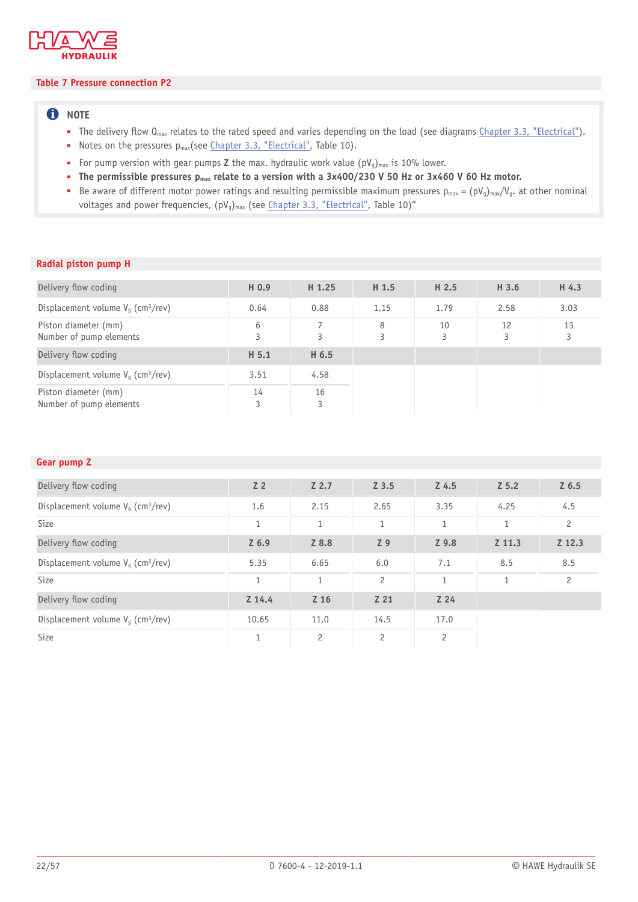## Table 7 Pressure connection P2

**NOTE**

- The delivery flow $Q_{max}$ relates to the rated speed and varies depending on the load (see diagrams Chapter 3.3, "Electrical").
- Notes on the pressures $p_{max}$(see Chapter 3.3, "Electrical", Table 10).
- For pump version with gear pumps **Z** the max. hydraulic work value $(pV_g)_{max}$ is 10% lower.
- **The permissible pressures $p_{max}$ relate to a version with a 3x400/230 V 50 Hz or 3x460 V 60 Hz motor.**
- Be aware of different motor power ratings and resulting permissible maximum pressures $p_{max} = (pV_g)_{max}/V_g$. at other nominal voltages and power frequencies, $(pV_g)_{max}$ (see Chapter 3.3, "Electrical", Table 10)"

### Radial piston pump H

| Delivery flow coding | H 0.9 | H 1.25 | H 1.5 | H 2.5 | H 3.6 | H 4.3 |
|---|---|---|---|---|---|---|
| Displacement volume $V_g$ (cm³/rev) | 0.64 | 0.88 | 1.15 | 1.79 | 2.58 | 3.03 |
| Piston diameter (mm)<br>Number of pump elements | 6<br>3 | 7<br>3 | 8<br>3 | 10<br>3 | 12<br>3 | 13<br>3 |
| **Delivery flow coding** | **H 5.1** | **H 6.5** | | | | |
| Displacement volume $V_g$ (cm³/rev) | 3.51 | 4.58 | | | | |
| Piston diameter (mm)<br>Number of pump elements | 14<br>3 | 16<br>3 | | | | |

### Gear pump Z

| Delivery flow coding | Z 2 | Z 2.7 | Z 3.5 | Z 4.5 | Z 5.2 | Z 6.5 |
|---|---|---|---|---|---|---|
| Displacement volume $V_g$ (cm³/rev) | 1.6 | 2.15 | 2.65 | 3.35 | 4.25 | 4.5 |
| Size | 1 | 1 | 1 | 1 | 1 | 2 |
| **Delivery flow coding** | **Z 6.9** | **Z 8.8** | **Z 9** | **Z 9.8** | **Z 11.3** | **Z 12.3** |
| Displacement volume $V_g$ (cm³/rev) | 5.35 | 6.65 | 6.0 | 7.1 | 8.5 | 8.5 |
| Size | 1 | 1 | 2 | 1 | 1 | 2 |
| **Delivery flow coding** | **Z 14.4** | **Z 16** | **Z 21** | **Z 24** | | |
| Displacement volume $V_g$ (cm³/rev) | 10.65 | 11.0 | 14.5 | 17.0 | | |
| Size | 1 | 2 | 2 | 2 | | |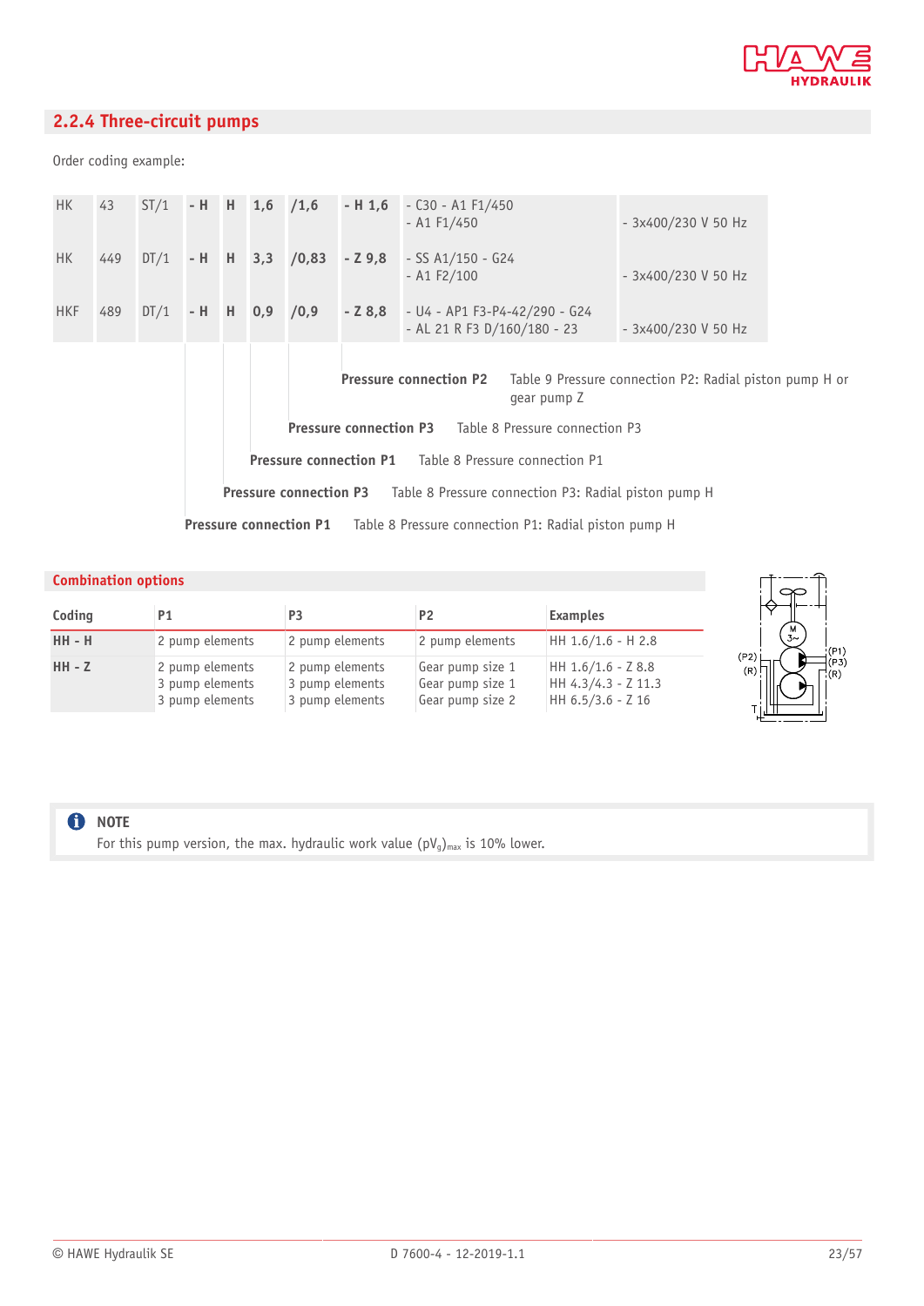## 2.2.4 Three-circuit pumps

Order coding example:

| | | | | | | | | | |
|---|---|---|---|---|---|---|---|---|---|
| HK | 43 | ST/1 | **- H** | **H** | **1,6** | **/1,6** | **- H 1,6** | - C30 - A1 F1/450<br>- A1 F1/450 | - 3x400/230 V 50 Hz |
| HK | 449 | DT/1 | **- H** | **H** | **3,3** | **/0,83** | **- Z 9,8** | - SS A1/150 - G24<br>- A1 F2/100 | - 3x400/230 V 50 Hz |
| HKF | 489 | DT/1 | **- H** | **H** | **0,9** | **/0,9** | **- Z 8,8** | - U4 - AP1 F3-P4-42/290 - G24<br>- AL 21 R F3 D/160/180 - 23 | - 3x400/230 V 50 Hz |

**Pressure connection P2** Table 9 Pressure connection P2: Radial piston pump H or gear pump Z

**Pressure connection P3** Table 8 Pressure connection P3

**Pressure connection P1** Table 8 Pressure connection P1

**Pressure connection P3** Table 8 Pressure connection P3: Radial piston pump H

**Pressure connection P1** Table 8 Pressure connection P1: Radial piston pump H

### Combination options

| Coding | P1 | P3 | P2 | Examples |
|---|---|---|---|---|
| **HH - H** | 2 pump elements | 2 pump elements | 2 pump elements | HH 1.6/1.6 - H 2.8 |
| **HH - Z** | 2 pump elements<br>3 pump elements<br>3 pump elements | 2 pump elements<br>3 pump elements<br>3 pump elements | Gear pump size 1<br>Gear pump size 1<br>Gear pump size 2 | HH 1.6/1.6 - Z 8.8<br>HH 4.3/4.3 - Z 11.3<br>HH 6.5/3.6 - Z 16 |

**NOTE**

For this pump version, the max. hydraulic work value $(pV_g)_{max}$ is 10% lower.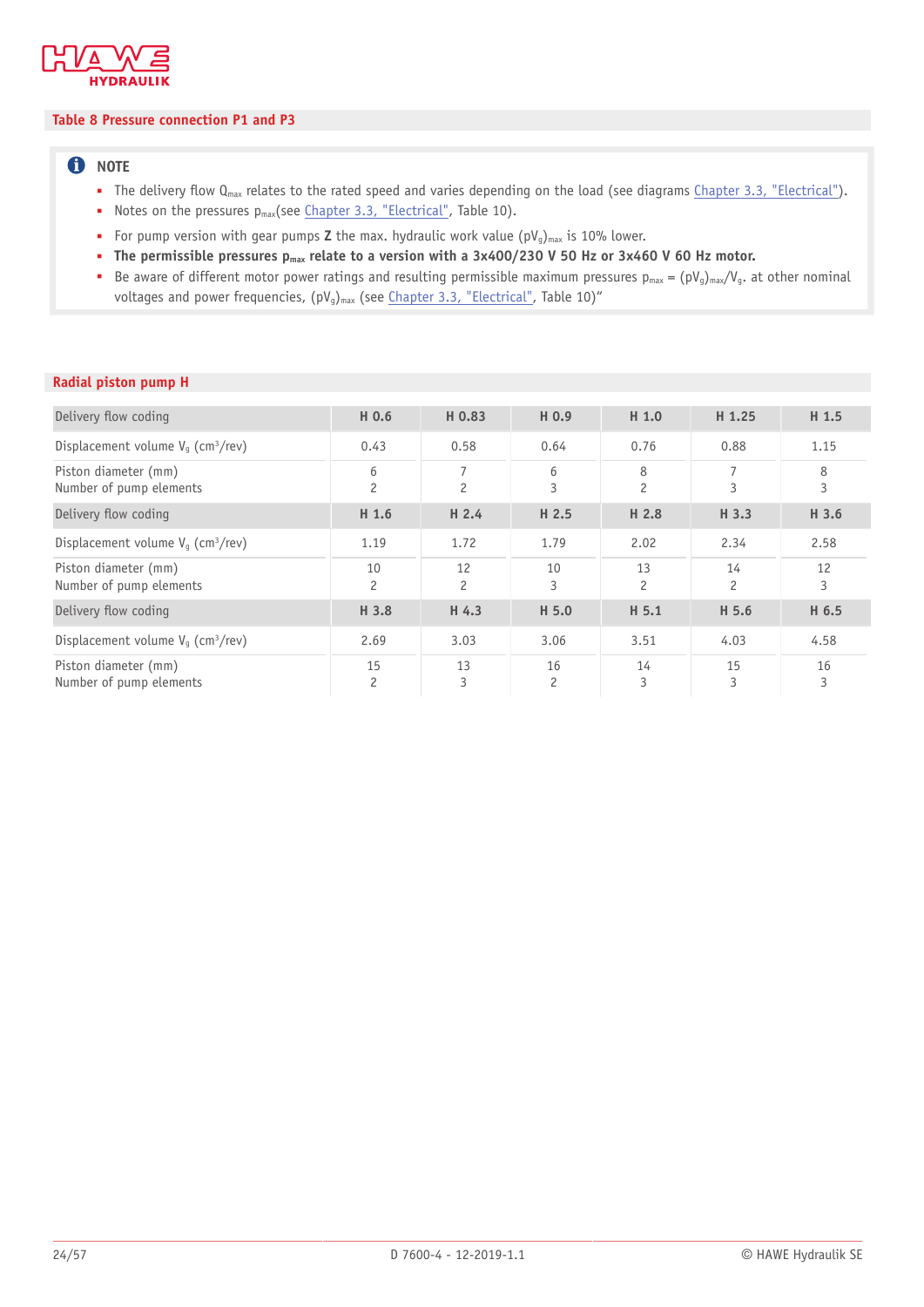## Table 8 Pressure connection P1 and P3

> **NOTE**
>
> - The delivery flow $Q_{max}$ relates to the rated speed and varies depending on the load (see diagrams Chapter 3.3, "Electrical").
> - Notes on the pressures $p_{max}$(see Chapter 3.3, "Electrical", Table 10).
> - For pump version with gear pumps **Z** the max. hydraulic work value $(pV_g)_{max}$ is 10% lower.
> - **The permissible pressures $p_{max}$ relate to a version with a 3x400/230 V 50 Hz or 3x460 V 60 Hz motor.**
> - Be aware of different motor power ratings and resulting permissible maximum pressures $p_{max} = (pV_g)_{max}/V_g$. at other nominal voltages and power frequencies, $(pV_g)_{max}$ (see Chapter 3.3, "Electrical", Table 10)"

### Radial piston pump H

| Delivery flow coding | H 0.6 | H 0.83 | H 0.9 | H 1.0 | H 1.25 | H 1.5 |
|---|---|---|---|---|---|---|
| Displacement volume $V_g$ (cm³/rev) | 0.43 | 0.58 | 0.64 | 0.76 | 0.88 | 1.15 |
| Piston diameter (mm)<br>Number of pump elements | 6<br>2 | 7<br>2 | 6<br>3 | 8<br>2 | 7<br>3 | 8<br>3 |
| **Delivery flow coding** | **H 1.6** | **H 2.4** | **H 2.5** | **H 2.8** | **H 3.3** | **H 3.6** |
| Displacement volume $V_g$ (cm³/rev) | 1.19 | 1.72 | 1.79 | 2.02 | 2.34 | 2.58 |
| Piston diameter (mm)<br>Number of pump elements | 10<br>2 | 12<br>2 | 10<br>3 | 13<br>2 | 14<br>2 | 12<br>3 |
| **Delivery flow coding** | **H 3.8** | **H 4.3** | **H 5.0** | **H 5.1** | **H 5.6** | **H 6.5** |
| Displacement volume $V_g$ (cm³/rev) | 2.69 | 3.03 | 3.06 | 3.51 | 4.03 | 4.58 |
| Piston diameter (mm)<br>Number of pump elements | 15<br>2 | 13<br>3 | 16<br>2 | 14<br>3 | 15<br>3 | 16<br>3 |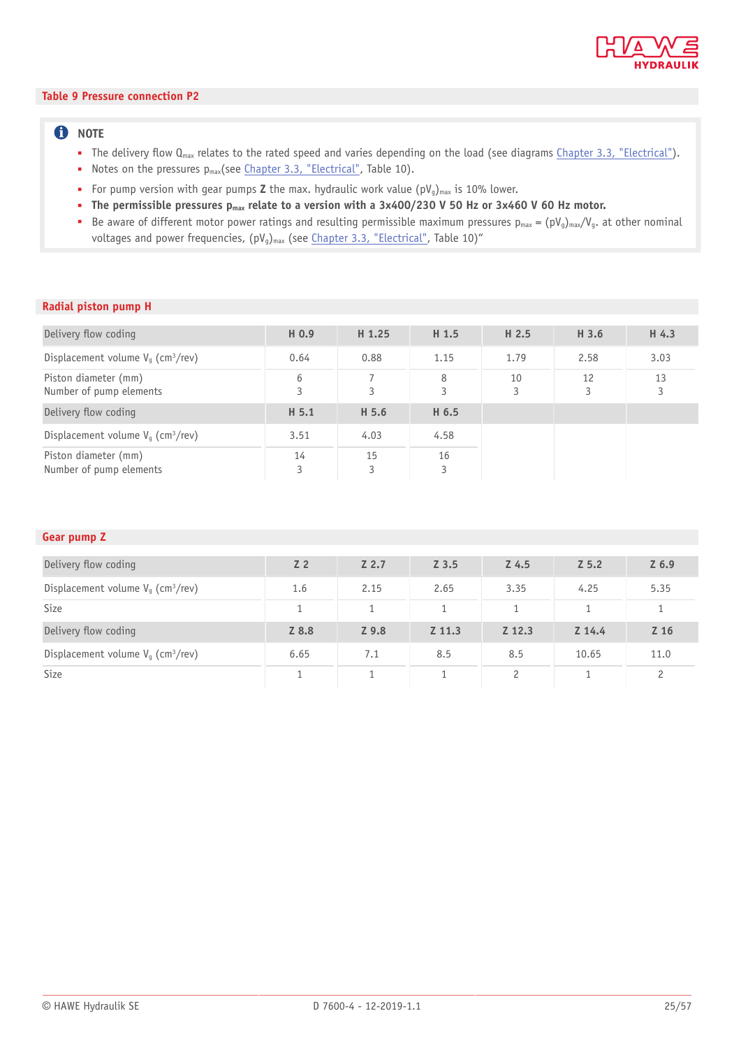## Table 9 Pressure connection P2

**NOTE**

- The delivery flow $Q_{max}$ relates to the rated speed and varies depending on the load (see diagrams Chapter 3.3, "Electrical").
- Notes on the pressures $p_{max}$(see Chapter 3.3, "Electrical", Table 10).
- For pump version with gear pumps **Z** the max. hydraulic work value $(pV_g)_{max}$ is 10% lower.
- **The permissible pressures $p_{max}$ relate to a version with a 3x400/230 V 50 Hz or 3x460 V 60 Hz motor.**
- Be aware of different motor power ratings and resulting permissible maximum pressures $p_{max} = (pV_g)_{max}/V_g$. at other nominal voltages and power frequencies, $(pV_g)_{max}$ (see Chapter 3.3, "Electrical", Table 10)"

### Radial piston pump H

| Delivery flow coding | H 0.9 | H 1.25 | H 1.5 | H 2.5 | H 3.6 | H 4.3 |
|---|---|---|---|---|---|---|
| Displacement volume $V_g$ (cm³/rev) | 0.64 | 0.88 | 1.15 | 1.79 | 2.58 | 3.03 |
| Piston diameter (mm)<br>Number of pump elements | 6<br>3 | 7<br>3 | 8<br>3 | 10<br>3 | 12<br>3 | 13<br>3 |
| **Delivery flow coding** | **H 5.1** | **H 5.6** | **H 6.5** | | | |
| Displacement volume $V_g$ (cm³/rev) | 3.51 | 4.03 | 4.58 | | | |
| Piston diameter (mm)<br>Number of pump elements | 14<br>3 | 15<br>3 | 16<br>3 | | | |

### Gear pump Z

| Delivery flow coding | Z 2 | Z 2.7 | Z 3.5 | Z 4.5 | Z 5.2 | Z 6.9 |
|---|---|---|---|---|---|---|
| Displacement volume $V_g$ (cm³/rev) | 1.6 | 2.15 | 2.65 | 3.35 | 4.25 | 5.35 |
| Size | 1 | 1 | 1 | 1 | 1 | 1 |
| **Delivery flow coding** | **Z 8.8** | **Z 9.8** | **Z 11.3** | **Z 12.3** | **Z 14.4** | **Z 16** |
| Displacement volume $V_g$ (cm³/rev) | 6.65 | 7.1 | 8.5 | 8.5 | 10.65 | 11.0 |
| Size | 1 | 1 | 1 | 2 | 1 | 2 |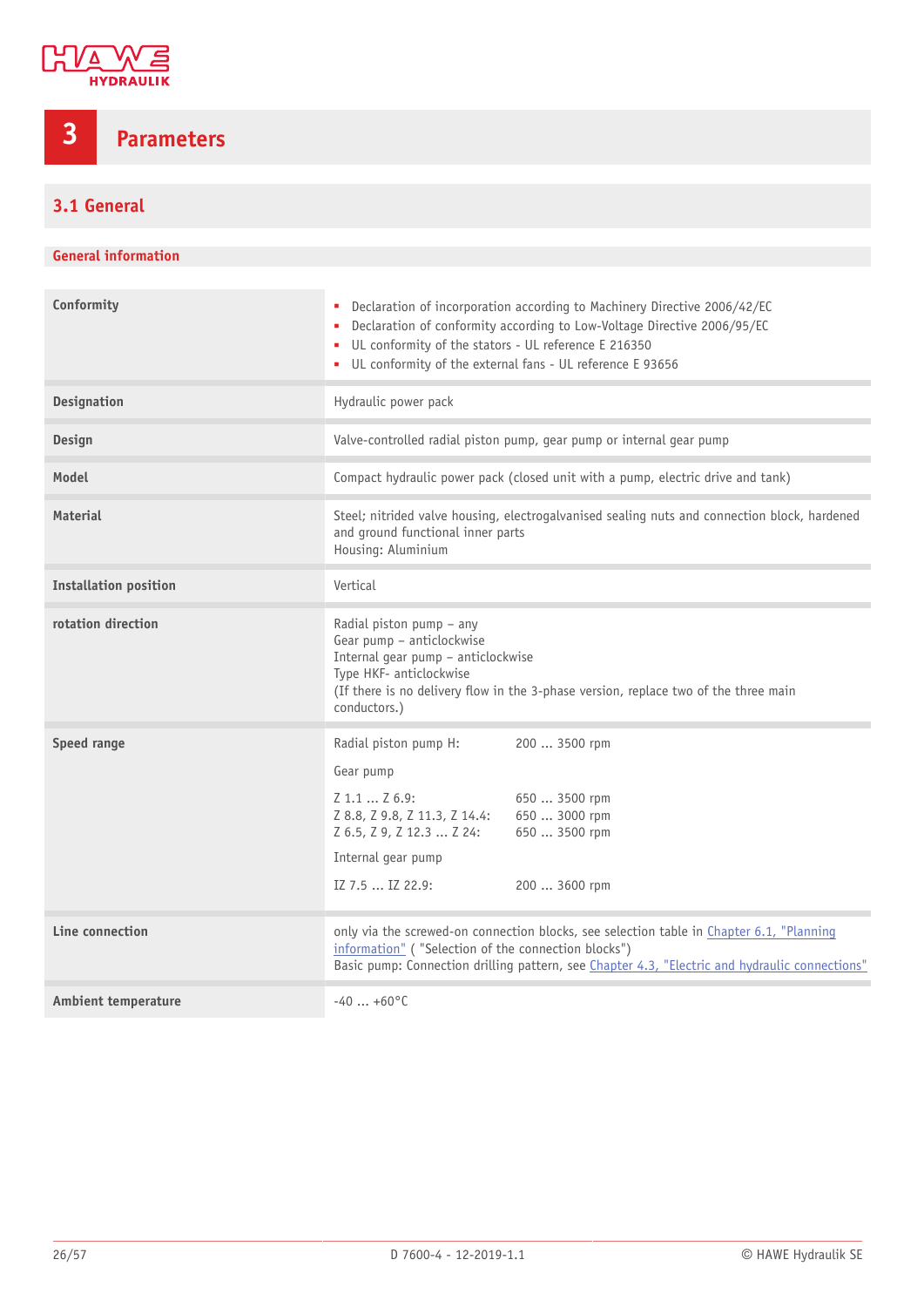# 3 Parameters

## 3.1 General

### General information

| | |
|---|---|
| **Conformity** | ▪ Declaration of incorporation according to Machinery Directive 2006/42/EC<br>▪ Declaration of conformity according to Low-Voltage Directive 2006/95/EC<br>▪ UL conformity of the stators - UL reference E 216350<br>▪ UL conformity of the external fans - UL reference E 93656 |
| **Designation** | Hydraulic power pack |
| **Design** | Valve-controlled radial piston pump, gear pump or internal gear pump |
| **Model** | Compact hydraulic power pack (closed unit with a pump, electric drive and tank) |
| **Material** | Steel; nitrided valve housing, electrogalvanised sealing nuts and connection block, hardened and ground functional inner parts<br>Housing: Aluminium |
| **Installation position** | Vertical |
| **rotation direction** | Radial piston pump – any<br>Gear pump – anticlockwise<br>Internal gear pump – anticlockwise<br>Type HKF- anticlockwise<br>(If there is no delivery flow in the 3-phase version, replace two of the three main conductors.) |
| **Speed range** | Radial piston pump H: 200 ... 3500 rpm<br>Gear pump<br>Z 1.1 ... Z 6.9: 650 ... 3500 rpm<br>Z 8.8, Z 9.8, Z 11.3, Z 14.4: 650 ... 3000 rpm<br>Z 6.5, Z 9, Z 12.3 ... Z 24: 650 ... 3500 rpm<br>Internal gear pump<br>IZ 7.5 ... IZ 22.9: 200 ... 3600 rpm |
| **Line connection** | only via the screwed-on connection blocks, see selection table in Chapter 6.1, "Planning information" ( "Selection of the connection blocks")<br>Basic pump: Connection drilling pattern, see Chapter 4.3, "Electric and hydraulic connections" |
| **Ambient temperature** | -40 ... +60°C |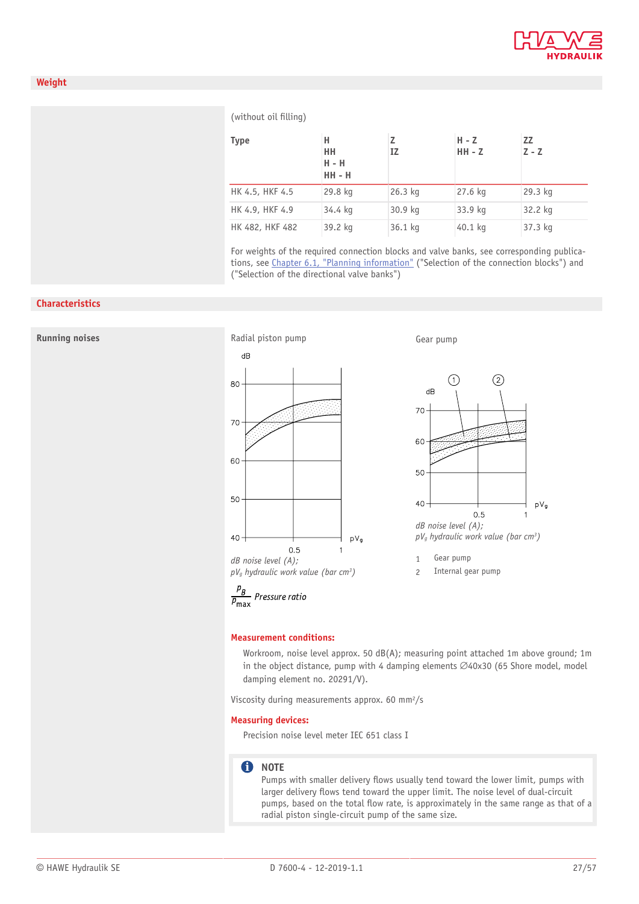## Weight

(without oil filling)

| Type | H<br>HH<br>H - H<br>HH - H | Z<br>IZ | H - Z<br>HH - Z | ZZ<br>Z - Z |
|---|---|---|---|---|
| HK 4.5, HKF 4.5 | 29.8 kg | 26.3 kg | 27.6 kg | 29.3 kg |
| HK 4.9, HKF 4.9 | 34.4 kg | 30.9 kg | 33.9 kg | 32.2 kg |
| HK 482, HKF 482 | 39.2 kg | 36.1 kg | 40.1 kg | 37.3 kg |

For weights of the required connection blocks and valve banks, see corresponding publications, see Chapter 6.1, "Planning information" ("Selection of the connection blocks") and ("Selection of the directional valve banks")

## Characteristics

**Running noises**

Radial piston pump

*dB noise level (A);*
*$pV_g$ hydraulic work value (bar cm³)*

$\frac{p_B}{p_{max}}$ *Pressure ratio*

Gear pump

*dB noise level (A);*
*$pV_g$ hydraulic work value (bar cm³)*

1 Gear pump
2 Internal gear pump

**Measurement conditions:**

Workroom, noise level approx. 50 dB(A); measuring point attached 1m above ground; 1m in the object distance, pump with 4 damping elements ∅40x30 (65 Shore model, model damping element no. 20291/V).

Viscosity during measurements approx. 60 mm²/s

**Measuring devices:**

Precision noise level meter IEC 651 class I

**NOTE**
Pumps with smaller delivery flows usually tend toward the lower limit, pumps with larger delivery flows tend toward the upper limit. The noise level of dual-circuit pumps, based on the total flow rate, is approximately in the same range as that of a radial piston single-circuit pump of the same size.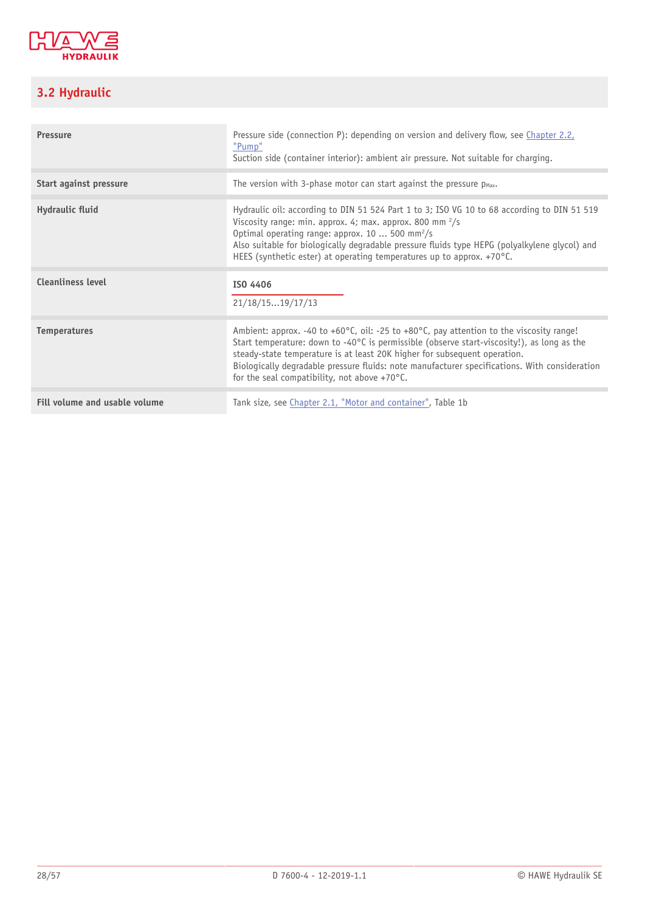## 3.2 Hydraulic

| | |
|---|---|
| **Pressure** | Pressure side (connection P): depending on version and delivery flow, see Chapter 2.2, "Pump"<br>Suction side (container interior): ambient air pressure. Not suitable for charging. |
| **Start against pressure** | The version with 3-phase motor can start against the pressure $p_{Max}$. |
| **Hydraulic fluid** | Hydraulic oil: according to DIN 51 524 Part 1 to 3; ISO VG 10 to 68 according to DIN 51 519<br>Viscosity range: min. approx. 4; max. approx. 800 mm $^2$/s<br>Optimal operating range: approx. 10 ... 500 mm$^2$/s<br>Also suitable for biologically degradable pressure fluids type HEPG (polyalkylene glycol) and HEES (synthetic ester) at operating temperatures up to approx. +70°C. |
| **Cleanliness level** | **ISO 4406**<br>21/18/15...19/17/13 |
| **Temperatures** | Ambient: approx. -40 to +60°C, oil: -25 to +80°C, pay attention to the viscosity range!<br>Start temperature: down to -40°C is permissible (observe start-viscosity!), as long as the steady-state temperature is at least 20K higher for subsequent operation.<br>Biologically degradable pressure fluids: note manufacturer specifications. With consideration for the seal compatibility, not above +70°C. |
| **Fill volume and usable volume** | Tank size, see Chapter 2.1, "Motor and container", Table 1b |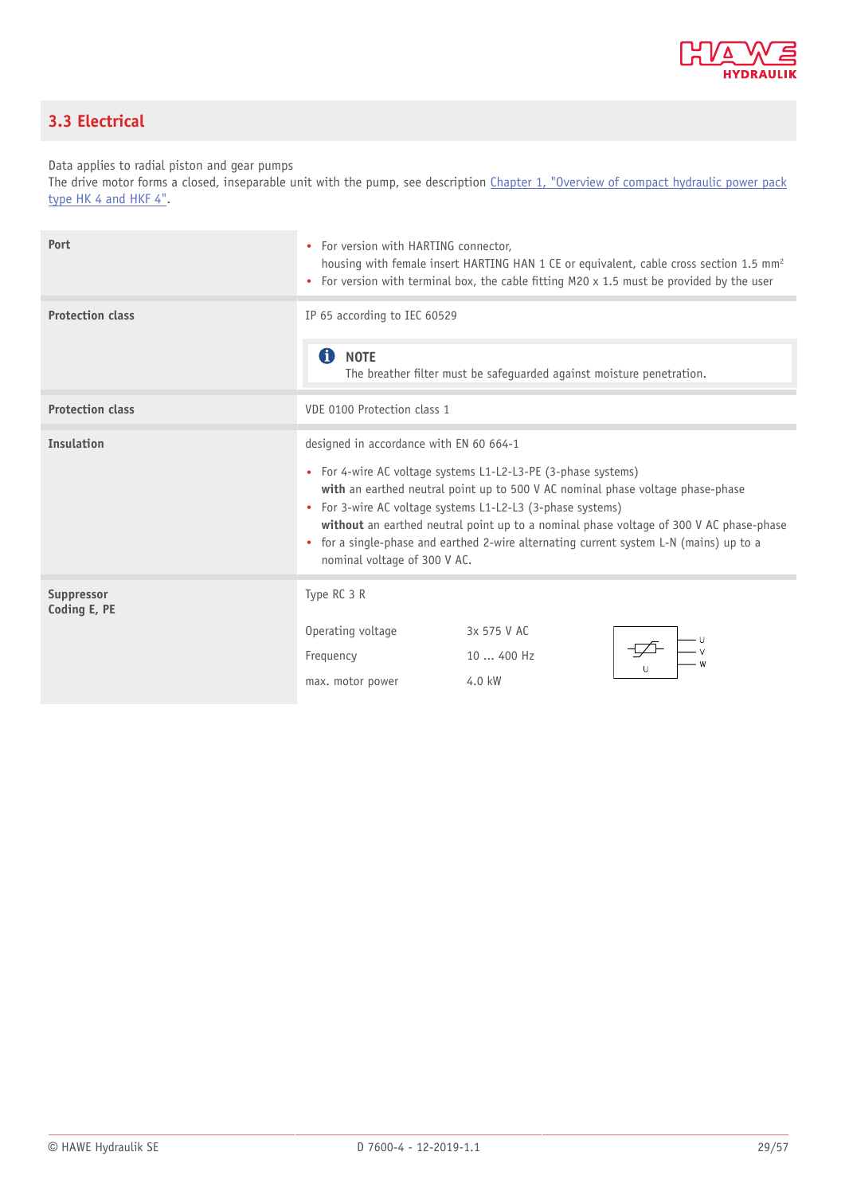## 3.3 Electrical

Data applies to radial piston and gear pumps
The drive motor forms a closed, inseparable unit with the pump, see description Chapter 1, "Overview of compact hydraulic power pack type HK 4 and HKF 4".

| | |
|---|---|
| **Port** | • For version with HARTING connector, housing with female insert HARTING HAN 1 CE or equivalent, cable cross section 1.5 mm² <br> • For version with terminal box, the cable fitting M20 x 1.5 must be provided by the user |
| **Protection class** | IP 65 according to IEC 60529 <br><br> **NOTE** <br> The breather filter must be safeguarded against moisture penetration. |
| **Protection class** | VDE 0100 Protection class 1 |
| **Insulation** | designed in accordance with EN 60 664-1 <br><br> • For 4-wire AC voltage systems L1-L2-L3-PE (3-phase systems) **with** an earthed neutral point up to 500 V AC nominal phase voltage phase-phase <br> • For 3-wire AC voltage systems L1-L2-L3 (3-phase systems) **without** an earthed neutral point up to a nominal phase voltage of 300 V AC phase-phase <br> • for a single-phase and earthed 2-wire alternating current system L-N (mains) up to a nominal voltage of 300 V AC. |
| **Suppressor** <br> **Coding E, PE** | Type RC 3 R <br><br> Operating voltage: 3x 575 V AC <br> Frequency: 10 ... 400 Hz <br> max. motor power: 4.0 kW |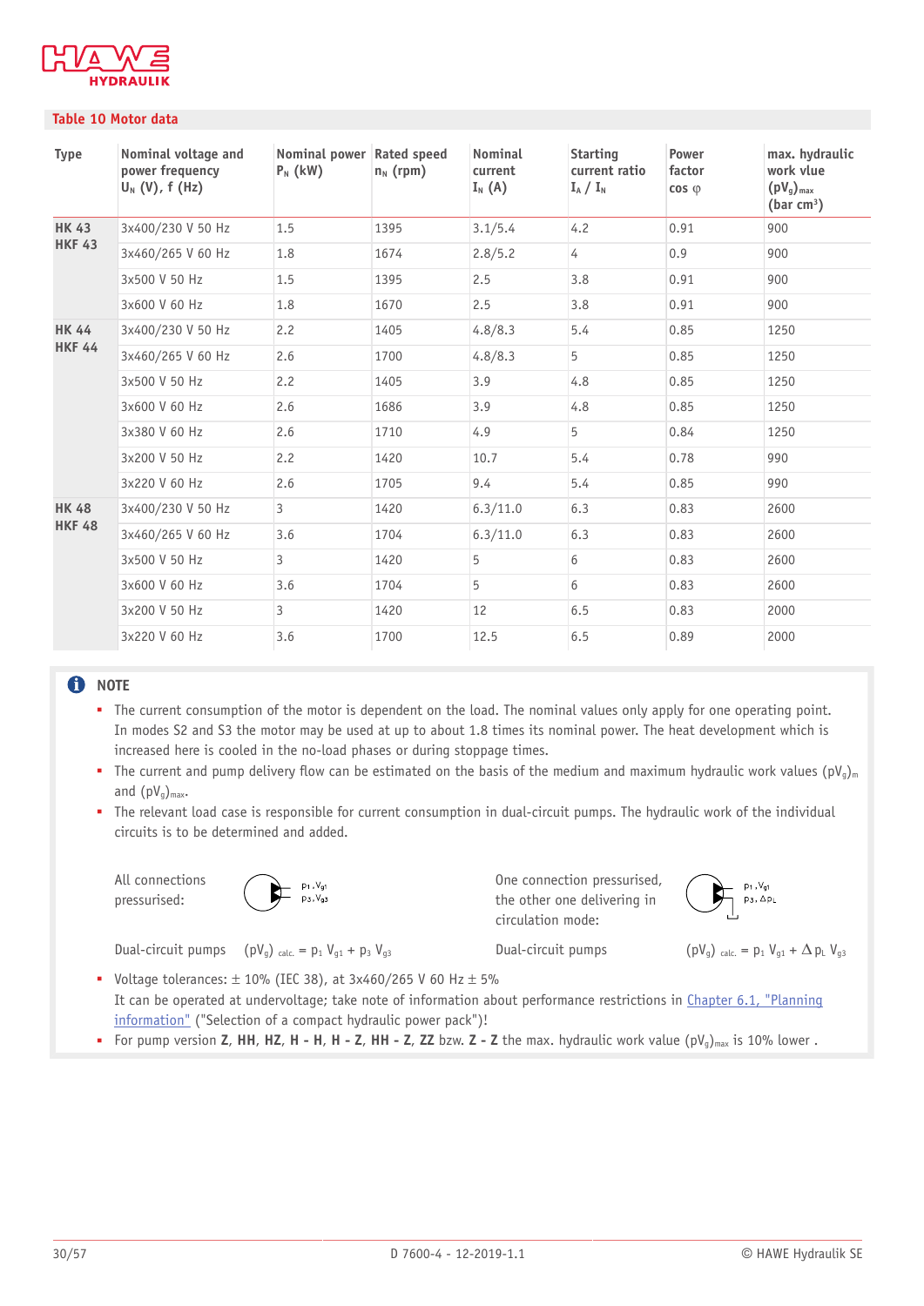**Table 10 Motor data**

| Type | Nominal voltage and power frequency $U_N$ (V), f (Hz) | Nominal power $P_N$ (kW) | Rated speed $n_N$ (rpm) | Nominal current $I_N$ (A) | Starting current ratio $I_A$ / $I_N$ | Power factor cos φ | max. hydraulic work vlue $(pV_g)_{max}$ (bar cm³) |
|---|---|---|---|---|---|---|---|
| **HK 43 HKF 43** | 3x400/230 V 50 Hz | 1.5 | 1395 | 3.1/5.4 | 4.2 | 0.91 | 900 |
| | 3x460/265 V 60 Hz | 1.8 | 1674 | 2.8/5.2 | 4 | 0.9 | 900 |
| | 3x500 V 50 Hz | 1.5 | 1395 | 2.5 | 3.8 | 0.91 | 900 |
| | 3x600 V 60 Hz | 1.8 | 1670 | 2.5 | 3.8 | 0.91 | 900 |
| **HK 44 HKF 44** | 3x400/230 V 50 Hz | 2.2 | 1405 | 4.8/8.3 | 5.4 | 0.85 | 1250 |
| | 3x460/265 V 60 Hz | 2.6 | 1700 | 4.8/8.3 | 5 | 0.85 | 1250 |
| | 3x500 V 50 Hz | 2.2 | 1405 | 3.9 | 4.8 | 0.85 | 1250 |
| | 3x600 V 60 Hz | 2.6 | 1686 | 3.9 | 4.8 | 0.85 | 1250 |
| | 3x380 V 60 Hz | 2.6 | 1710 | 4.9 | 5 | 0.84 | 1250 |
| | 3x200 V 50 Hz | 2.2 | 1420 | 10.7 | 5.4 | 0.78 | 990 |
| | 3x220 V 60 Hz | 2.6 | 1705 | 9.4 | 5.4 | 0.85 | 990 |
| **HK 48 HKF 48** | 3x400/230 V 50 Hz | 3 | 1420 | 6.3/11.0 | 6.3 | 0.83 | 2600 |
| | 3x460/265 V 60 Hz | 3.6 | 1704 | 6.3/11.0 | 6.3 | 0.83 | 2600 |
| | 3x500 V 50 Hz | 3 | 1420 | 5 | 6 | 0.83 | 2600 |
| | 3x600 V 60 Hz | 3.6 | 1704 | 5 | 6 | 0.83 | 2600 |
| | 3x200 V 50 Hz | 3 | 1420 | 12 | 6.5 | 0.83 | 2000 |
| | 3x220 V 60 Hz | 3.6 | 1700 | 12.5 | 6.5 | 0.89 | 2000 |

**NOTE**

- The current consumption of the motor is dependent on the load. The nominal values only apply for one operating point. In modes S2 and S3 the motor may be used at up to about 1.8 times its nominal power. The heat development which is increased here is cooled in the no-load phases or during stoppage times.
- The current and pump delivery flow can be estimated on the basis of the medium and maximum hydraulic work values $(pV_g)_m$ and $(pV_g)_{max}$.
- The relevant load case is responsible for current consumption in dual-circuit pumps. The hydraulic work of the individual circuits is to be determined and added.

All connections pressurised: ($p_1, V_{g1}$; $p_3, V_{g3}$)

One connection pressurised, the other one delivering in circulation mode: ($p_1, V_{g1}$; $p_3, \Delta p_L$)

Dual-circuit pumps $(pV_g)_{calc.} = p_1 V_{g1} + p_3 V_{g3}$

Dual-circuit pumps $(pV_g)_{calc.} = p_1 V_{g1} + \Delta p_L V_{g3}$

- Voltage tolerances: ± 10% (IEC 38), at 3x460/265 V 60 Hz ± 5%
  It can be operated at undervoltage; take note of information about performance restrictions in Chapter 6.1, "Planning information" ("Selection of a compact hydraulic power pack")!
- For pump version **Z**, **HH**, **HZ**, **H - H**, **H - Z**, **HH - Z**, **ZZ** bzw. **Z - Z** the max. hydraulic work value $(pV_g)_{max}$ is 10% lower .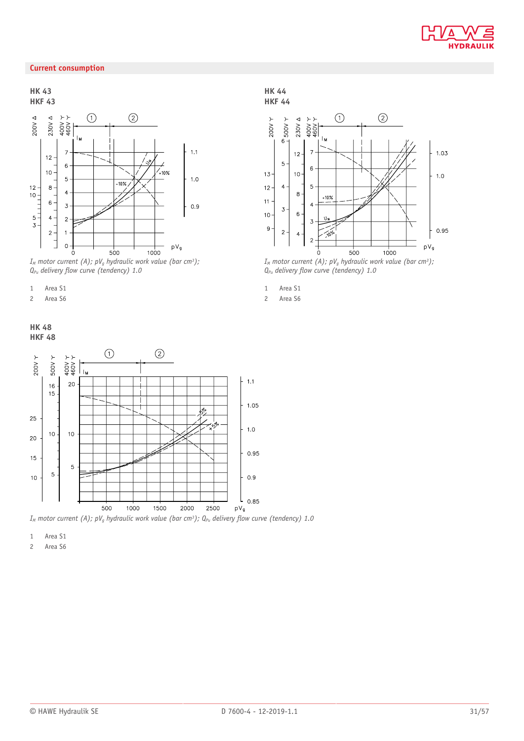## Current consumption

### HK 43
### HKF 43

*$I_M$ motor current (A); $pV_g$ hydraulic work value (bar cm³); $Q_{Pu}$ delivery flow curve (tendency) 1.0*

1 Area S1
2 Area S6

### HK 44
### HKF 44

*$I_M$ motor current (A); $pV_g$ hydraulic work value (bar cm³); $Q_{Pu}$ delivery flow curve (tendency) 1.0*

1 Area S1
2 Area S6

### HK 48
### HKF 48

*$I_M$ motor current (A); $pV_g$ hydraulic work value (bar cm³); $Q_{Pu}$ delivery flow curve (tendency) 1.0*

1 Area S1
2 Area S6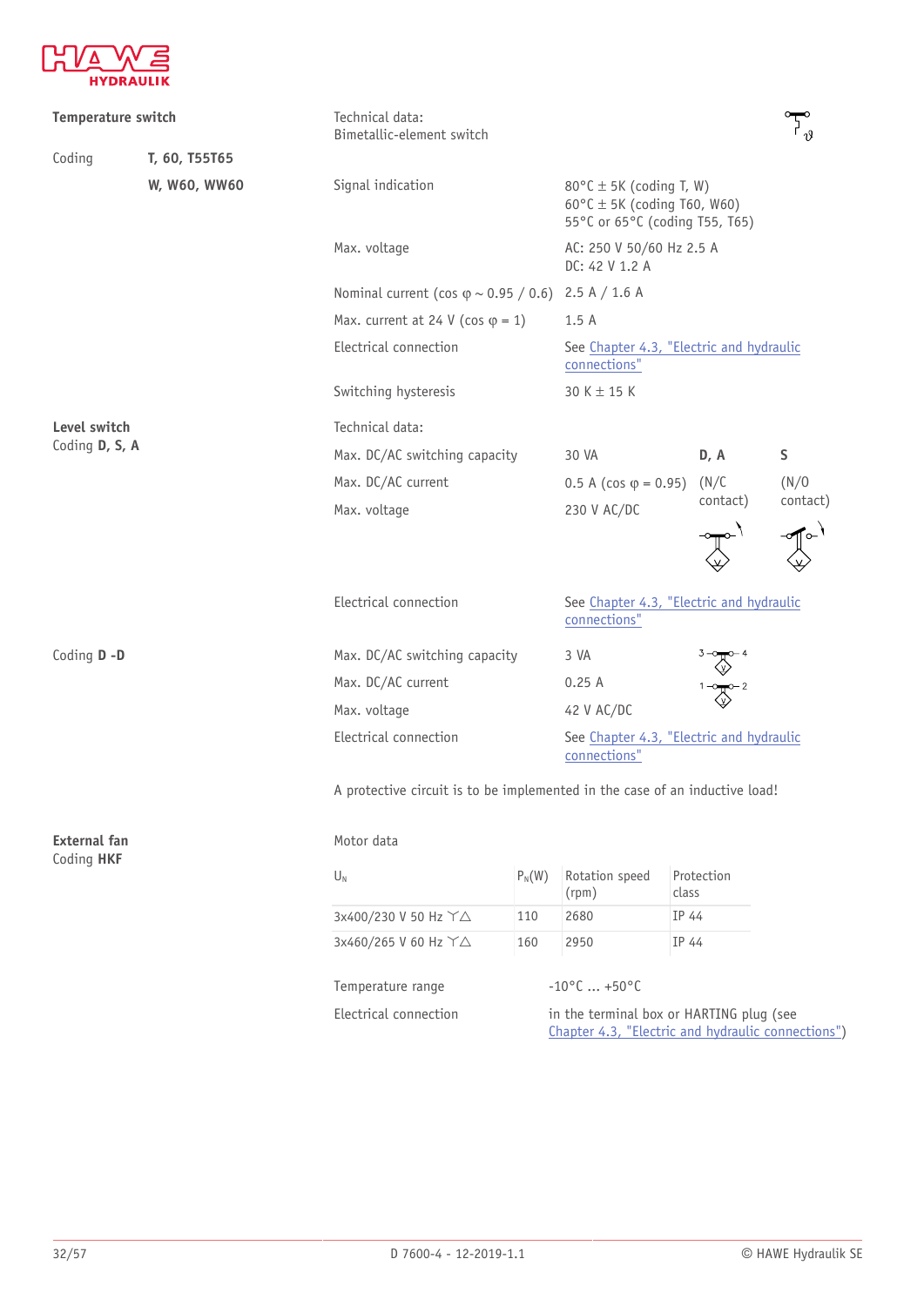**Temperature switch**

Coding **T, 60, T55T65**

**W, W60, WW60**

Technical data:
Bimetallic-element switch

| | |
|---|---|
| Signal indication | 80°C ± 5K (coding T, W)<br>60°C ± 5K (coding T60, W60)<br>55°C or 65°C (coding T55, T65) |
| Max. voltage | AC: 250 V 50/60 Hz 2.5 A<br>DC: 42 V 1.2 A |
| Nominal current (cos φ ~ 0.95 / 0.6) | 2.5 A / 1.6 A |
| Max. current at 24 V (cos φ = 1) | 1.5 A |
| Electrical connection | See Chapter 4.3, "Electric and hydraulic connections" |
| Switching hysteresis | 30 K ± 15 K |

**Level switch**
Coding **D, S, A**

Technical data:

| | | **D, A** | **S** |
|---|---|---|---|
| Max. DC/AC switching capacity | 30 VA | (N/C contact) | (N/O contact) |
| Max. DC/AC current | 0.5 A (cos φ = 0.95) | | |
| Max. voltage | 230 V AC/DC | | |
| Electrical connection | See Chapter 4.3, "Electric and hydraulic connections" | | |

Coding **D -D**

| | |
|---|---|
| Max. DC/AC switching capacity | 3 VA |
| Max. DC/AC current | 0.25 A |
| Max. voltage | 42 V AC/DC |
| Electrical connection | See Chapter 4.3, "Electric and hydraulic connections" |

A protective circuit is to be implemented in the case of an inductive load!

**External fan**
Coding **HKF**

Motor data

| $U_N$ | $P_N$(W) | Rotation speed (rpm) | Protection class |
|---|---|---|---|
| 3x400/230 V 50 Hz Y△ | 110 | 2680 | IP 44 |
| 3x460/265 V 60 Hz Y△ | 160 | 2950 | IP 44 |

| | |
|---|---|
| Temperature range | -10°C ... +50°C |
| Electrical connection | in the terminal box or HARTING plug (see Chapter 4.3, "Electric and hydraulic connections") |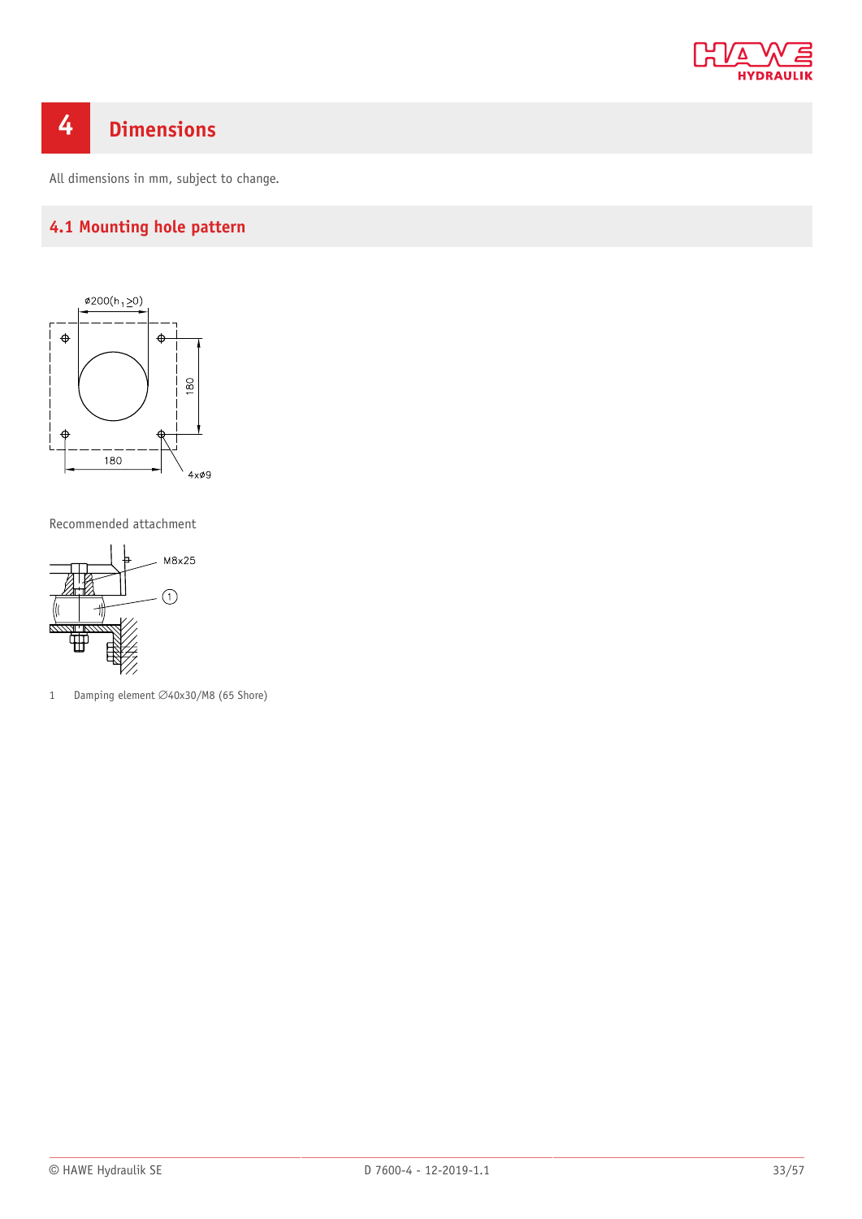# 4 Dimensions

All dimensions in mm, subject to change.

## 4.1 Mounting hole pattern

Recommended attachment

1 Damping element ∅40x30/M8 (65 Shore)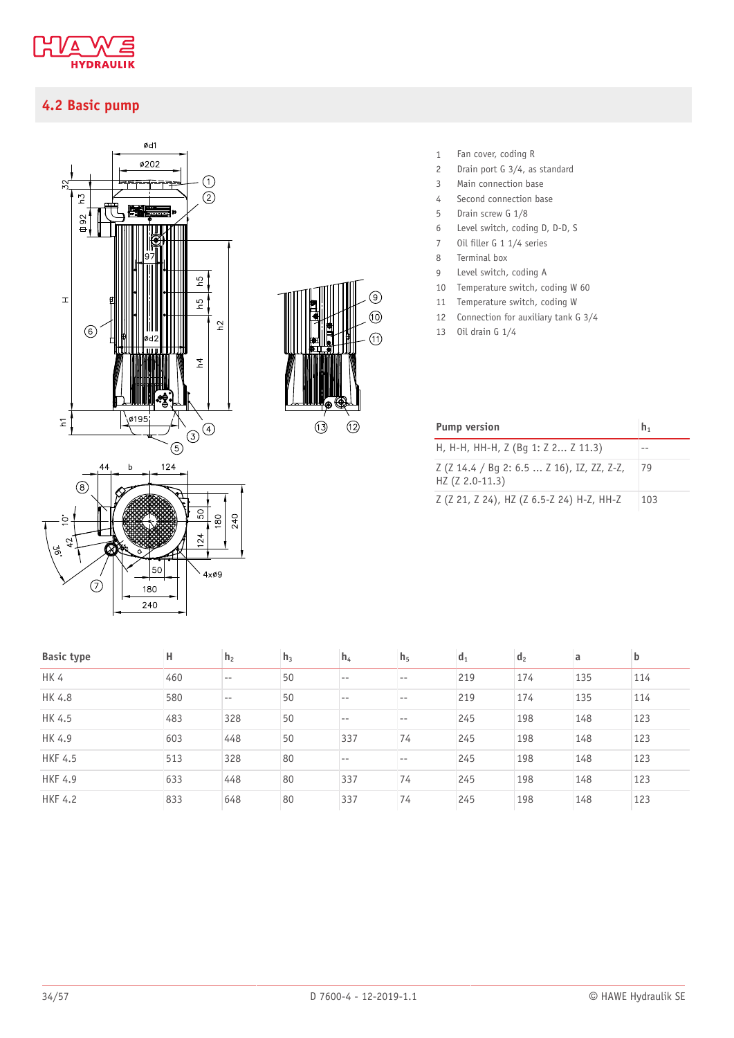## 4.2 Basic pump

1 Fan cover, coding R
2 Drain port G 3/4, as standard
3 Main connection base
4 Second connection base
5 Drain screw G 1/8
6 Level switch, coding D, D-D, S
7 Oil filler G 1 1/4 series
8 Terminal box
9 Level switch, coding A
10 Temperature switch, coding W 60
11 Temperature switch, coding W
12 Connection for auxiliary tank G 3/4
13 Oil drain G 1/4

| Pump version | $h_1$ |
|---|---|
| H, H-H, HH-H, Z (Bg 1: Z 2... Z 11.3) | -- |
| Z (Z 14.4 / Bg 2: 6.5 ... Z 16), IZ, ZZ, Z-Z, HZ (Z 2.0-11.3) | 79 |
| Z (Z 21, Z 24), HZ (Z 6.5-Z 24) H-Z, HH-Z | 103 |

| Basic type | H | $h_2$ | $h_3$ | $h_4$ | $h_5$ | $d_1$ | $d_2$ | a | b |
|---|---|---|---|---|---|---|---|---|---|
| HK 4 | 460 | -- | 50 | -- | -- | 219 | 174 | 135 | 114 |
| HK 4.8 | 580 | -- | 50 | -- | -- | 219 | 174 | 135 | 114 |
| HK 4.5 | 483 | 328 | 50 | -- | -- | 245 | 198 | 148 | 123 |
| HK 4.9 | 603 | 448 | 50 | 337 | 74 | 245 | 198 | 148 | 123 |
| HKF 4.5 | 513 | 328 | 80 | -- | -- | 245 | 198 | 148 | 123 |
| HKF 4.9 | 633 | 448 | 80 | 337 | 74 | 245 | 198 | 148 | 123 |
| HKF 4.2 | 833 | 648 | 80 | 337 | 74 | 245 | 198 | 148 | 123 |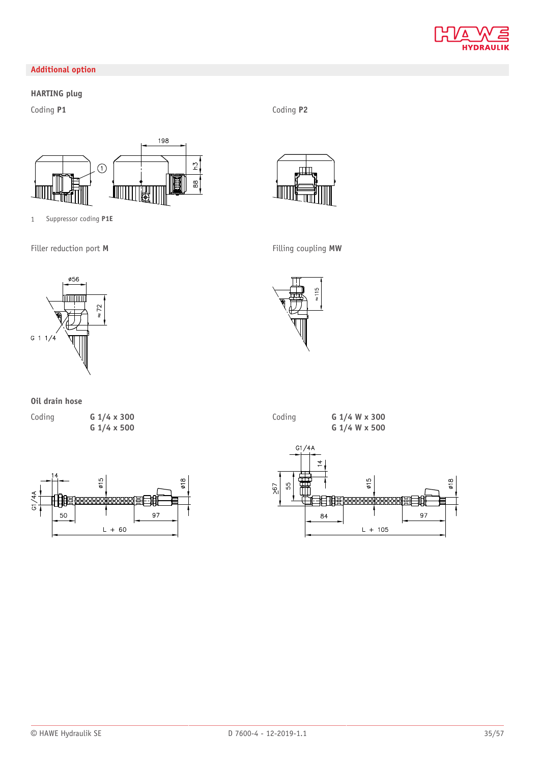## Additional option

### HARTING plug

Coding **P1**

1 Suppressor coding **P1E**

Coding **P2**

Filler reduction port **M**

Filling coupling **MW**

### Oil drain hose

Coding **G 1/4 x 300**
**G 1/4 x 500**

Coding **G 1/4 W x 300**
**G 1/4 W x 500**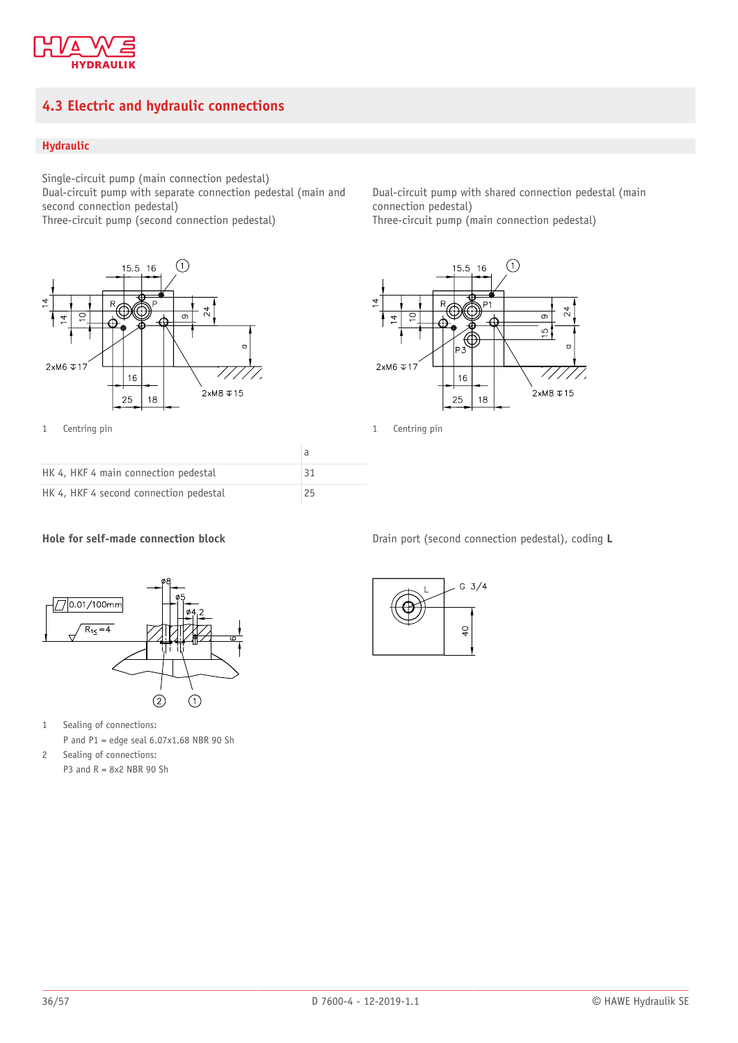## 4.3 Electric and hydraulic connections

### Hydraulic

Single-circuit pump (main connection pedestal)
Dual-circuit pump with separate connection pedestal (main and second connection pedestal)
Three-circuit pump (second connection pedestal)

1 Centring pin

Dual-circuit pump with shared connection pedestal (main connection pedestal)
Three-circuit pump (main connection pedestal)

1 Centring pin

| | a |
|---|---|
| HK 4, HKF 4 main connection pedestal | 31 |
| HK 4, HKF 4 second connection pedestal | 25 |

**Hole for self-made connection block**

1 Sealing of connections:
P and P1 = edge seal 6.07x1.68 NBR 90 Sh

2 Sealing of connections:
P3 and R = 8x2 NBR 90 Sh

Drain port (second connection pedestal), coding **L**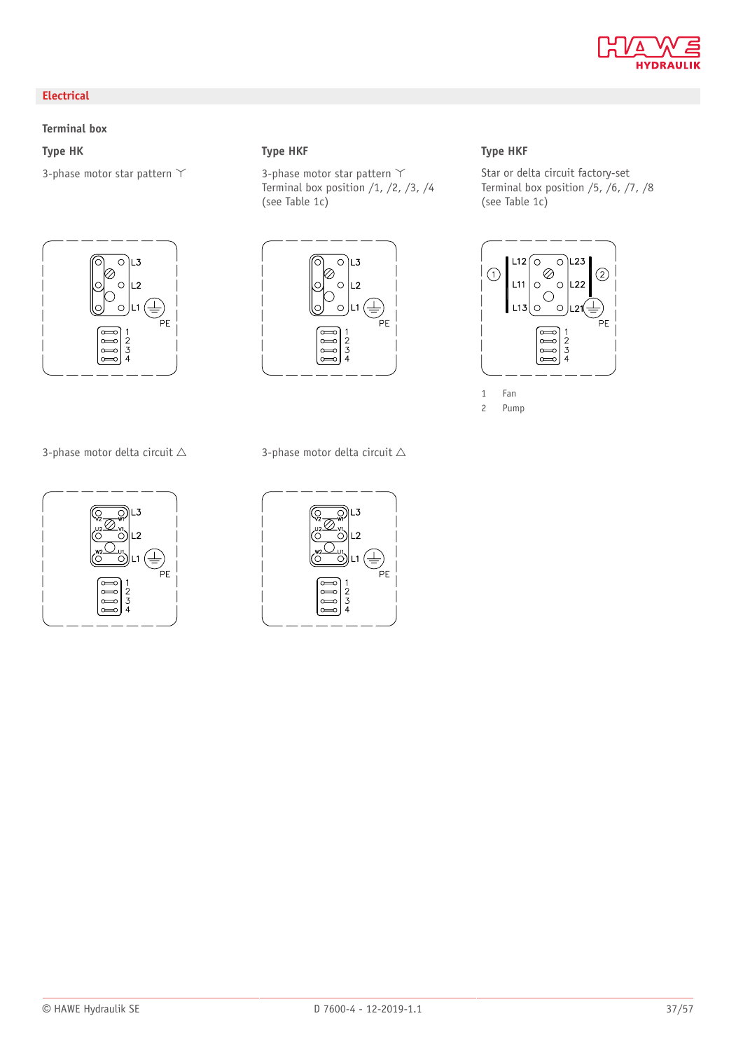## Electrical

### Terminal box

**Type HK**

3-phase motor star pattern ⅄

**Type HKF**

3-phase motor star pattern ⅄
Terminal box position /1, /2, /3, /4
(see Table 1c)

**Type HKF**

Star or delta circuit factory-set
Terminal box position /5, /6, /7, /8
(see Table 1c)

1 Fan
2 Pump

3-phase motor delta circuit △

3-phase motor delta circuit △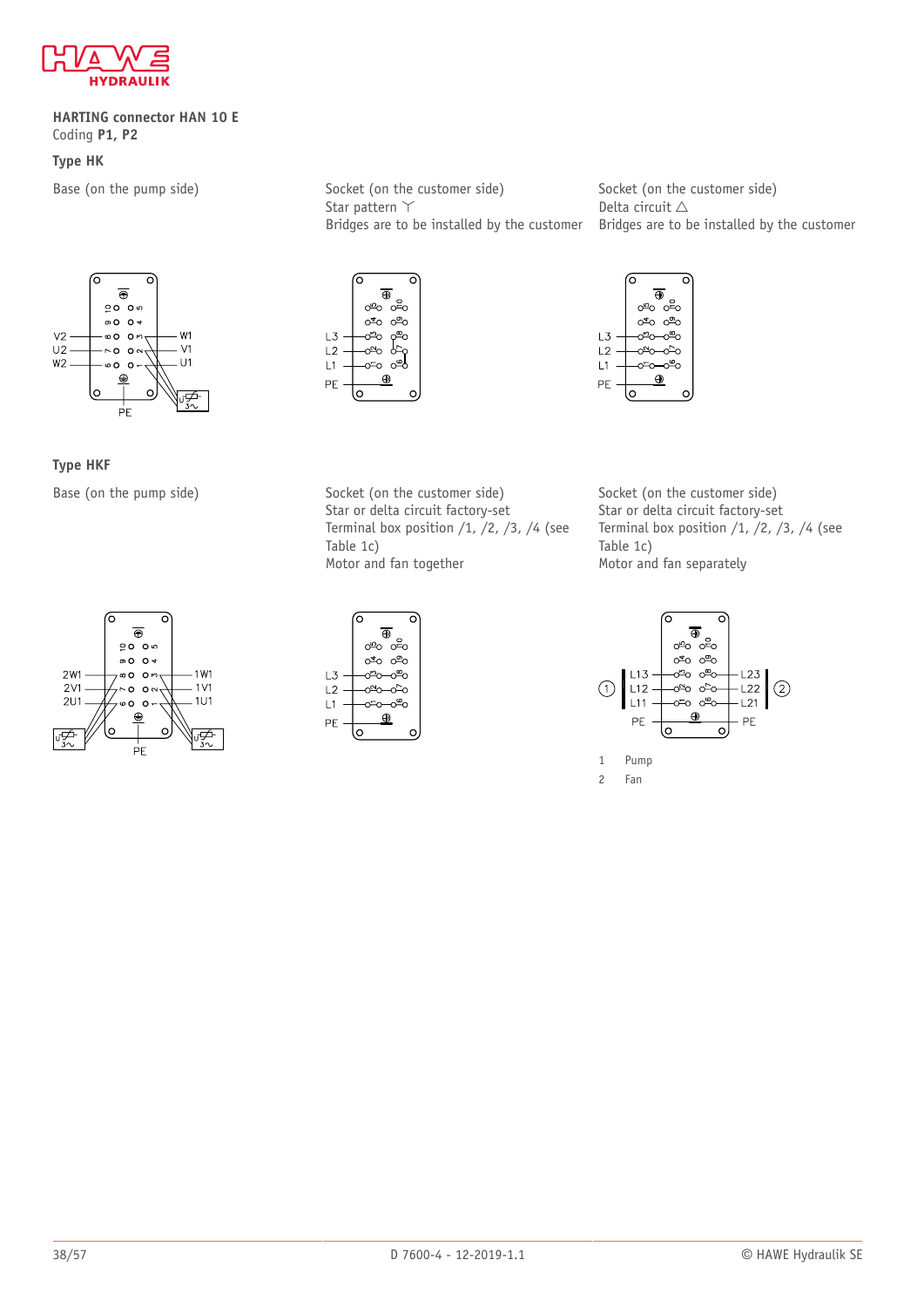**HARTING connector HAN 10 E**
Coding **P1, P2**

### Type HK

Base (on the pump side)

Socket (on the customer side)
Star pattern ⋎
Bridges are to be installed by the customer

Socket (on the customer side)
Delta circuit △
Bridges are to be installed by the customer

### Type HKF

Base (on the pump side)

Socket (on the customer side)
Star or delta circuit factory-set
Terminal box position /1, /2, /3, /4 (see Table 1c)
Motor and fan together

Socket (on the customer side)
Star or delta circuit factory-set
Terminal box position /1, /2, /3, /4 (see Table 1c)
Motor and fan separately

1 Pump
2 Fan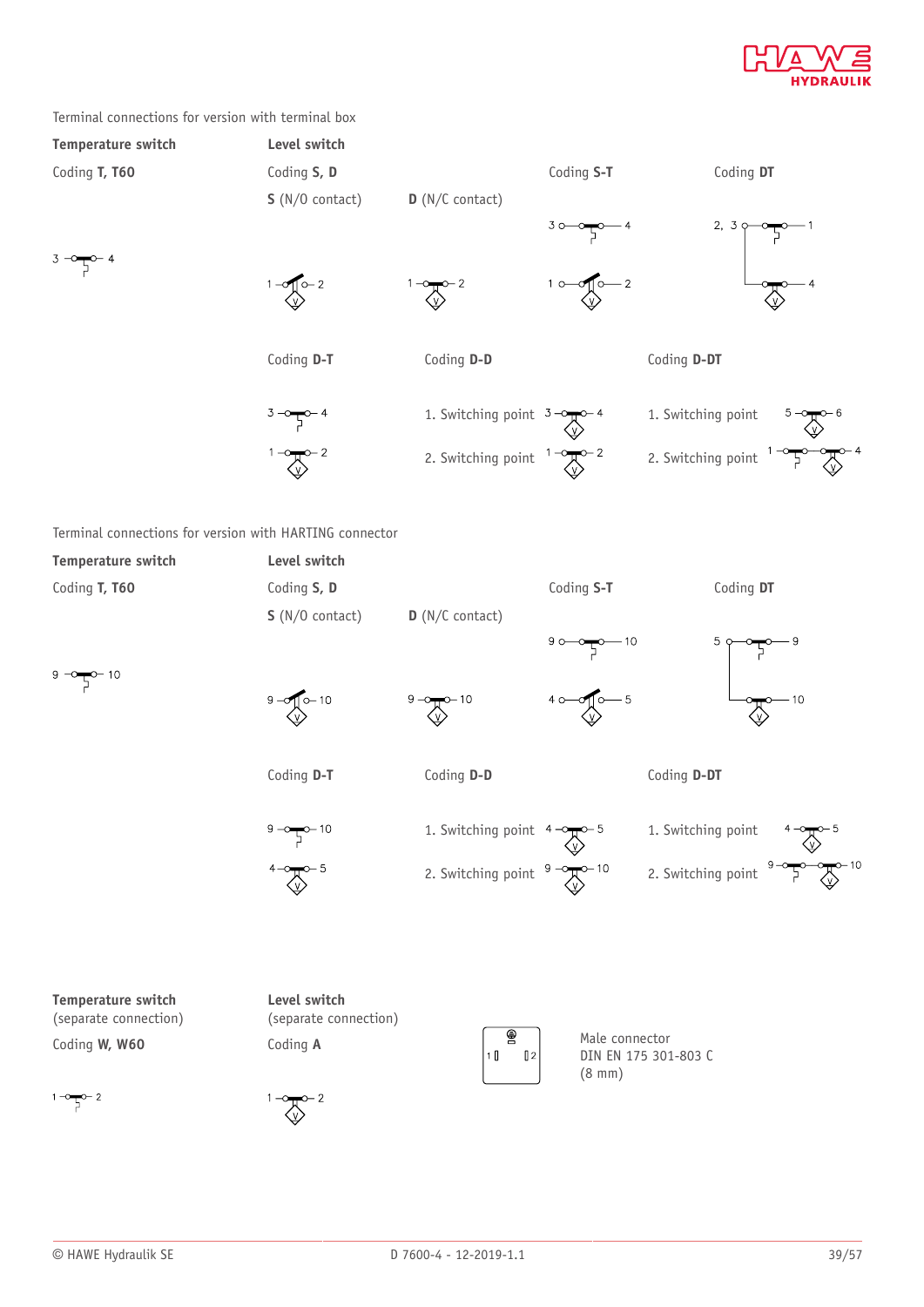Terminal connections for version with terminal box

**Temperature switch**

Coding **T, T60**

3 — 4

**Level switch**

Coding **S, D**

**S** (N/O contact)

1 — 2

**D** (N/C contact)

1 — 2

Coding **S-T**

3 — 4

1 — 2

Coding **DT**

2, 3 — 1

— 4

Coding **D-T**

3 — 4

1 — 2

Coding **D-D**

1. Switching point 3 — 4

2. Switching point 1 — 2

Coding **D-DT**

1. Switching point 5 — 6

2. Switching point 1 — 4

Terminal connections for version with HARTING connector

**Temperature switch**

Coding **T, T60**

9 — 10

**Level switch**

Coding **S, D**

**S** (N/O contact)

9 — 10

**D** (N/C contact)

9 — 10

Coding **S-T**

9 — 10

4 — 5

Coding **DT**

5 — 9

— 10

Coding **D-T**

9 — 10

4 — 5

Coding **D-D**

1. Switching point 4 — 5

2. Switching point 9 — 10

Coding **D-DT**

1. Switching point 4 — 5

2. Switching point 9 — 10

**Temperature switch**
(separate connection)

Coding **W, W60**

1 — 2

**Level switch**
(separate connection)

Coding **A**

1 — 2

Male connector
DIN EN 175 301-803 C
(8 mm)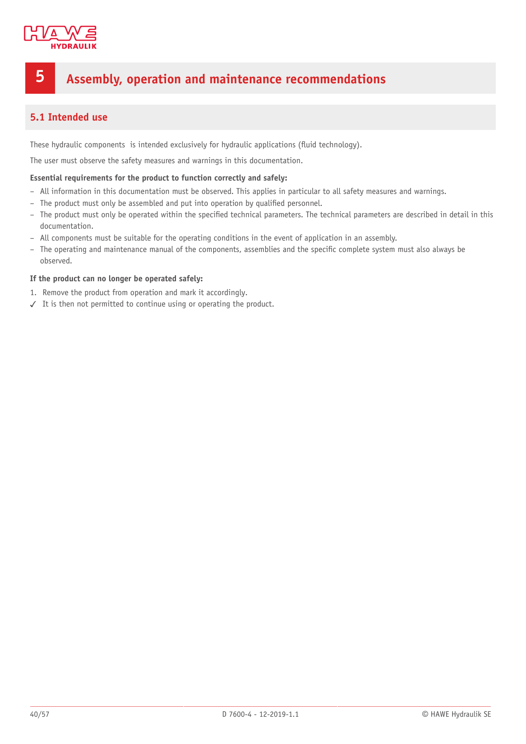# 5 Assembly, operation and maintenance recommendations

## 5.1 Intended use

These hydraulic components  is intended exclusively for hydraulic applications (fluid technology).

The user must observe the safety measures and warnings in this documentation.

**Essential requirements for the product to function correctly and safely:**

- All information in this documentation must be observed. This applies in particular to all safety measures and warnings.
- The product must only be assembled and put into operation by qualified personnel.
- The product must only be operated within the specified technical parameters. The technical parameters are described in detail in this documentation.
- All components must be suitable for the operating conditions in the event of application in an assembly.
- The operating and maintenance manual of the components, assemblies and the specific complete system must also always be observed.

**If the product can no longer be operated safely:**

1. Remove the product from operation and mark it accordingly.

✓ It is then not permitted to continue using or operating the product.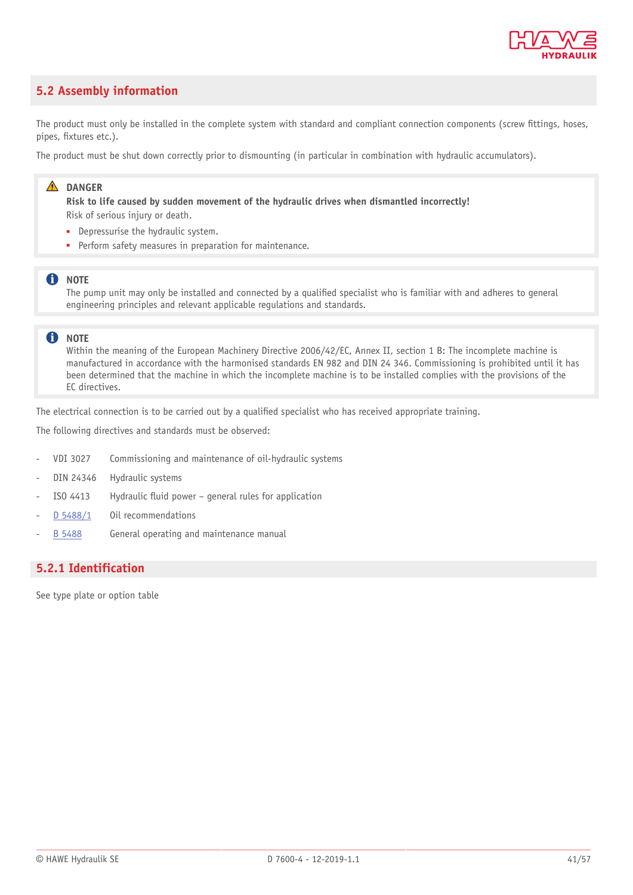## 5.2 Assembly information

The product must only be installed in the complete system with standard and compliant connection components (screw fittings, hoses, pipes, fixtures etc.).

The product must be shut down correctly prior to dismounting (in particular in combination with hydraulic accumulators).

> ⚠ **DANGER**
>
> **Risk to life caused by sudden movement of the hydraulic drives when dismantled incorrectly!**
>
> Risk of serious injury or death.
>
> - Depressurise the hydraulic system.
> - Perform safety measures in preparation for maintenance.

> **NOTE**
>
> The pump unit may only be installed and connected by a qualified specialist who is familiar with and adheres to general engineering principles and relevant applicable regulations and standards.

> **NOTE**
>
> Within the meaning of the European Machinery Directive 2006/42/EC, Annex II, section 1 B: The incomplete machine is manufactured in accordance with the harmonised standards EN 982 and DIN 24 346. Commissioning is prohibited until it has been determined that the machine in which the incomplete machine is to be installed complies with the provisions of the EC directives.

The electrical connection is to be carried out by a qualified specialist who has received appropriate training.

The following directives and standards must be observed:

- VDI 3027 Commissioning and maintenance of oil-hydraulic systems
- DIN 24346 Hydraulic systems
- ISO 4413 Hydraulic fluid power – general rules for application
- D 5488/1 Oil recommendations
- B 5488 General operating and maintenance manual

### 5.2.1 Identification

See type plate or option table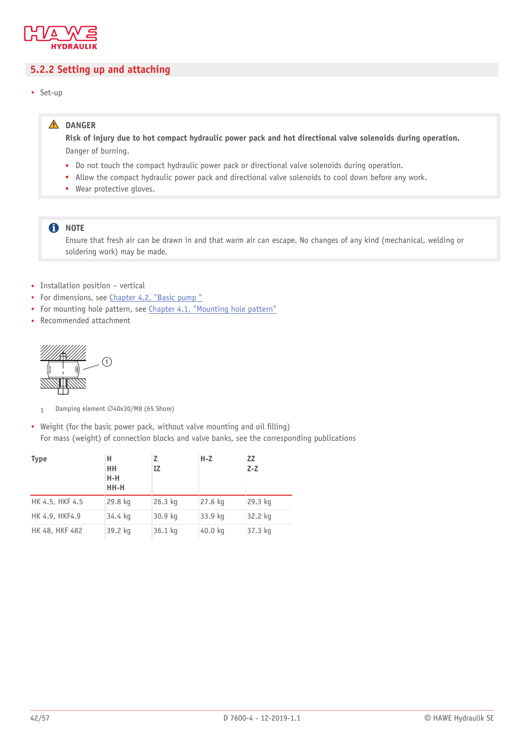## 5.2.2 Setting up and attaching

- Set-up

> **DANGER**
>
> **Risk of injury due to hot compact hydraulic power pack and hot directional valve solenoids during operation.**
>
> Danger of burning.
>
> - Do not touch the compact hydraulic power pack or directional valve solenoids during operation.
> - Allow the compact hydraulic power pack and directional valve solenoids to cool down before any work.
> - Wear protective gloves.

> **NOTE**
>
> Ensure that fresh air can be drawn in and that warm air can escape. No changes of any kind (mechanical, welding or soldering work) may be made.

- Installation position – vertical
- For dimensions, see Chapter 4.2, "Basic pump "
- For mounting hole pattern, see Chapter 4.1, "Mounting hole pattern"
- Recommended attachment

1 Damping element ∅40x30/M8 (65 Shore)

- Weight (for the basic power pack, without valve mounting and oil filling)
  For mass (weight) of connection blocks and valve banks, see the corresponding publications

| Type | H<br>HH<br>H-H<br>HH-H | Z<br>IZ | H-Z | ZZ<br>Z-Z |
|---|---|---|---|---|
| HK 4.5, HKF 4.5 | 29.8 kg | 26.3 kg | 27.6 kg | 29.3 kg |
| HK 4.9, HKF4.9 | 34.4 kg | 30.9 kg | 33.9 kg | 32.2 kg |
| HK 48, HKF 482 | 39.2 kg | 36.1 kg | 40.0 kg | 37.3 kg |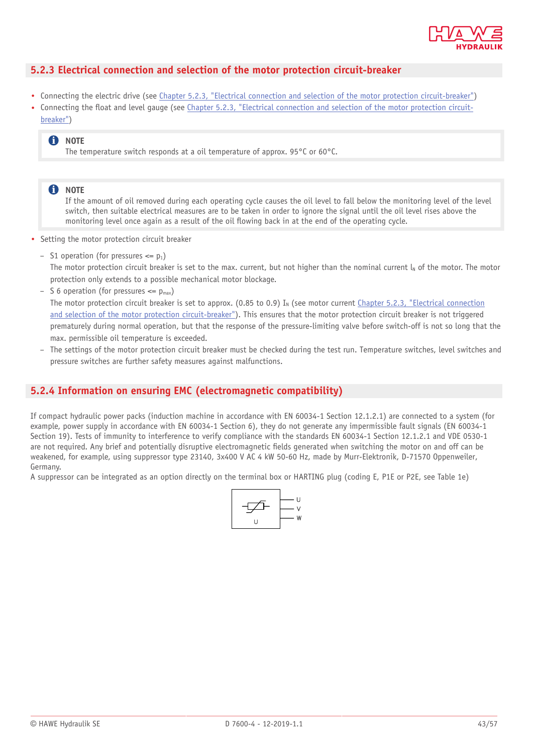## 5.2.3 Electrical connection and selection of the motor protection circuit-breaker

- Connecting the electric drive (see Chapter 5.2.3, "Electrical connection and selection of the motor protection circuit-breaker")
- Connecting the float and level gauge (see Chapter 5.2.3, "Electrical connection and selection of the motor protection circuit-breaker")

> **NOTE**
> The temperature switch responds at a oil temperature of approx. 95°C or 60°C.

> **NOTE**
> If the amount of oil removed during each operating cycle causes the oil level to fall below the monitoring level of the level switch, then suitable electrical measures are to be taken in order to ignore the signal until the oil level rises above the monitoring level once again as a result of the oil flowing back in at the end of the operating cycle.

- Setting the motor protection circuit breaker
  - S1 operation (for pressures <= $p_1$)
    The motor protection circuit breaker is set to the max. current, but not higher than the nominal current $I_N$ of the motor. The motor protection only extends to a possible mechanical motor blockage.
  - S 6 operation (for pressures <= $p_{max}$)
    The motor protection circuit breaker is set to approx. (0.85 to 0.9) $I_N$ (see motor current Chapter 5.2.3, "Electrical connection and selection of the motor protection circuit-breaker"). This ensures that the motor protection circuit breaker is not triggered prematurely during normal operation, but that the response of the pressure-limiting valve before switch-off is not so long that the max. permissible oil temperature is exceeded.
  - The settings of the motor protection circuit breaker must be checked during the test run. Temperature switches, level switches and pressure switches are further safety measures against malfunctions.

## 5.2.4 Information on ensuring EMC (electromagnetic compatibility)

If compact hydraulic power packs (induction machine in accordance with EN 60034-1 Section 12.1.2.1) are connected to a system (for example, power supply in accordance with EN 60034-1 Section 6), they do not generate any impermissible fault signals (EN 60034-1 Section 19). Tests of immunity to interference to verify compliance with the standards EN 60034-1 Section 12.1.2.1 and VDE 0530-1 are not required. Any brief and potentially disruptive electromagnetic fields generated when switching the motor on and off can be weakened, for example, using suppressor type 23140, 3x400 V AC 4 kW 50-60 Hz, made by Murr-Elektronik, D-71570 Oppenweiler, Germany.
A suppressor can be integrated as an option directly on the terminal box or HARTING plug (coding E, P1E or P2E, see Table 1e)

U
U
V
W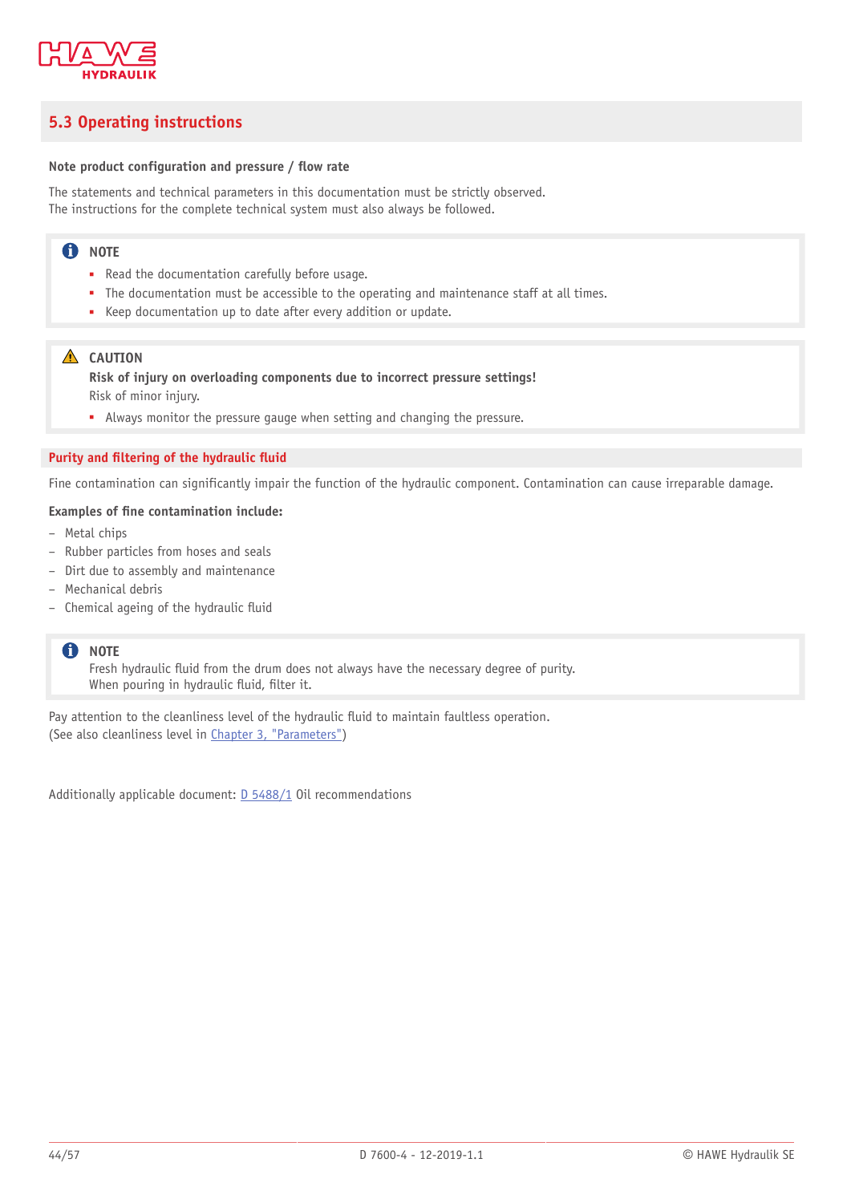## 5.3 Operating instructions

**Note product configuration and pressure / flow rate**

The statements and technical parameters in this documentation must be strictly observed.
The instructions for the complete technical system must also always be followed.

> **NOTE**
> - Read the documentation carefully before usage.
> - The documentation must be accessible to the operating and maintenance staff at all times.
> - Keep documentation up to date after every addition or update.

> **CAUTION**
> **Risk of injury on overloading components due to incorrect pressure settings!**
> Risk of minor injury.
> - Always monitor the pressure gauge when setting and changing the pressure.

### Purity and filtering of the hydraulic fluid

Fine contamination can significantly impair the function of the hydraulic component. Contamination can cause irreparable damage.

**Examples of fine contamination include:**

- Metal chips
- Rubber particles from hoses and seals
- Dirt due to assembly and maintenance
- Mechanical debris
- Chemical ageing of the hydraulic fluid

> **NOTE**
> Fresh hydraulic fluid from the drum does not always have the necessary degree of purity.
> When pouring in hydraulic fluid, filter it.

Pay attention to the cleanliness level of the hydraulic fluid to maintain faultless operation.
(See also cleanliness level in Chapter 3, "Parameters")

Additionally applicable document: D 5488/1 Oil recommendations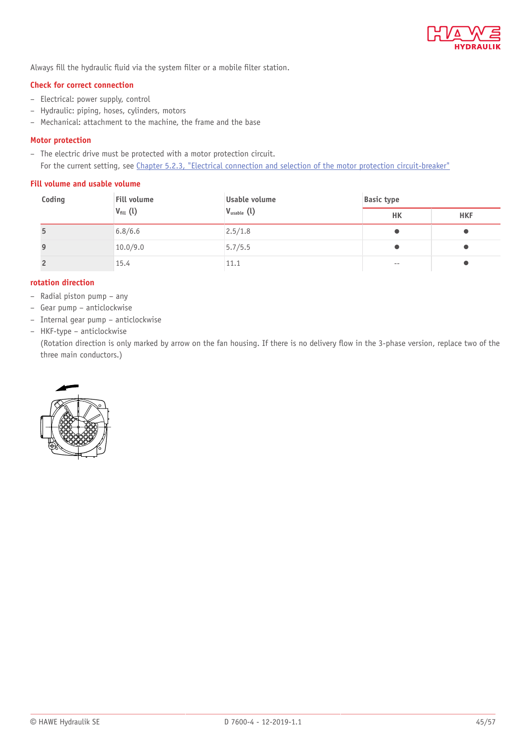Always fill the hydraulic fluid via the system filter or a mobile filter station.

### Check for correct connection

- Electrical: power supply, control
- Hydraulic: piping, hoses, cylinders, motors
- Mechanical: attachment to the machine, the frame and the base

### Motor protection

- The electric drive must be protected with a motor protection circuit.
  For the current setting, see Chapter 5.2.3, "Electrical connection and selection of the motor protection circuit-breaker"

### Fill volume and usable volume

| Coding | Fill volume $V_{fill}$ (l) | Usable volume $V_{usable}$ (l) | Basic type | |
|---|---|---|---|---|
| | | | HK | HKF |
| 5 | 6.8/6.6 | 2.5/1.8 | ● | ● |
| 9 | 10.0/9.0 | 5.7/5.5 | ● | ● |
| 2 | 15.4 | 11.1 | -- | ● |

### rotation direction

- Radial piston pump – any
- Gear pump – anticlockwise
- Internal gear pump – anticlockwise
- HKF-type – anticlockwise
  (Rotation direction is only marked by arrow on the fan housing. If there is no delivery flow in the 3-phase version, replace two of the three main conductors.)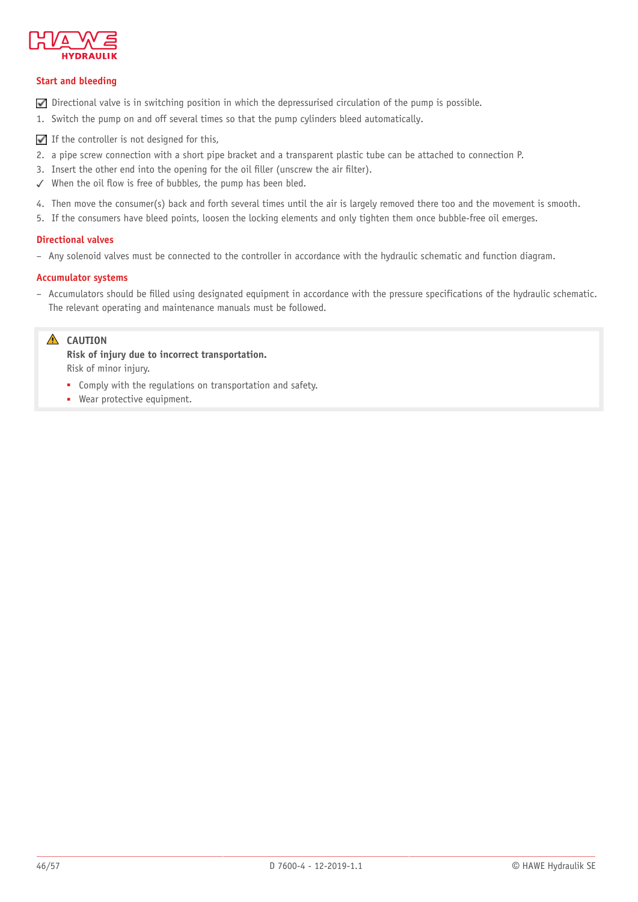### Start and bleeding

☑ Directional valve is in switching position in which the depressurised circulation of the pump is possible.

1. Switch the pump on and off several times so that the pump cylinders bleed automatically.

☑ If the controller is not designed for this,

2. a pipe screw connection with a short pipe bracket and a transparent plastic tube can be attached to connection P.
3. Insert the other end into the opening for the oil filler (unscrew the air filter).

✓ When the oil flow is free of bubbles, the pump has been bled.

4. Then move the consumer(s) back and forth several times until the air is largely removed there too and the movement is smooth.
5. If the consumers have bleed points, loosen the locking elements and only tighten them once bubble-free oil emerges.

### Directional valves

– Any solenoid valves must be connected to the controller in accordance with the hydraulic schematic and function diagram.

### Accumulator systems

– Accumulators should be filled using designated equipment in accordance with the pressure specifications of the hydraulic schematic. The relevant operating and maintenance manuals must be followed.

> ⚠ **CAUTION**
>
> **Risk of injury due to incorrect transportation.**
>
> Risk of minor injury.
>
> - Comply with the regulations on transportation and safety.
> - Wear protective equipment.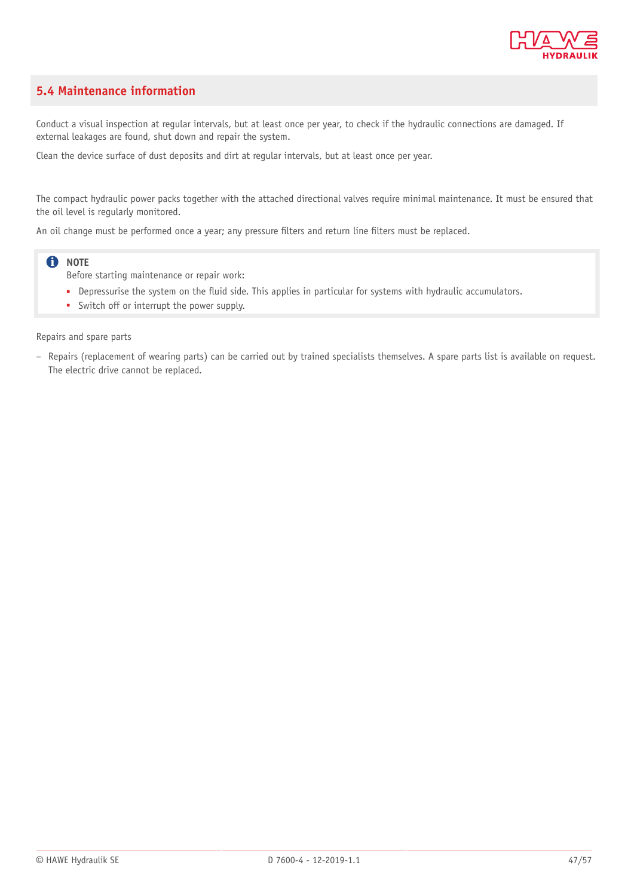## 5.4 Maintenance information

Conduct a visual inspection at regular intervals, but at least once per year, to check if the hydraulic connections are damaged. If external leakages are found, shut down and repair the system.

Clean the device surface of dust deposits and dirt at regular intervals, but at least once per year.

The compact hydraulic power packs together with the attached directional valves require minimal maintenance. It must be ensured that the oil level is regularly monitored.

An oil change must be performed once a year; any pressure filters and return line filters must be replaced.

> **NOTE**
>
> Before starting maintenance or repair work:
>
> - Depressurise the system on the fluid side. This applies in particular for systems with hydraulic accumulators.
> - Switch off or interrupt the power supply.

Repairs and spare parts

- Repairs (replacement of wearing parts) can be carried out by trained specialists themselves. A spare parts list is available on request. The electric drive cannot be replaced.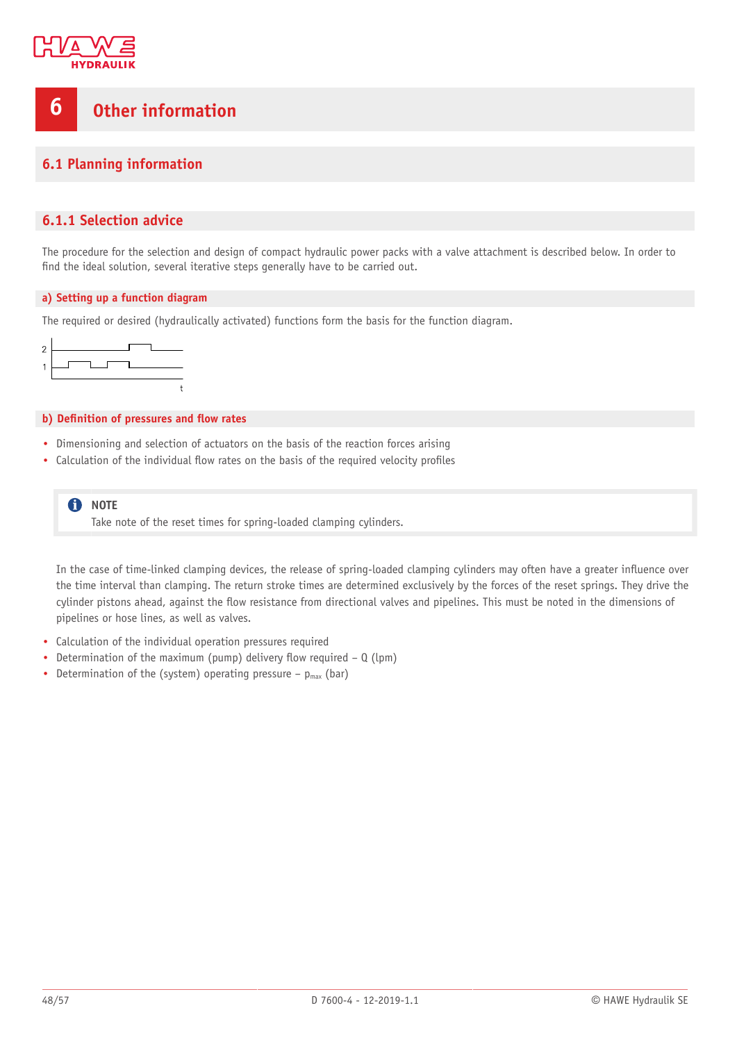// 6 Other information

## 6.1 Planning information

### 6.1.1 Selection advice

The procedure for the selection and design of compact hydraulic power packs with a valve attachment is described below. In order to find the ideal solution, several iterative steps generally have to be carried out.

#### a) Setting up a function diagram

The required or desired (hydraulically activated) functions form the basis for the function diagram.

#### b) Definition of pressures and flow rates

- Dimensioning and selection of actuators on the basis of the reaction forces arising
- Calculation of the individual flow rates on the basis of the required velocity profiles

> **NOTE**
> Take note of the reset times for spring-loaded clamping cylinders.

In the case of time-linked clamping devices, the release of spring-loaded clamping cylinders may often have a greater influence over the time interval than clamping. The return stroke times are determined exclusively by the forces of the reset springs. They drive the cylinder pistons ahead, against the flow resistance from directional valves and pipelines. This must be noted in the dimensions of pipelines or hose lines, as well as valves.

- Calculation of the individual operation pressures required
- Determination of the maximum (pump) delivery flow required – Q (lpm)
- Determination of the (system) operating pressure – $p_{max}$ (bar)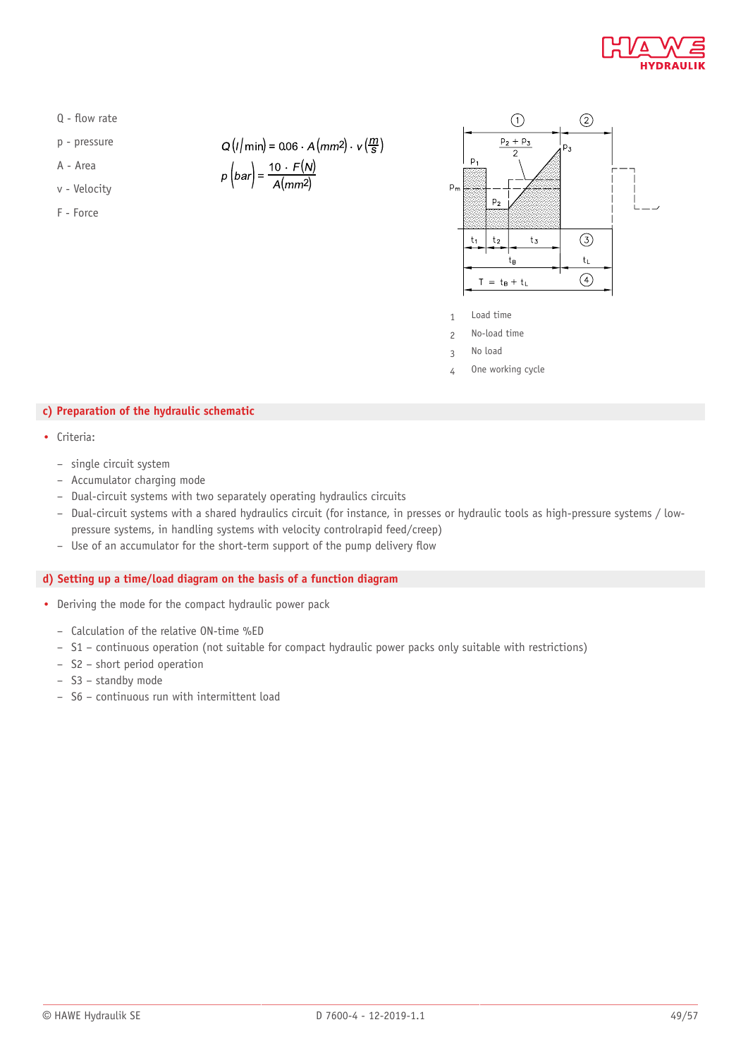Q - flow rate

p - pressure

A - Area

v - Velocity

F - Force

$$Q\left(l/\mathrm{min}\right) = 0.06 \cdot A\left(mm^2\right) \cdot v\left(\frac{m}{s}\right)$$

$$p\left(bar\right) = \frac{10 \cdot F(N)}{A\left(mm^2\right)}$$

1 Load time

2 No-load time

3 No load

4 One working cycle

## c) Preparation of the hydraulic schematic

- Criteria:
  - single circuit system
  - Accumulator charging mode
  - Dual-circuit systems with two separately operating hydraulics circuits
  - Dual-circuit systems with a shared hydraulics circuit (for instance, in presses or hydraulic tools as high-pressure systems / low-pressure systems, in handling systems with velocity controlrapid feed/creep)
  - Use of an accumulator for the short-term support of the pump delivery flow

## d) Setting up a time/load diagram on the basis of a function diagram

- Deriving the mode for the compact hydraulic power pack
  - Calculation of the relative ON-time %ED
  - S1 – continuous operation (not suitable for compact hydraulic power packs only suitable with restrictions)
  - S2 – short period operation
  - S3 – standby mode
  - S6 – continuous run with intermittent load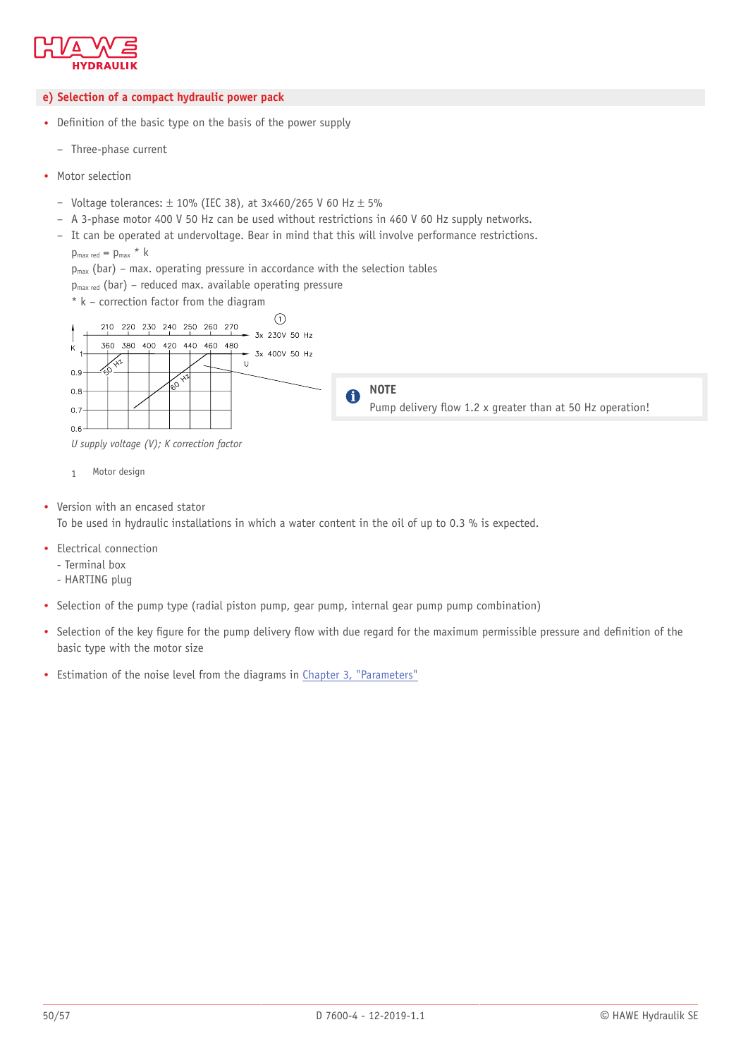## e) Selection of a compact hydraulic power pack

- Definition of the basic type on the basis of the power supply
  - Three-phase current
- Motor selection
  - Voltage tolerances: ± 10% (IEC 38), at 3x460/265 V 60 Hz ± 5%
  - A 3-phase motor 400 V 50 Hz can be used without restrictions in 460 V 60 Hz supply networks.
  - It can be operated at undervoltage. Bear in mind that this will involve performance restrictions.

  $p_{max\ red} = p_{max} * k$

  $p_{max}$ (bar) – max. operating pressure in accordance with the selection tables

  $p_{max\ red}$ (bar) – reduced max. available operating pressure

  * k – correction factor from the diagram

*U supply voltage (V); K correction factor*

1 Motor design

> **NOTE**
> Pump delivery flow 1.2 x greater than at 50 Hz operation!

- Version with an encased stator
  To be used in hydraulic installations in which a water content in the oil of up to 0.3 % is expected.
- Electrical connection
  - Terminal box
  - HARTING plug
- Selection of the pump type (radial piston pump, gear pump, internal gear pump pump combination)
- Selection of the key figure for the pump delivery flow with due regard for the maximum permissible pressure and definition of the basic type with the motor size
- Estimation of the noise level from the diagrams in Chapter 3, "Parameters"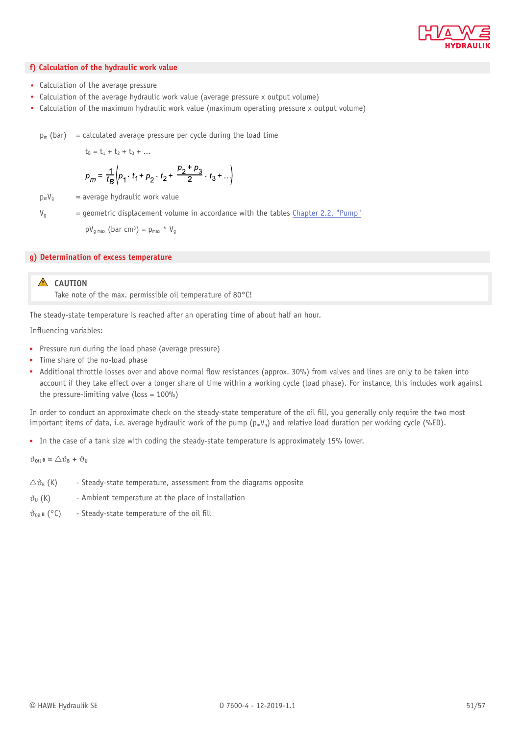## f) Calculation of the hydraulic work value

- Calculation of the average pressure
- Calculation of the average hydraulic work value (average pressure x output volume)
- Calculation of the maximum hydraulic work value (maximum operating pressure x output volume)

$p_m$ (bar) = calculated average pressure per cycle during the load time

$t_B = t_1 + t_2 + t_3 + ...$

$$p_m = \frac{1}{t_B}\left(p_1 \cdot t_1 + p_2 \cdot t_2 + \frac{p_2 + p_3}{2} \cdot t_3 + ...\right)$$

$p_m V_g$ = average hydraulic work value

$V_g$ = geometric displacement volume in accordance with the tables Chapter 2.2, "Pump"

$pV_{g\,max}$ (bar cm³) = $p_{max} * V_g$

## g) Determination of excess temperature

> **CAUTION**
> Take note of the max. permissible oil temperature of 80°C!

The steady-state temperature is reached after an operating time of about half an hour.

Influencing variables:

- Pressure run during the load phase (average pressure)
- Time share of the no-load phase
- Additional throttle losses over and above normal flow resistances (approx. 30%) from valves and lines are only to be taken into account if they take effect over a longer share of time within a working cycle (load phase). For instance, this includes work against the pressure-limiting valve (loss = 100%)

In order to conduct an approximate check on the steady-state temperature of the oil fill, you generally only require the two most important items of data, i.e. average hydraulic work of the pump ($p_m V_g$) and relative load duration per working cycle (%ED).

- In the case of a tank size with coding the steady-state temperature is approximately 15% lower.

$$\vartheta_{Oil\,B} = \triangle\vartheta_B + \vartheta_U$$

$\triangle\vartheta_B$ (K) - Steady-state temperature, assessment from the diagrams opposite

$\vartheta_U$ (K) - Ambient temperature at the place of installation

$\vartheta_{Oil\,B}$ (°C) - Steady-state temperature of the oil fill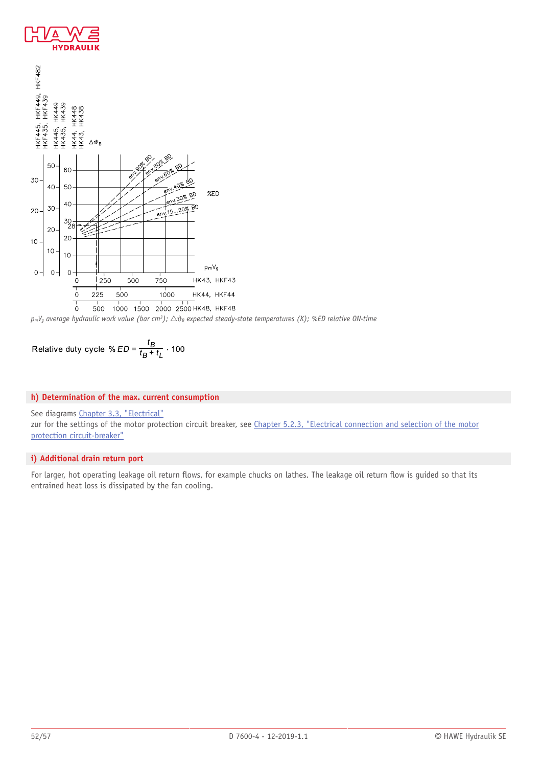$p_mV_g$ average hydraulic work value (bar cm³); $\Delta\vartheta_B$ expected steady-state temperatures (K); %ED relative ON-time

$$\text{Relative duty cycle } \%\,ED = \frac{t_B}{t_B + t_L} \cdot 100$$

## h) Determination of the max. current consumption

See diagrams Chapter 3.3, "Electrical"
zur for the settings of the motor protection circuit breaker, see Chapter 5.2.3, "Electrical connection and selection of the motor protection circuit-breaker"

## i) Additional drain return port

For larger, hot operating leakage oil return flows, for example chucks on lathes. The leakage oil return flow is guided so that its entrained heat loss is dissipated by the fan cooling.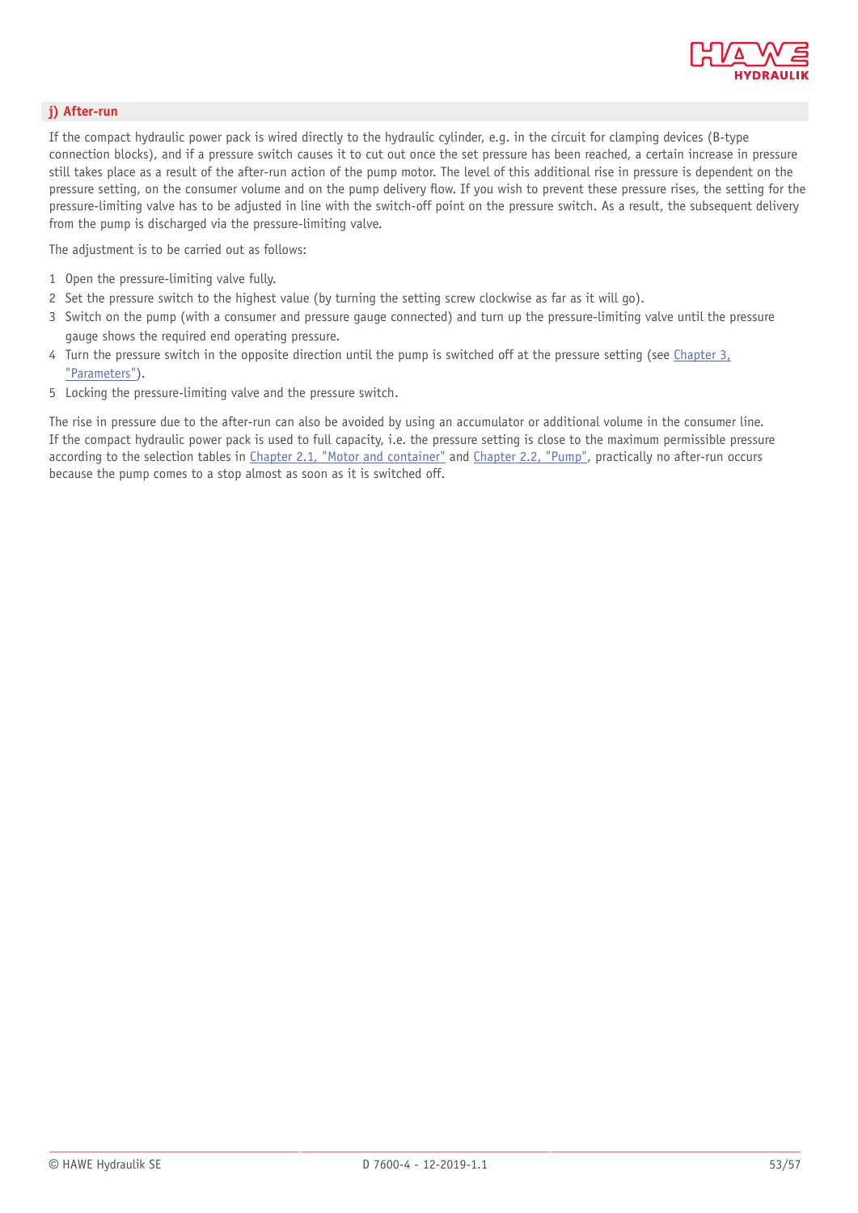### j) After-run

If the compact hydraulic power pack is wired directly to the hydraulic cylinder, e.g. in the circuit for clamping devices (B-type connection blocks), and if a pressure switch causes it to cut out once the set pressure has been reached, a certain increase in pressure still takes place as a result of the after-run action of the pump motor. The level of this additional rise in pressure is dependent on the pressure setting, on the consumer volume and on the pump delivery flow. If you wish to prevent these pressure rises, the setting for the pressure-limiting valve has to be adjusted in line with the switch-off point on the pressure switch. As a result, the subsequent delivery from the pump is discharged via the pressure-limiting valve.

The adjustment is to be carried out as follows:

1. Open the pressure-limiting valve fully.
2. Set the pressure switch to the highest value (by turning the setting screw clockwise as far as it will go).
3. Switch on the pump (with a consumer and pressure gauge connected) and turn up the pressure-limiting valve until the pressure gauge shows the required end operating pressure.
4. Turn the pressure switch in the opposite direction until the pump is switched off at the pressure setting (see Chapter 3, "Parameters").
5. Locking the pressure-limiting valve and the pressure switch.

The rise in pressure due to the after-run can also be avoided by using an accumulator or additional volume in the consumer line. If the compact hydraulic power pack is used to full capacity, i.e. the pressure setting is close to the maximum permissible pressure according to the selection tables in Chapter 2.1, "Motor and container" and Chapter 2.2, "Pump", practically no after-run occurs because the pump comes to a stop almost as soon as it is switched off.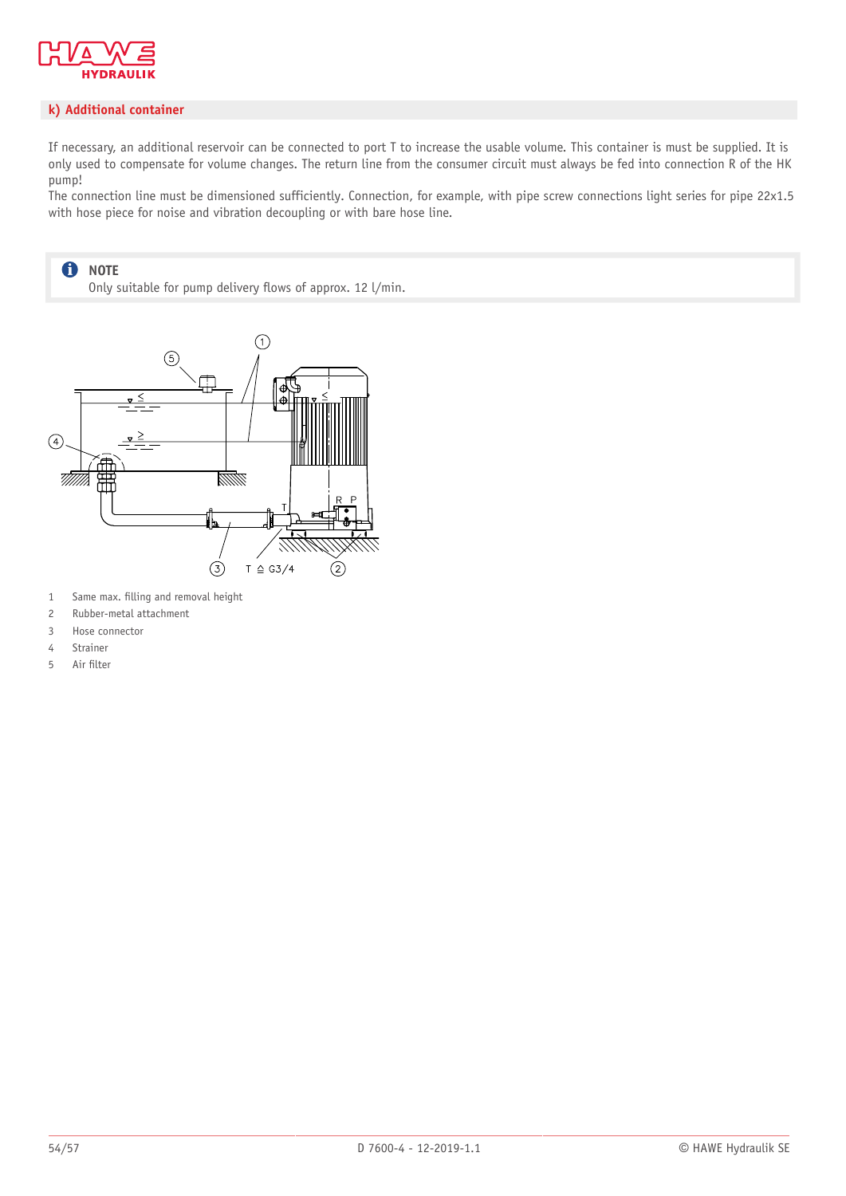## k) Additional container

If necessary, an additional reservoir can be connected to port T to increase the usable volume. This container is must be supplied. It is only used to compensate for volume changes. The return line from the consumer circuit must always be fed into connection R of the HK pump!
The connection line must be dimensioned sufficiently. Connection, for example, with pipe screw connections light series for pipe 22x1.5 with hose piece for noise and vibration decoupling or with bare hose line.

> **NOTE**
> Only suitable for pump delivery flows of approx. 12 l/min.

T ≙ G3/4

1 Same max. filling and removal height
2 Rubber-metal attachment
3 Hose connector
4 Strainer
5 Air filter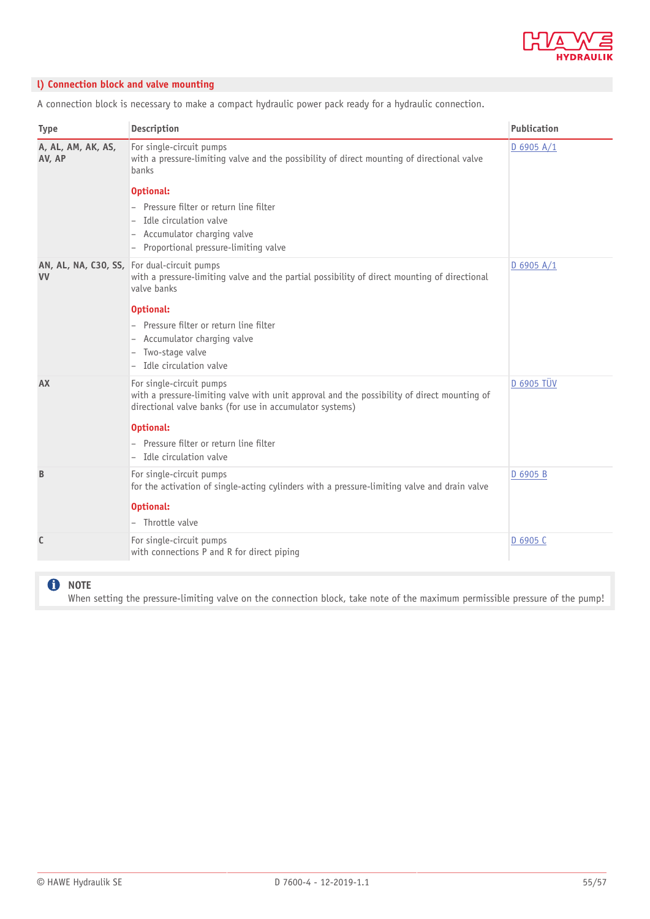## l) Connection block and valve mounting

A connection block is necessary to make a compact hydraulic power pack ready for a hydraulic connection.

| Type | Description | Publication |
|---|---|---|
| **A, AL, AM, AK, AS, AV, AP** | For single-circuit pumps<br>with a pressure-limiting valve and the possibility of direct mounting of directional valve banks<br><br>**Optional:**<br>– Pressure filter or return line filter<br>– Idle circulation valve<br>– Accumulator charging valve<br>– Proportional pressure-limiting valve | D 6905 A/1 |
| **AN, AL, NA, C30, SS, VV** | For dual-circuit pumps<br>with a pressure-limiting valve and the partial possibility of direct mounting of directional valve banks<br><br>**Optional:**<br>– Pressure filter or return line filter<br>– Accumulator charging valve<br>– Two-stage valve<br>– Idle circulation valve | D 6905 A/1 |
| **AX** | For single-circuit pumps<br>with a pressure-limiting valve with unit approval and the possibility of direct mounting of directional valve banks (for use in accumulator systems)<br><br>**Optional:**<br>– Pressure filter or return line filter<br>– Idle circulation valve | D 6905 TÜV |
| **B** | For single-circuit pumps<br>for the activation of single-acting cylinders with a pressure-limiting valve and drain valve<br><br>**Optional:**<br>– Throttle valve | D 6905 B |
| **C** | For single-circuit pumps<br>with connections P and R for direct piping | D 6905 C |

**NOTE**
When setting the pressure-limiting valve on the connection block, take note of the maximum permissible pressure of the pump!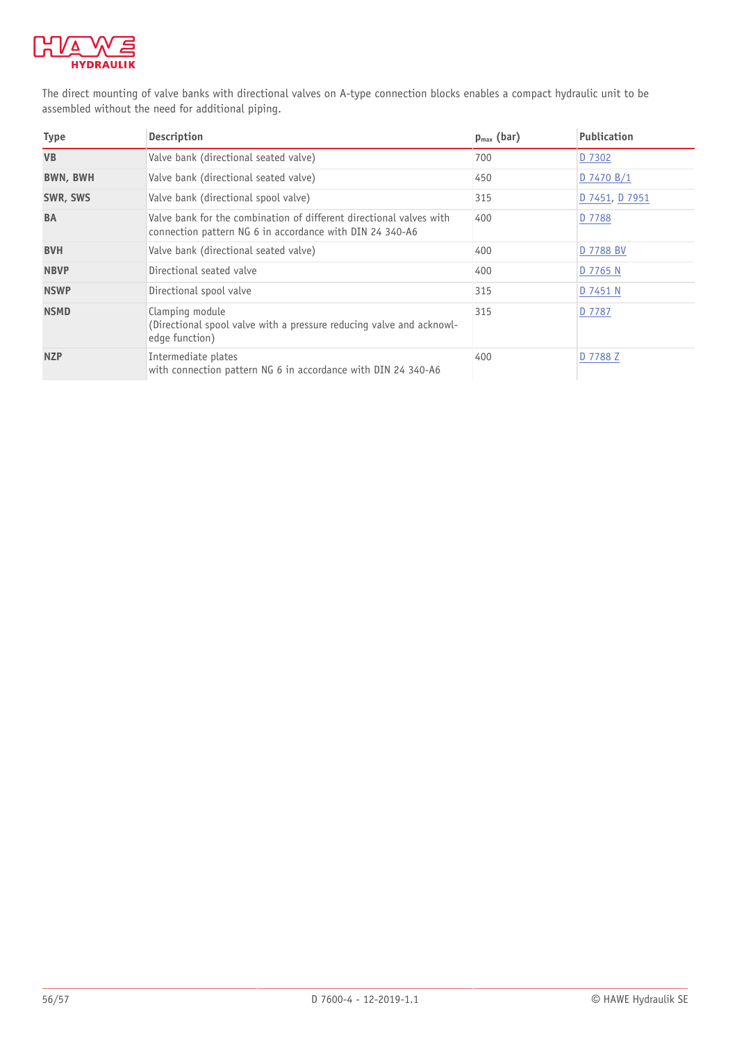The direct mounting of valve banks with directional valves on A-type connection blocks enables a compact hydraulic unit to be assembled without the need for additional piping.

| Type | Description | $p_{max}$ (bar) | Publication |
|---|---|---|---|
| **VB** | Valve bank (directional seated valve) | 700 | D 7302 |
| **BWN, BWH** | Valve bank (directional seated valve) | 450 | D 7470 B/1 |
| **SWR, SWS** | Valve bank (directional spool valve) | 315 | D 7451, D 7951 |
| **BA** | Valve bank for the combination of different directional valves with connection pattern NG 6 in accordance with DIN 24 340-A6 | 400 | D 7788 |
| **BVH** | Valve bank (directional seated valve) | 400 | D 7788 BV |
| **NBVP** | Directional seated valve | 400 | D 7765 N |
| **NSWP** | Directional spool valve | 315 | D 7451 N |
| **NSMD** | Clamping module (Directional spool valve with a pressure reducing valve and acknowledge function) | 315 | D 7787 |
| **NZP** | Intermediate plates with connection pattern NG 6 in accordance with DIN 24 340-A6 | 400 | D 7788 Z |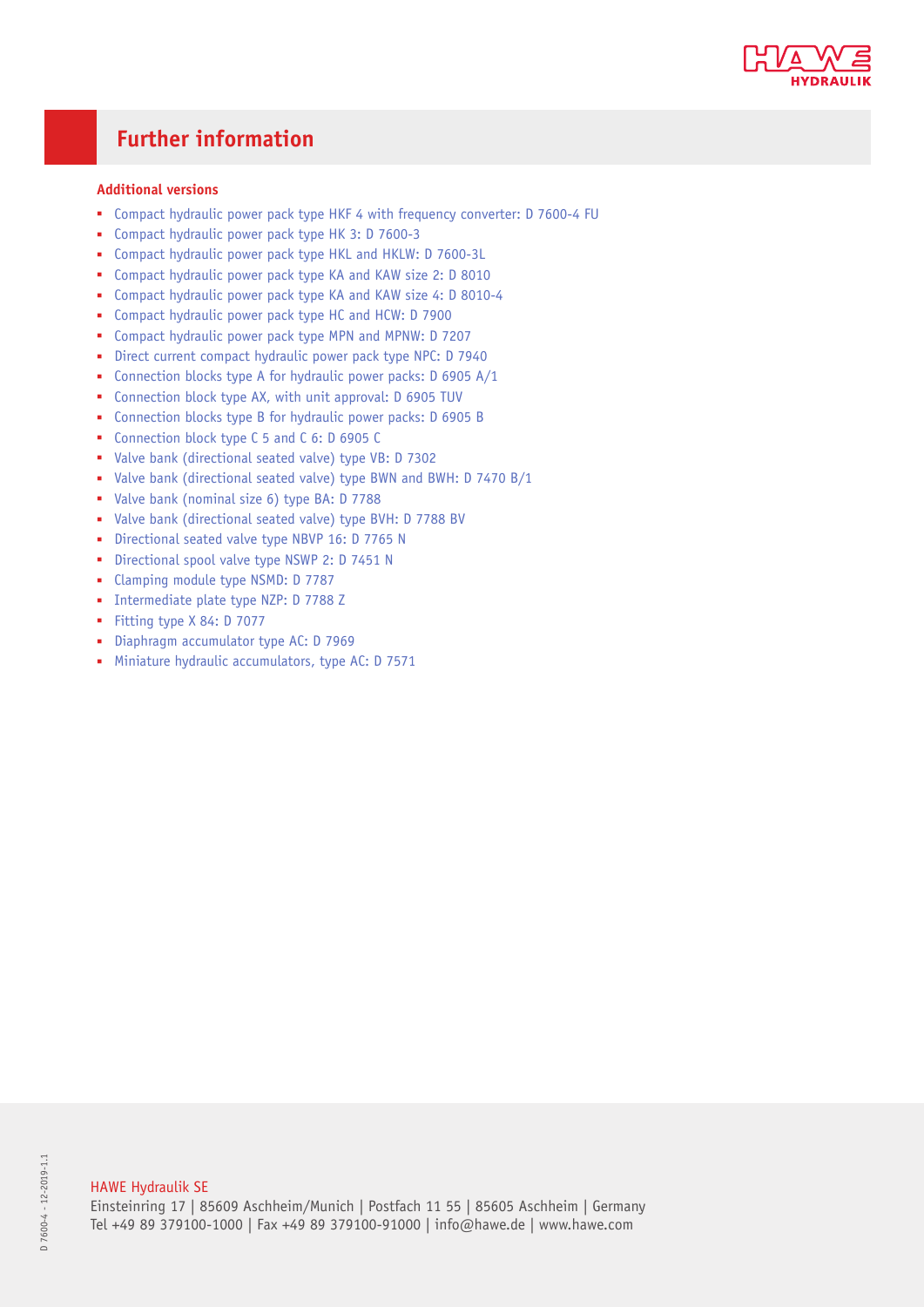# Further information

### Additional versions

- Compact hydraulic power pack type HKF 4 with frequency converter: D 7600-4 FU
- Compact hydraulic power pack type HK 3: D 7600-3
- Compact hydraulic power pack type HKL and HKLW: D 7600-3L
- Compact hydraulic power pack type KA and KAW size 2: D 8010
- Compact hydraulic power pack type KA and KAW size 4: D 8010-4
- Compact hydraulic power pack type HC and HCW: D 7900
- Compact hydraulic power pack type MPN and MPNW: D 7207
- Direct current compact hydraulic power pack type NPC: D 7940
- Connection blocks type A for hydraulic power packs: D 6905 A/1
- Connection block type AX, with unit approval: D 6905 TUV
- Connection blocks type B for hydraulic power packs: D 6905 B
- Connection block type C 5 and C 6: D 6905 C
- Valve bank (directional seated valve) type VB: D 7302
- Valve bank (directional seated valve) type BWN and BWH: D 7470 B/1
- Valve bank (nominal size 6) type BA: D 7788
- Valve bank (directional seated valve) type BVH: D 7788 BV
- Directional seated valve type NBVP 16: D 7765 N
- Directional spool valve type NSWP 2: D 7451 N
- Clamping module type NSMD: D 7787
- Intermediate plate type NZP: D 7788 Z
- Fitting type X 84: D 7077
- Diaphragm accumulator type AC: D 7969
- Miniature hydraulic accumulators, type AC: D 7571

HAWE Hydraulik SE
Einsteinring 17 | 85609 Aschheim/Munich | Postfach 11 55 | 85605 Aschheim | Germany
Tel +49 89 379100-1000 | Fax +49 89 379100-91000 | info@hawe.de | www.hawe.com